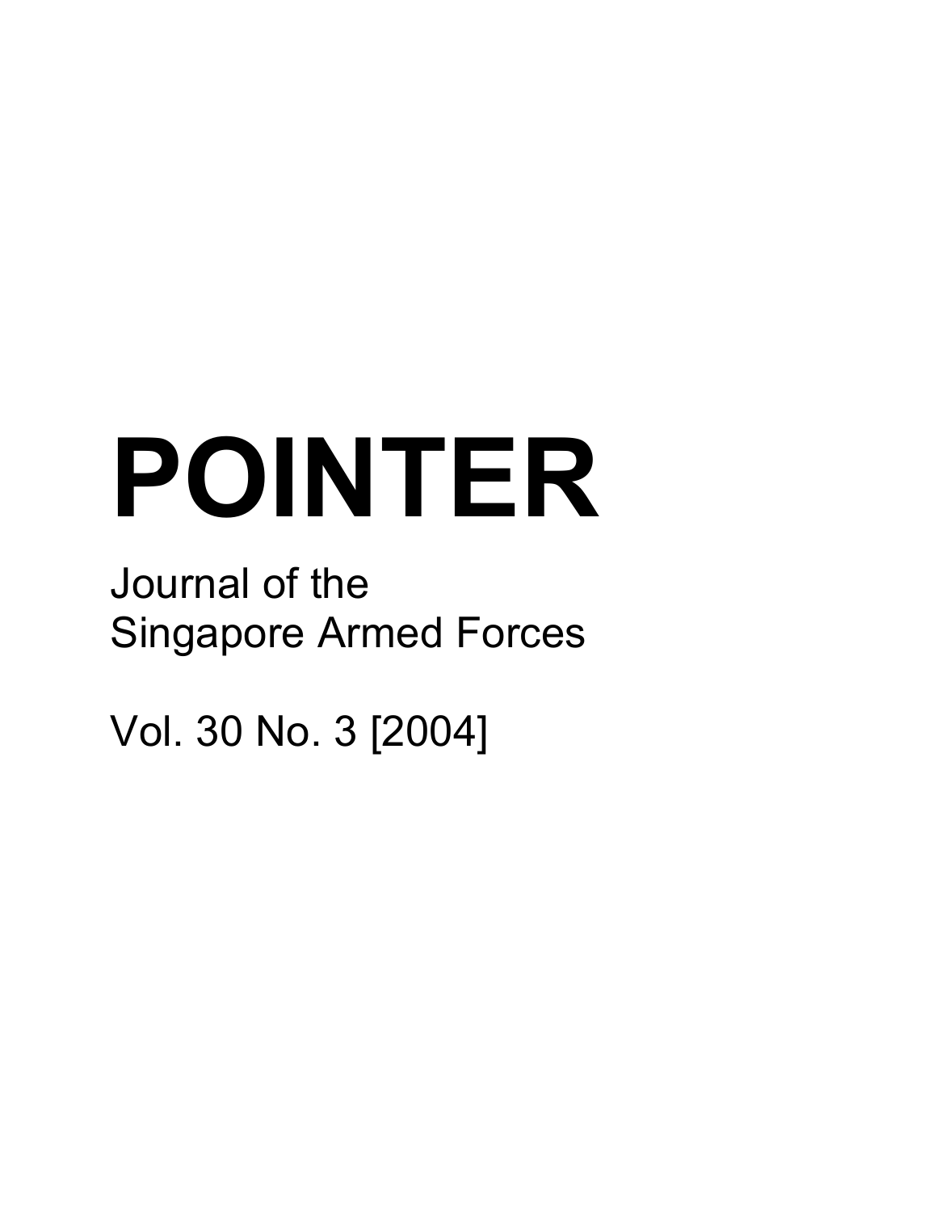# POINTER

Journal of the
Singapore Armed Forces

Vol. 30 No. 3 [2004]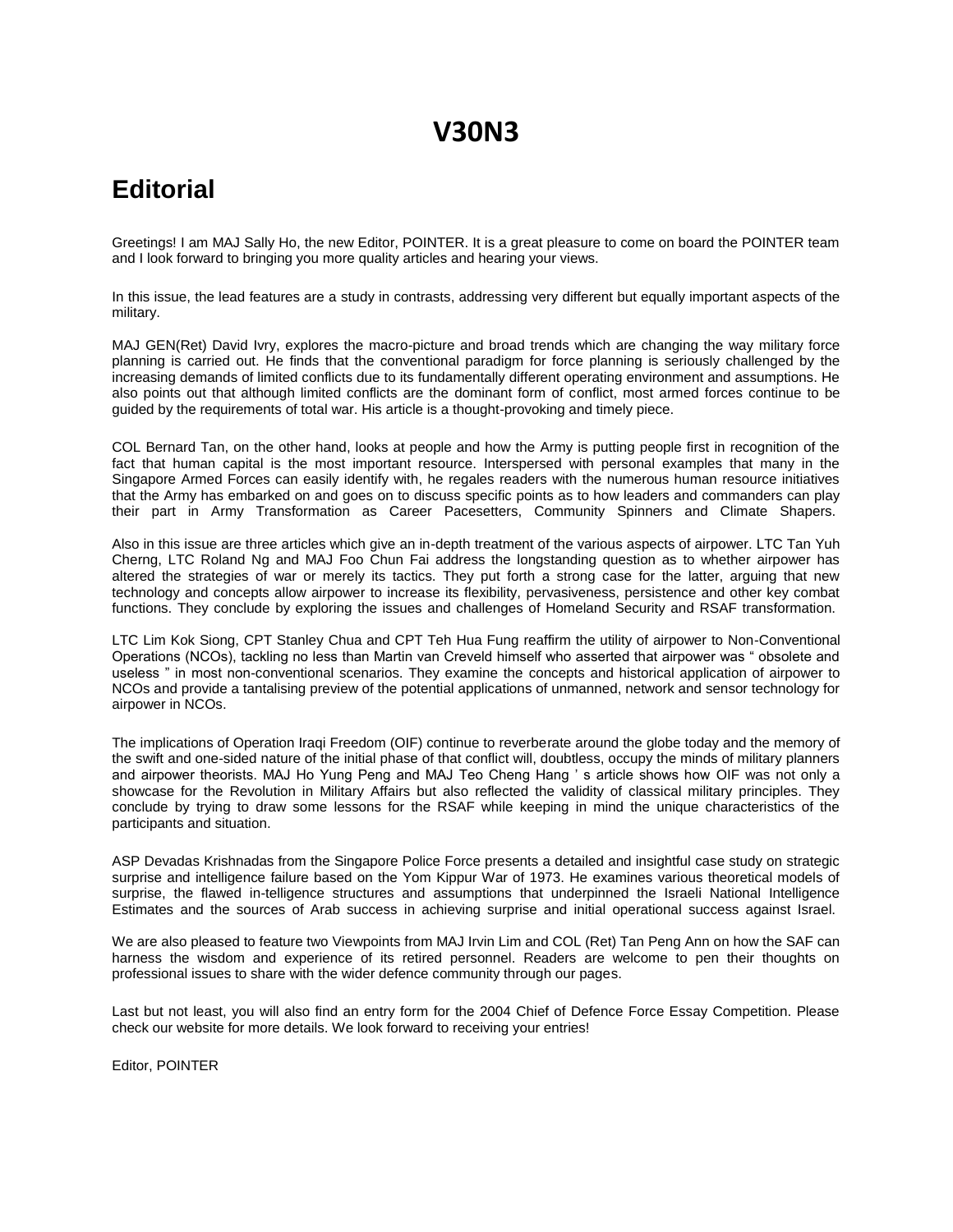# V30N3

## Editorial

Greetings! I am MAJ Sally Ho, the new Editor, POINTER. It is a great pleasure to come on board the POINTER team and I look forward to bringing you more quality articles and hearing your views.

In this issue, the lead features are a study in contrasts, addressing very different but equally important aspects of the military.

MAJ GEN(Ret) David Ivry, explores the macro-picture and broad trends which are changing the way military force planning is carried out. He finds that the conventional paradigm for force planning is seriously challenged by the increasing demands of limited conflicts due to its fundamentally different operating environment and assumptions. He also points out that although limited conflicts are the dominant form of conflict, most armed forces continue to be guided by the requirements of total war. His article is a thought-provoking and timely piece.

COL Bernard Tan, on the other hand, looks at people and how the Army is putting people first in recognition of the fact that human capital is the most important resource. Interspersed with personal examples that many in the Singapore Armed Forces can easily identify with, he regales readers with the numerous human resource initiatives that the Army has embarked on and goes on to discuss specific points as to how leaders and commanders can play their part in Army Transformation as Career Pacesetters, Community Spinners and Climate Shapers.

Also in this issue are three articles which give an in-depth treatment of the various aspects of airpower. LTC Tan Yuh Cherng, LTC Roland Ng and MAJ Foo Chun Fai address the longstanding question as to whether airpower has altered the strategies of war or merely its tactics. They put forth a strong case for the latter, arguing that new technology and concepts allow airpower to increase its flexibility, pervasiveness, persistence and other key combat functions. They conclude by exploring the issues and challenges of Homeland Security and RSAF transformation.

LTC Lim Kok Siong, CPT Stanley Chua and CPT Teh Hua Fung reaffirm the utility of airpower to Non-Conventional Operations (NCOs), tackling no less than Martin van Creveld himself who asserted that airpower was " obsolete and useless " in most non-conventional scenarios. They examine the concepts and historical application of airpower to NCOs and provide a tantalising preview of the potential applications of unmanned, network and sensor technology for airpower in NCOs.

The implications of Operation Iraqi Freedom (OIF) continue to reverberate around the globe today and the memory of the swift and one-sided nature of the initial phase of that conflict will, doubtless, occupy the minds of military planners and airpower theorists. MAJ Ho Yung Peng and MAJ Teo Cheng Hang ' s article shows how OIF was not only a showcase for the Revolution in Military Affairs but also reflected the validity of classical military principles. They conclude by trying to draw some lessons for the RSAF while keeping in mind the unique characteristics of the participants and situation.

ASP Devadas Krishnadas from the Singapore Police Force presents a detailed and insightful case study on strategic surprise and intelligence failure based on the Yom Kippur War of 1973. He examines various theoretical models of surprise, the flawed in-telligence structures and assumptions that underpinned the Israeli National Intelligence Estimates and the sources of Arab success in achieving surprise and initial operational success against Israel.

We are also pleased to feature two Viewpoints from MAJ Irvin Lim and COL (Ret) Tan Peng Ann on how the SAF can harness the wisdom and experience of its retired personnel. Readers are welcome to pen their thoughts on professional issues to share with the wider defence community through our pages.

Last but not least, you will also find an entry form for the 2004 Chief of Defence Force Essay Competition. Please check our website for more details. We look forward to receiving your entries!

Editor, POINTER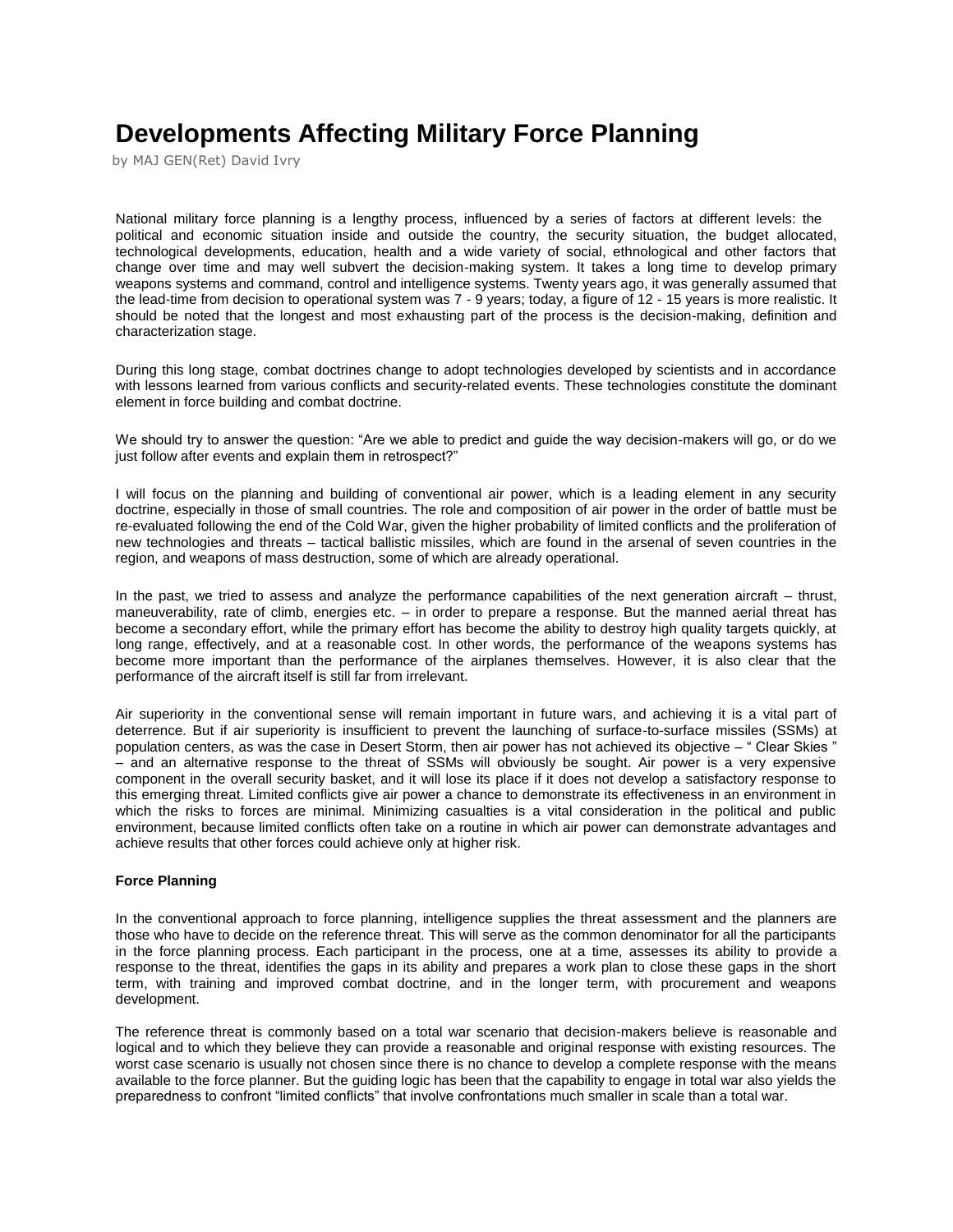# Developments Affecting Military Force Planning

by MAJ GEN(Ret) David Ivry

National military force planning is a lengthy process, influenced by a series of factors at different levels: the political and economic situation inside and outside the country, the security situation, the budget allocated, technological developments, education, health and a wide variety of social, ethnological and other factors that change over time and may well subvert the decision-making system. It takes a long time to develop primary weapons systems and command, control and intelligence systems. Twenty years ago, it was generally assumed that the lead-time from decision to operational system was 7 - 9 years; today, a figure of 12 - 15 years is more realistic. It should be noted that the longest and most exhausting part of the process is the decision-making, definition and characterization stage.

During this long stage, combat doctrines change to adopt technologies developed by scientists and in accordance with lessons learned from various conflicts and security-related events. These technologies constitute the dominant element in force building and combat doctrine.

We should try to answer the question: "Are we able to predict and guide the way decision-makers will go, or do we just follow after events and explain them in retrospect?"

I will focus on the planning and building of conventional air power, which is a leading element in any security doctrine, especially in those of small countries. The role and composition of air power in the order of battle must be re-evaluated following the end of the Cold War, given the higher probability of limited conflicts and the proliferation of new technologies and threats – tactical ballistic missiles, which are found in the arsenal of seven countries in the region, and weapons of mass destruction, some of which are already operational.

In the past, we tried to assess and analyze the performance capabilities of the next generation aircraft – thrust, maneuverability, rate of climb, energies etc. – in order to prepare a response. But the manned aerial threat has become a secondary effort, while the primary effort has become the ability to destroy high quality targets quickly, at long range, effectively, and at a reasonable cost. In other words, the performance of the weapons systems has become more important than the performance of the airplanes themselves. However, it is also clear that the performance of the aircraft itself is still far from irrelevant.

Air superiority in the conventional sense will remain important in future wars, and achieving it is a vital part of deterrence. But if air superiority is insufficient to prevent the launching of surface-to-surface missiles (SSMs) at population centers, as was the case in Desert Storm, then air power has not achieved its objective – " Clear Skies " – and an alternative response to the threat of SSMs will obviously be sought. Air power is a very expensive component in the overall security basket, and it will lose its place if it does not develop a satisfactory response to this emerging threat. Limited conflicts give air power a chance to demonstrate its effectiveness in an environment in which the risks to forces are minimal. Minimizing casualties is a vital consideration in the political and public environment, because limited conflicts often take on a routine in which air power can demonstrate advantages and achieve results that other forces could achieve only at higher risk.

**Force Planning**

In the conventional approach to force planning, intelligence supplies the threat assessment and the planners are those who have to decide on the reference threat. This will serve as the common denominator for all the participants in the force planning process. Each participant in the process, one at a time, assesses its ability to provide a response to the threat, identifies the gaps in its ability and prepares a work plan to close these gaps in the short term, with training and improved combat doctrine, and in the longer term, with procurement and weapons development.

The reference threat is commonly based on a total war scenario that decision-makers believe is reasonable and logical and to which they believe they can provide a reasonable and original response with existing resources. The worst case scenario is usually not chosen since there is no chance to develop a complete response with the means available to the force planner. But the guiding logic has been that the capability to engage in total war also yields the preparedness to confront "limited conflicts" that involve confrontations much smaller in scale than a total war.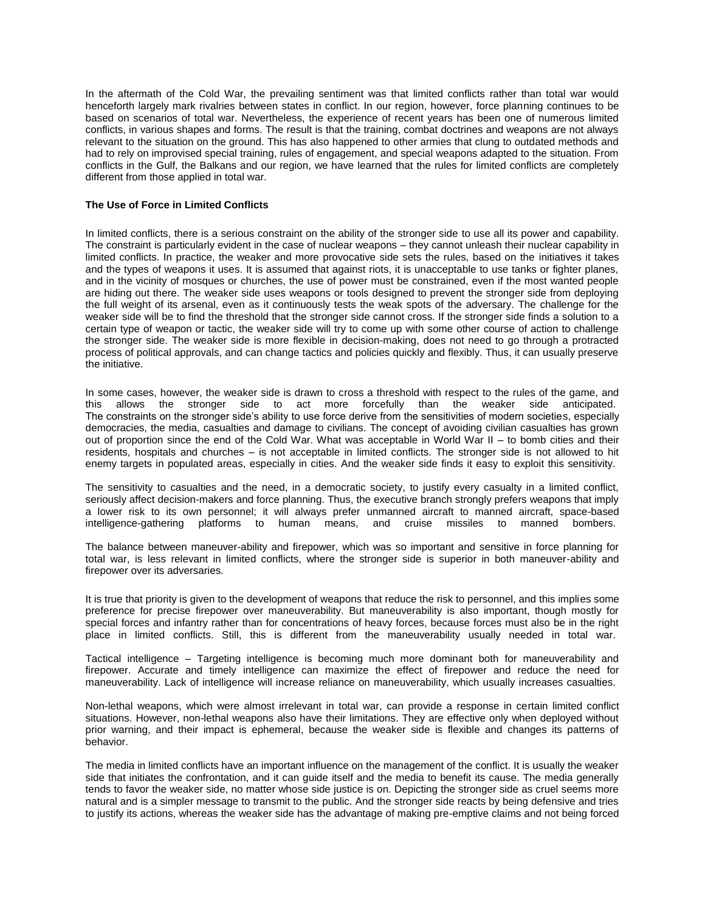In the aftermath of the Cold War, the prevailing sentiment was that limited conflicts rather than total war would henceforth largely mark rivalries between states in conflict. In our region, however, force planning continues to be based on scenarios of total war. Nevertheless, the experience of recent years has been one of numerous limited conflicts, in various shapes and forms. The result is that the training, combat doctrines and weapons are not always relevant to the situation on the ground. This has also happened to other armies that clung to outdated methods and had to rely on improvised special training, rules of engagement, and special weapons adapted to the situation. From conflicts in the Gulf, the Balkans and our region, we have learned that the rules for limited conflicts are completely different from those applied in total war.

**The Use of Force in Limited Conflicts**

In limited conflicts, there is a serious constraint on the ability of the stronger side to use all its power and capability. The constraint is particularly evident in the case of nuclear weapons – they cannot unleash their nuclear capability in limited conflicts. In practice, the weaker and more provocative side sets the rules, based on the initiatives it takes and the types of weapons it uses. It is assumed that against riots, it is unacceptable to use tanks or fighter planes, and in the vicinity of mosques or churches, the use of power must be constrained, even if the most wanted people are hiding out there. The weaker side uses weapons or tools designed to prevent the stronger side from deploying the full weight of its arsenal, even as it continuously tests the weak spots of the adversary. The challenge for the weaker side will be to find the threshold that the stronger side cannot cross. If the stronger side finds a solution to a certain type of weapon or tactic, the weaker side will try to come up with some other course of action to challenge the stronger side. The weaker side is more flexible in decision-making, does not need to go through a protracted process of political approvals, and can change tactics and policies quickly and flexibly. Thus, it can usually preserve the initiative.

In some cases, however, the weaker side is drawn to cross a threshold with respect to the rules of the game, and this allows the stronger side to act more forcefully than the weaker side anticipated. The constraints on the stronger side's ability to use force derive from the sensitivities of modern societies, especially democracies, the media, casualties and damage to civilians. The concept of avoiding civilian casualties has grown out of proportion since the end of the Cold War. What was acceptable in World War II – to bomb cities and their residents, hospitals and churches – is not acceptable in limited conflicts. The stronger side is not allowed to hit enemy targets in populated areas, especially in cities. And the weaker side finds it easy to exploit this sensitivity.

The sensitivity to casualties and the need, in a democratic society, to justify every casualty in a limited conflict, seriously affect decision-makers and force planning. Thus, the executive branch strongly prefers weapons that imply a lower risk to its own personnel; it will always prefer unmanned aircraft to manned aircraft, space-based intelligence-gathering platforms to human means, and cruise missiles to manned bombers.

The balance between maneuver-ability and firepower, which was so important and sensitive in force planning for total war, is less relevant in limited conflicts, where the stronger side is superior in both maneuver-ability and firepower over its adversaries.

It is true that priority is given to the development of weapons that reduce the risk to personnel, and this implies some preference for precise firepower over maneuverability. But maneuverability is also important, though mostly for special forces and infantry rather than for concentrations of heavy forces, because forces must also be in the right place in limited conflicts. Still, this is different from the maneuverability usually needed in total war.

Tactical intelligence – Targeting intelligence is becoming much more dominant both for maneuverability and firepower. Accurate and timely intelligence can maximize the effect of firepower and reduce the need for maneuverability. Lack of intelligence will increase reliance on maneuverability, which usually increases casualties.

Non-lethal weapons, which were almost irrelevant in total war, can provide a response in certain limited conflict situations. However, non-lethal weapons also have their limitations. They are effective only when deployed without prior warning, and their impact is ephemeral, because the weaker side is flexible and changes its patterns of behavior.

The media in limited conflicts have an important influence on the management of the conflict. It is usually the weaker side that initiates the confrontation, and it can guide itself and the media to benefit its cause. The media generally tends to favor the weaker side, no matter whose side justice is on. Depicting the stronger side as cruel seems more natural and is a simpler message to transmit to the public. And the stronger side reacts by being defensive and tries to justify its actions, whereas the weaker side has the advantage of making pre-emptive claims and not being forced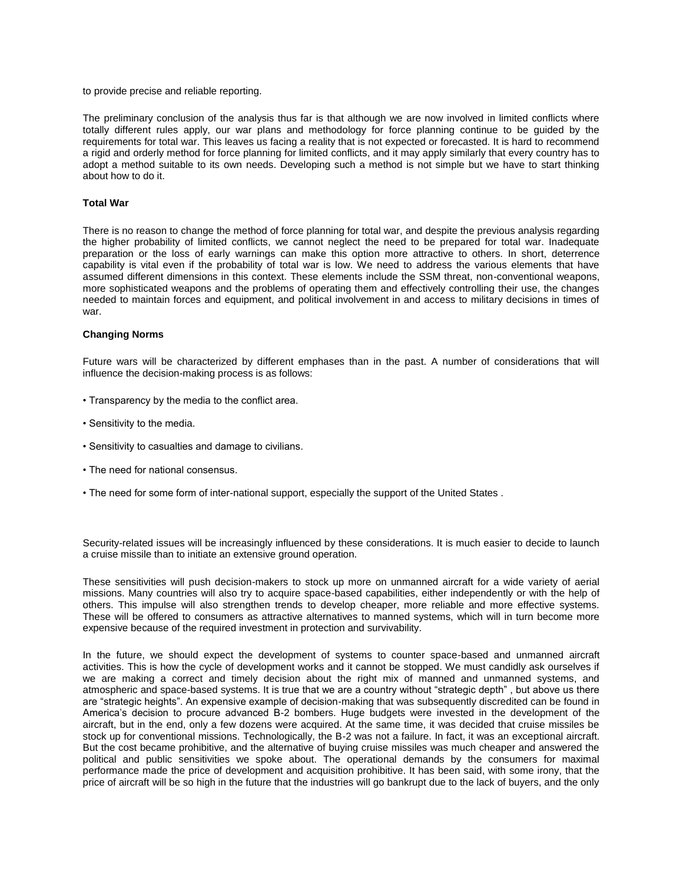to provide precise and reliable reporting.

The preliminary conclusion of the analysis thus far is that although we are now involved in limited conflicts where totally different rules apply, our war plans and methodology for force planning continue to be guided by the requirements for total war. This leaves us facing a reality that is not expected or forecasted. It is hard to recommend a rigid and orderly method for force planning for limited conflicts, and it may apply similarly that every country has to adopt a method suitable to its own needs. Developing such a method is not simple but we have to start thinking about how to do it.

**Total War**

There is no reason to change the method of force planning for total war, and despite the previous analysis regarding the higher probability of limited conflicts, we cannot neglect the need to be prepared for total war. Inadequate preparation or the loss of early warnings can make this option more attractive to others. In short, deterrence capability is vital even if the probability of total war is low. We need to address the various elements that have assumed different dimensions in this context. These elements include the SSM threat, non-conventional weapons, more sophisticated weapons and the problems of operating them and effectively controlling their use, the changes needed to maintain forces and equipment, and political involvement in and access to military decisions in times of war.

**Changing Norms**

Future wars will be characterized by different emphases than in the past. A number of considerations that will influence the decision-making process is as follows:

- Transparency by the media to the conflict area.
- Sensitivity to the media.
- Sensitivity to casualties and damage to civilians.
- The need for national consensus.
- The need for some form of inter-national support, especially the support of the United States .

Security-related issues will be increasingly influenced by these considerations. It is much easier to decide to launch a cruise missile than to initiate an extensive ground operation.

These sensitivities will push decision-makers to stock up more on unmanned aircraft for a wide variety of aerial missions. Many countries will also try to acquire space-based capabilities, either independently or with the help of others. This impulse will also strengthen trends to develop cheaper, more reliable and more effective systems. These will be offered to consumers as attractive alternatives to manned systems, which will in turn become more expensive because of the required investment in protection and survivability.

In the future, we should expect the development of systems to counter space-based and unmanned aircraft activities. This is how the cycle of development works and it cannot be stopped. We must candidly ask ourselves if we are making a correct and timely decision about the right mix of manned and unmanned systems, and atmospheric and space-based systems. It is true that we are a country without "strategic depth" , but above us there are "strategic heights". An expensive example of decision-making that was subsequently discredited can be found in America's decision to procure advanced B-2 bombers. Huge budgets were invested in the development of the aircraft, but in the end, only a few dozens were acquired. At the same time, it was decided that cruise missiles be stock up for conventional missions. Technologically, the B-2 was not a failure. In fact, it was an exceptional aircraft. But the cost became prohibitive, and the alternative of buying cruise missiles was much cheaper and answered the political and public sensitivities we spoke about. The operational demands by the consumers for maximal performance made the price of development and acquisition prohibitive. It has been said, with some irony, that the price of aircraft will be so high in the future that the industries will go bankrupt due to the lack of buyers, and the only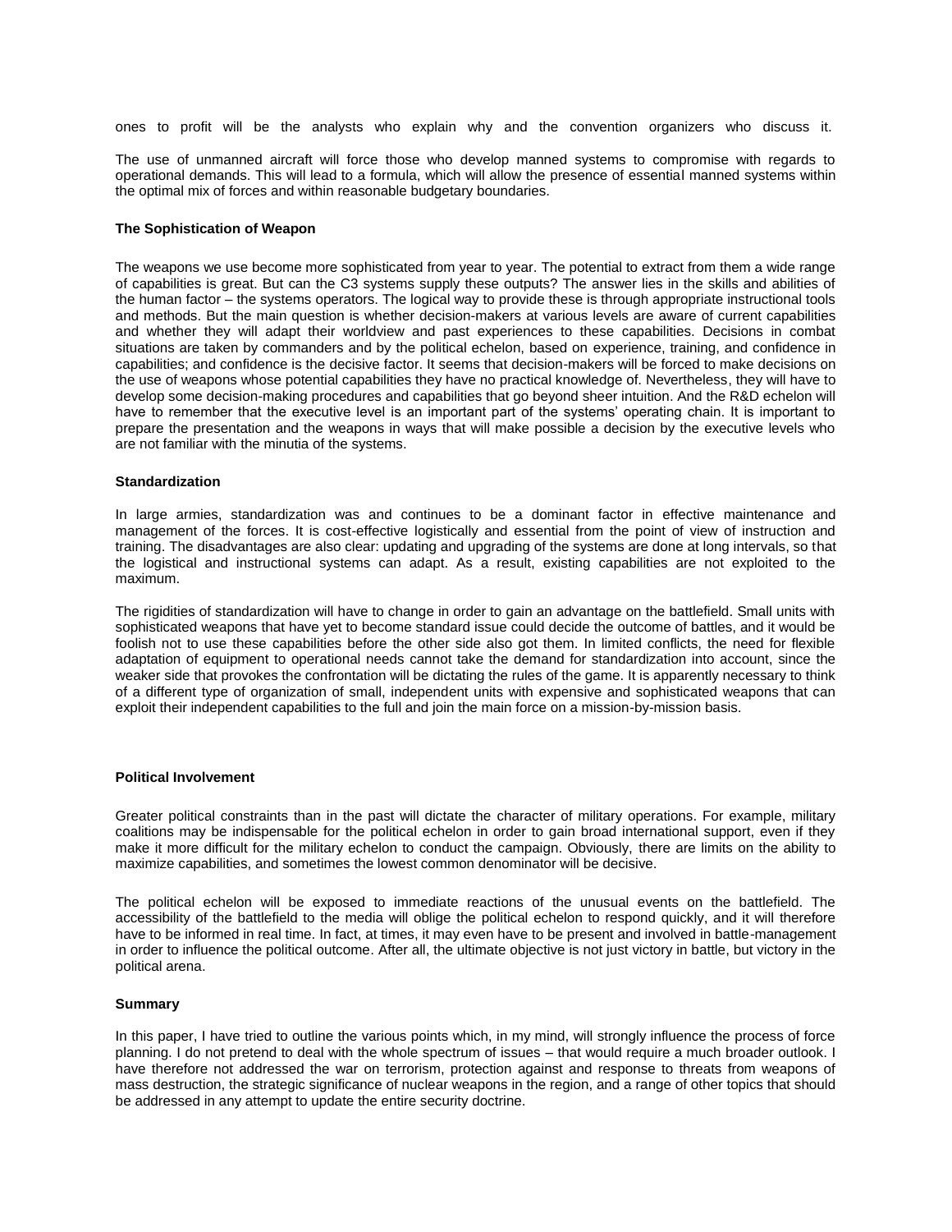ones to profit will be the analysts who explain why and the convention organizers who discuss it.

The use of unmanned aircraft will force those who develop manned systems to compromise with regards to operational demands. This will lead to a formula, which will allow the presence of essential manned systems within the optimal mix of forces and within reasonable budgetary boundaries.

### The Sophistication of Weapon

The weapons we use become more sophisticated from year to year. The potential to extract from them a wide range of capabilities is great. But can the C3 systems supply these outputs? The answer lies in the skills and abilities of the human factor – the systems operators. The logical way to provide these is through appropriate instructional tools and methods. But the main question is whether decision-makers at various levels are aware of current capabilities and whether they will adapt their worldview and past experiences to these capabilities. Decisions in combat situations are taken by commanders and by the political echelon, based on experience, training, and confidence in capabilities; and confidence is the decisive factor. It seems that decision-makers will be forced to make decisions on the use of weapons whose potential capabilities they have no practical knowledge of. Nevertheless, they will have to develop some decision-making procedures and capabilities that go beyond sheer intuition. And the R&D echelon will have to remember that the executive level is an important part of the systems' operating chain. It is important to prepare the presentation and the weapons in ways that will make possible a decision by the executive levels who are not familiar with the minutia of the systems.

### Standardization

In large armies, standardization was and continues to be a dominant factor in effective maintenance and management of the forces. It is cost-effective logistically and essential from the point of view of instruction and training. The disadvantages are also clear: updating and upgrading of the systems are done at long intervals, so that the logistical and instructional systems can adapt. As a result, existing capabilities are not exploited to the maximum.

The rigidities of standardization will have to change in order to gain an advantage on the battlefield. Small units with sophisticated weapons that have yet to become standard issue could decide the outcome of battles, and it would be foolish not to use these capabilities before the other side also got them. In limited conflicts, the need for flexible adaptation of equipment to operational needs cannot take the demand for standardization into account, since the weaker side that provokes the confrontation will be dictating the rules of the game. It is apparently necessary to think of a different type of organization of small, independent units with expensive and sophisticated weapons that can exploit their independent capabilities to the full and join the main force on a mission-by-mission basis.

### Political Involvement

Greater political constraints than in the past will dictate the character of military operations. For example, military coalitions may be indispensable for the political echelon in order to gain broad international support, even if they make it more difficult for the military echelon to conduct the campaign. Obviously, there are limits on the ability to maximize capabilities, and sometimes the lowest common denominator will be decisive.

The political echelon will be exposed to immediate reactions of the unusual events on the battlefield. The accessibility of the battlefield to the media will oblige the political echelon to respond quickly, and it will therefore have to be informed in real time. In fact, at times, it may even have to be present and involved in battle-management in order to influence the political outcome. After all, the ultimate objective is not just victory in battle, but victory in the political arena.

### Summary

In this paper, I have tried to outline the various points which, in my mind, will strongly influence the process of force planning. I do not pretend to deal with the whole spectrum of issues – that would require a much broader outlook. I have therefore not addressed the war on terrorism, protection against and response to threats from weapons of mass destruction, the strategic significance of nuclear weapons in the region, and a range of other topics that should be addressed in any attempt to update the entire security doctrine.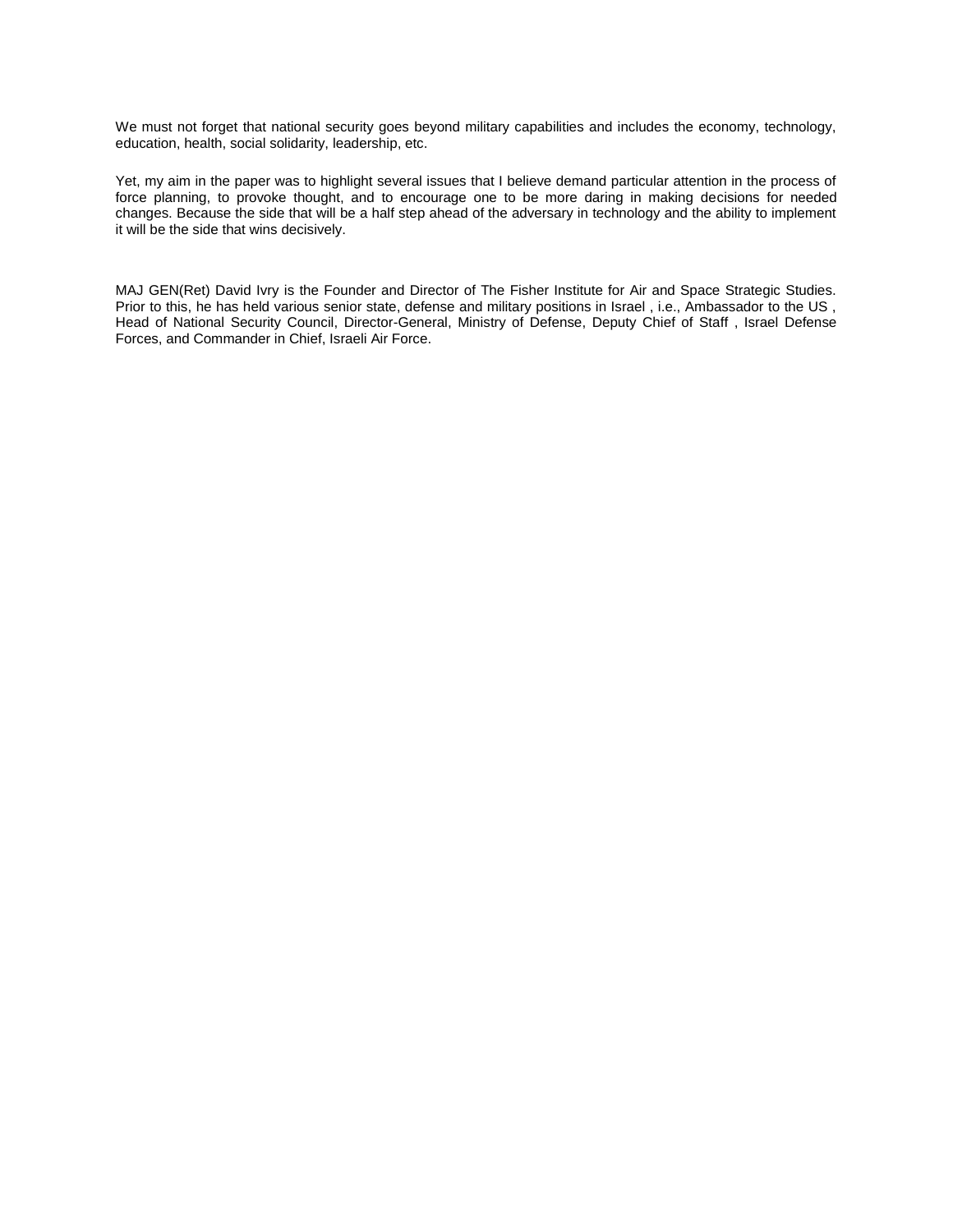We must not forget that national security goes beyond military capabilities and includes the economy, technology, education, health, social solidarity, leadership, etc.

Yet, my aim in the paper was to highlight several issues that I believe demand particular attention in the process of force planning, to provoke thought, and to encourage one to be more daring in making decisions for needed changes. Because the side that will be a half step ahead of the adversary in technology and the ability to implement it will be the side that wins decisively.

MAJ GEN(Ret) David Ivry is the Founder and Director of The Fisher Institute for Air and Space Strategic Studies. Prior to this, he has held various senior state, defense and military positions in Israel , i.e., Ambassador to the US , Head of National Security Council, Director-General, Ministry of Defense, Deputy Chief of Staff , Israel Defense Forces, and Commander in Chief, Israeli Air Force.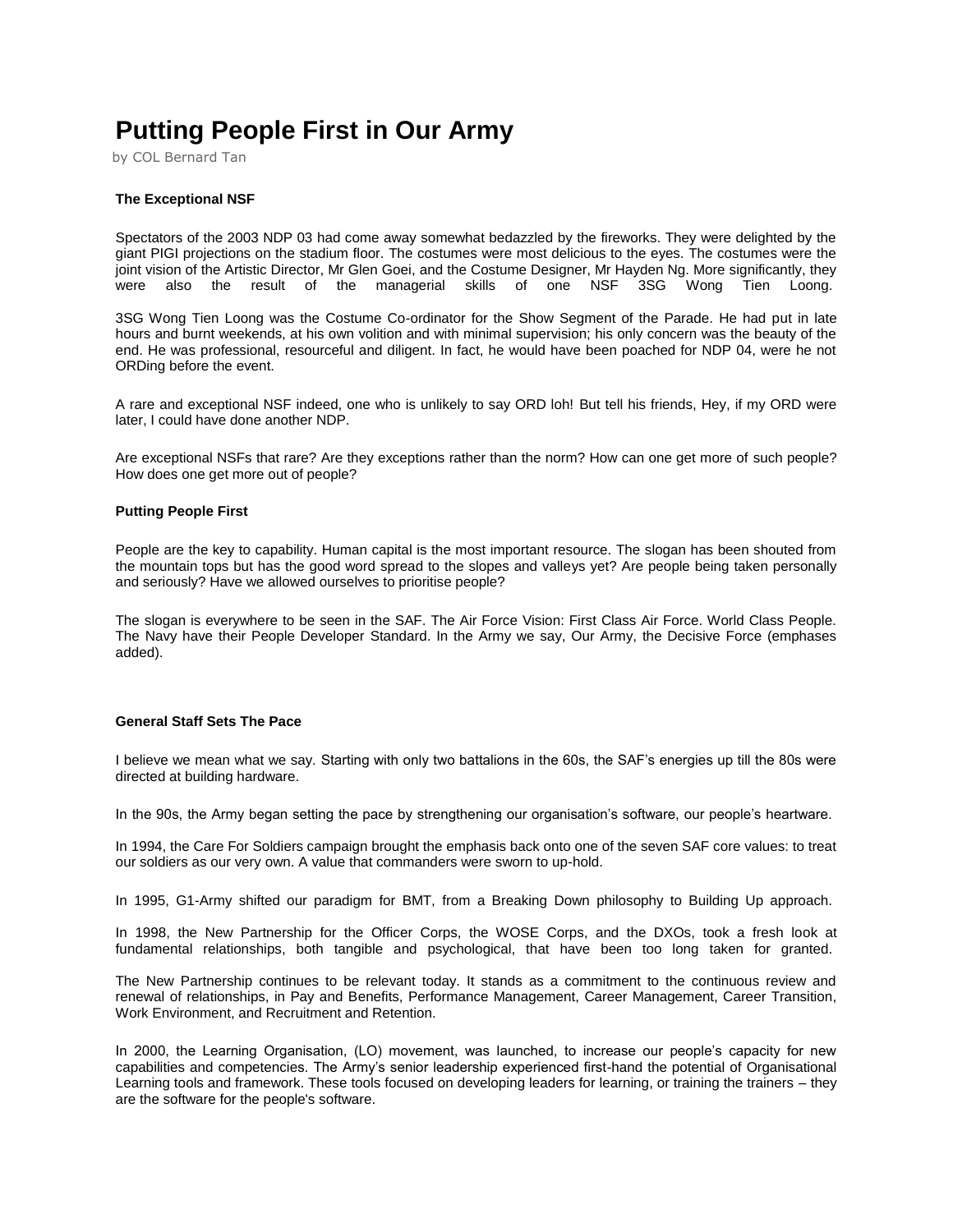# Putting People First in Our Army

by COL Bernard Tan

**The Exceptional NSF**

Spectators of the 2003 NDP 03 had come away somewhat bedazzled by the fireworks. They were delighted by the giant PIGI projections on the stadium floor. The costumes were most delicious to the eyes. The costumes were the joint vision of the Artistic Director, Mr Glen Goei, and the Costume Designer, Mr Hayden Ng. More significantly, they were also the result of the managerial skills of one NSF 3SG Wong Tien Loong.

3SG Wong Tien Loong was the Costume Co-ordinator for the Show Segment of the Parade. He had put in late hours and burnt weekends, at his own volition and with minimal supervision; his only concern was the beauty of the end. He was professional, resourceful and diligent. In fact, he would have been poached for NDP 04, were he not ORDing before the event.

A rare and exceptional NSF indeed, one who is unlikely to say ORD loh! But tell his friends, Hey, if my ORD were later, I could have done another NDP.

Are exceptional NSFs that rare? Are they exceptions rather than the norm? How can one get more of such people? How does one get more out of people?

**Putting People First**

People are the key to capability. Human capital is the most important resource. The slogan has been shouted from the mountain tops but has the good word spread to the slopes and valleys yet? Are people being taken personally and seriously? Have we allowed ourselves to prioritise people?

The slogan is everywhere to be seen in the SAF. The Air Force Vision: First Class Air Force. World Class People. The Navy have their People Developer Standard. In the Army we say, Our Army, the Decisive Force (emphases added).

**General Staff Sets The Pace**

I believe we mean what we say. Starting with only two battalions in the 60s, the SAF's energies up till the 80s were directed at building hardware.

In the 90s, the Army began setting the pace by strengthening our organisation's software, our people's heartware.

In 1994, the Care For Soldiers campaign brought the emphasis back onto one of the seven SAF core values: to treat our soldiers as our very own. A value that commanders were sworn to up-hold.

In 1995, G1-Army shifted our paradigm for BMT, from a Breaking Down philosophy to Building Up approach.

In 1998, the New Partnership for the Officer Corps, the WOSE Corps, and the DXOs, took a fresh look at fundamental relationships, both tangible and psychological, that have been too long taken for granted.

The New Partnership continues to be relevant today. It stands as a commitment to the continuous review and renewal of relationships, in Pay and Benefits, Performance Management, Career Management, Career Transition, Work Environment, and Recruitment and Retention.

In 2000, the Learning Organisation, (LO) movement, was launched, to increase our people's capacity for new capabilities and competencies. The Army's senior leadership experienced first-hand the potential of Organisational Learning tools and framework. These tools focused on developing leaders for learning, or training the trainers – they are the software for the people's software.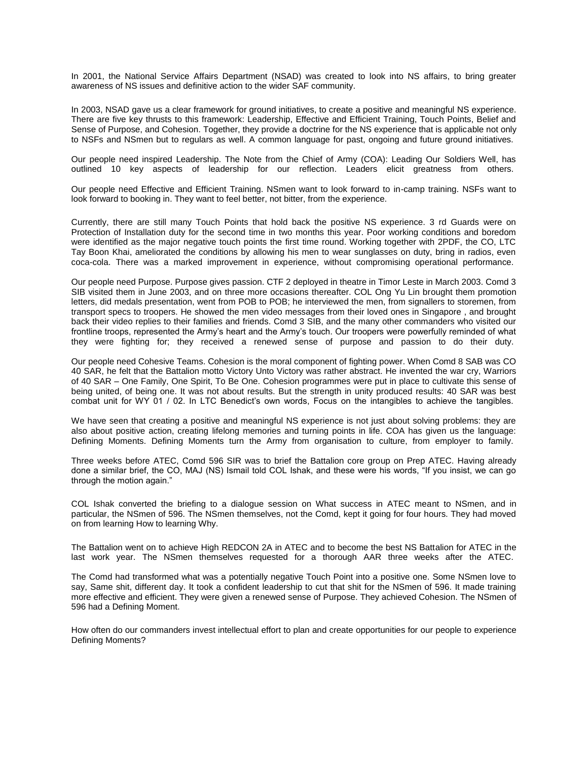In 2001, the National Service Affairs Department (NSAD) was created to look into NS affairs, to bring greater awareness of NS issues and definitive action to the wider SAF community.

In 2003, NSAD gave us a clear framework for ground initiatives, to create a positive and meaningful NS experience. There are five key thrusts to this framework: Leadership, Effective and Efficient Training, Touch Points, Belief and Sense of Purpose, and Cohesion. Together, they provide a doctrine for the NS experience that is applicable not only to NSFs and NSmen but to regulars as well. A common language for past, ongoing and future ground initiatives.

Our people need inspired Leadership. The Note from the Chief of Army (COA): Leading Our Soldiers Well, has outlined 10 key aspects of leadership for our reflection. Leaders elicit greatness from others.

Our people need Effective and Efficient Training. NSmen want to look forward to in-camp training. NSFs want to look forward to booking in. They want to feel better, not bitter, from the experience.

Currently, there are still many Touch Points that hold back the positive NS experience. 3 rd Guards were on Protection of Installation duty for the second time in two months this year. Poor working conditions and boredom were identified as the major negative touch points the first time round. Working together with 2PDF, the CO, LTC Tay Boon Khai, ameliorated the conditions by allowing his men to wear sunglasses on duty, bring in radios, even coca-cola. There was a marked improvement in experience, without compromising operational performance.

Our people need Purpose. Purpose gives passion. CTF 2 deployed in theatre in Timor Leste in March 2003. Comd 3 SIB visited them in June 2003, and on three more occasions thereafter. COL Ong Yu Lin brought them promotion letters, did medals presentation, went from POB to POB; he interviewed the men, from signallers to storemen, from transport specs to troopers. He showed the men video messages from their loved ones in Singapore , and brought back their video replies to their families and friends. Comd 3 SIB, and the many other commanders who visited our frontline troops, represented the Army's heart and the Army's touch. Our troopers were powerfully reminded of what they were fighting for; they received a renewed sense of purpose and passion to do their duty.

Our people need Cohesive Teams. Cohesion is the moral component of fighting power. When Comd 8 SAB was CO 40 SAR, he felt that the Battalion motto Victory Unto Victory was rather abstract. He invented the war cry, Warriors of 40 SAR – One Family, One Spirit, To Be One. Cohesion programmes were put in place to cultivate this sense of being united, of being one. It was not about results. But the strength in unity produced results: 40 SAR was best combat unit for WY 01 / 02. In LTC Benedict's own words, Focus on the intangibles to achieve the tangibles.

We have seen that creating a positive and meaningful NS experience is not just about solving problems: they are also about positive action, creating lifelong memories and turning points in life. COA has given us the language: Defining Moments. Defining Moments turn the Army from organisation to culture, from employer to family.

Three weeks before ATEC, Comd 596 SIR was to brief the Battalion core group on Prep ATEC. Having already done a similar brief, the CO, MAJ (NS) Ismail told COL Ishak, and these were his words, "If you insist, we can go through the motion again."

COL Ishak converted the briefing to a dialogue session on What success in ATEC meant to NSmen, and in particular, the NSmen of 596. The NSmen themselves, not the Comd, kept it going for four hours. They had moved on from learning How to learning Why.

The Battalion went on to achieve High REDCON 2A in ATEC and to become the best NS Battalion for ATEC in the last work year. The NSmen themselves requested for a thorough AAR three weeks after the ATEC.

The Comd had transformed what was a potentially negative Touch Point into a positive one. Some NSmen love to say, Same shit, different day. It took a confident leadership to cut that shit for the NSmen of 596. It made training more effective and efficient. They were given a renewed sense of Purpose. They achieved Cohesion. The NSmen of 596 had a Defining Moment.

How often do our commanders invest intellectual effort to plan and create opportunities for our people to experience Defining Moments?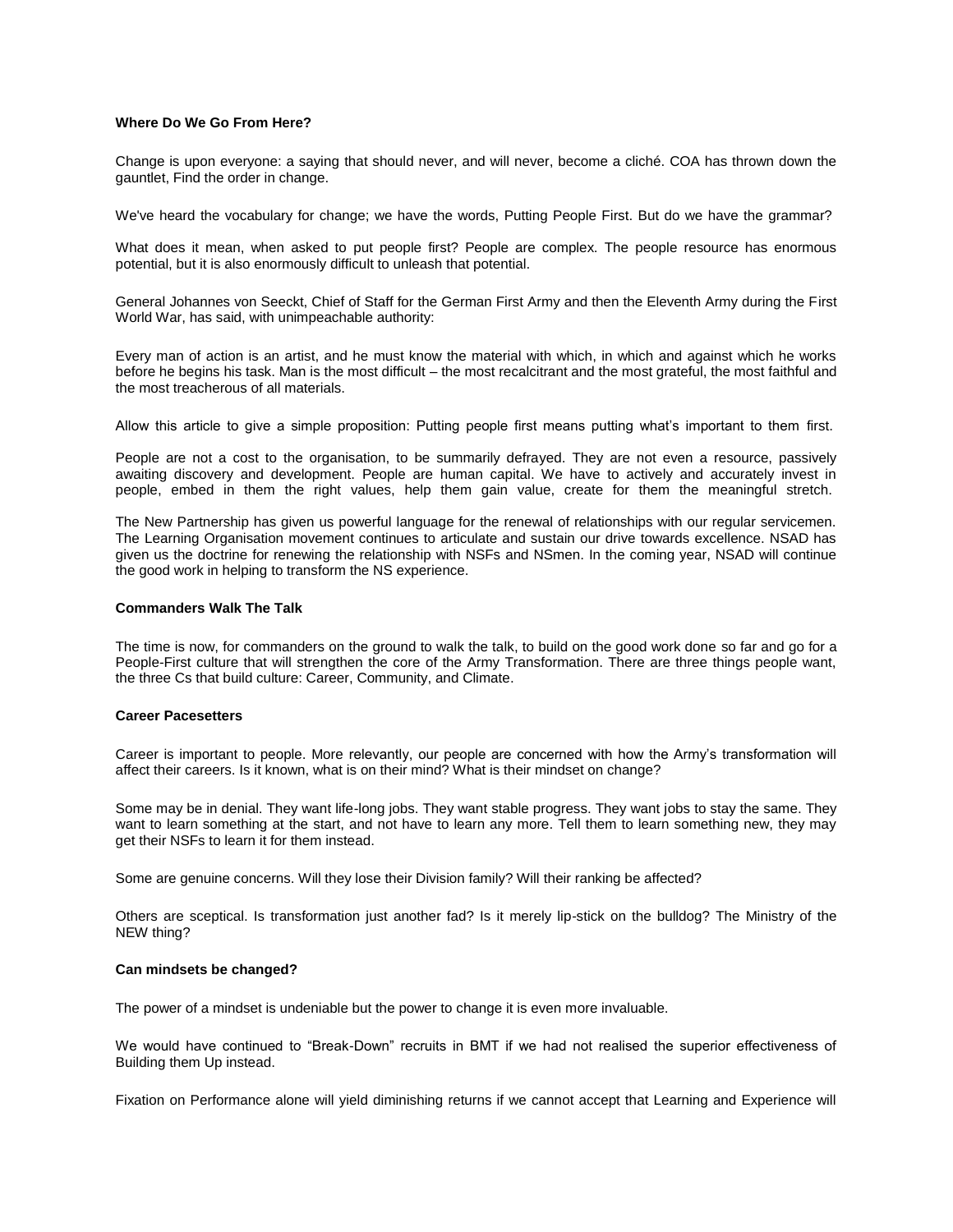**Where Do We Go From Here?**

Change is upon everyone: a saying that should never, and will never, become a cliché. COA has thrown down the gauntlet, Find the order in change.

We've heard the vocabulary for change; we have the words, Putting People First. But do we have the grammar?

What does it mean, when asked to put people first? People are complex. The people resource has enormous potential, but it is also enormously difficult to unleash that potential.

General Johannes von Seeckt, Chief of Staff for the German First Army and then the Eleventh Army during the First World War, has said, with unimpeachable authority:

Every man of action is an artist, and he must know the material with which, in which and against which he works before he begins his task. Man is the most difficult – the most recalcitrant and the most grateful, the most faithful and the most treacherous of all materials.

Allow this article to give a simple proposition: Putting people first means putting what's important to them first.

People are not a cost to the organisation, to be summarily defrayed. They are not even a resource, passively awaiting discovery and development. People are human capital. We have to actively and accurately invest in people, embed in them the right values, help them gain value, create for them the meaningful stretch.

The New Partnership has given us powerful language for the renewal of relationships with our regular servicemen. The Learning Organisation movement continues to articulate and sustain our drive towards excellence. NSAD has given us the doctrine for renewing the relationship with NSFs and NSmen. In the coming year, NSAD will continue the good work in helping to transform the NS experience.

**Commanders Walk The Talk**

The time is now, for commanders on the ground to walk the talk, to build on the good work done so far and go for a People-First culture that will strengthen the core of the Army Transformation. There are three things people want, the three Cs that build culture: Career, Community, and Climate.

**Career Pacesetters**

Career is important to people. More relevantly, our people are concerned with how the Army's transformation will affect their careers. Is it known, what is on their mind? What is their mindset on change?

Some may be in denial. They want life-long jobs. They want stable progress. They want jobs to stay the same. They want to learn something at the start, and not have to learn any more. Tell them to learn something new, they may get their NSFs to learn it for them instead.

Some are genuine concerns. Will they lose their Division family? Will their ranking be affected?

Others are sceptical. Is transformation just another fad? Is it merely lip-stick on the bulldog? The Ministry of the NEW thing?

**Can mindsets be changed?**

The power of a mindset is undeniable but the power to change it is even more invaluable.

We would have continued to "Break-Down" recruits in BMT if we had not realised the superior effectiveness of Building them Up instead.

Fixation on Performance alone will yield diminishing returns if we cannot accept that Learning and Experience will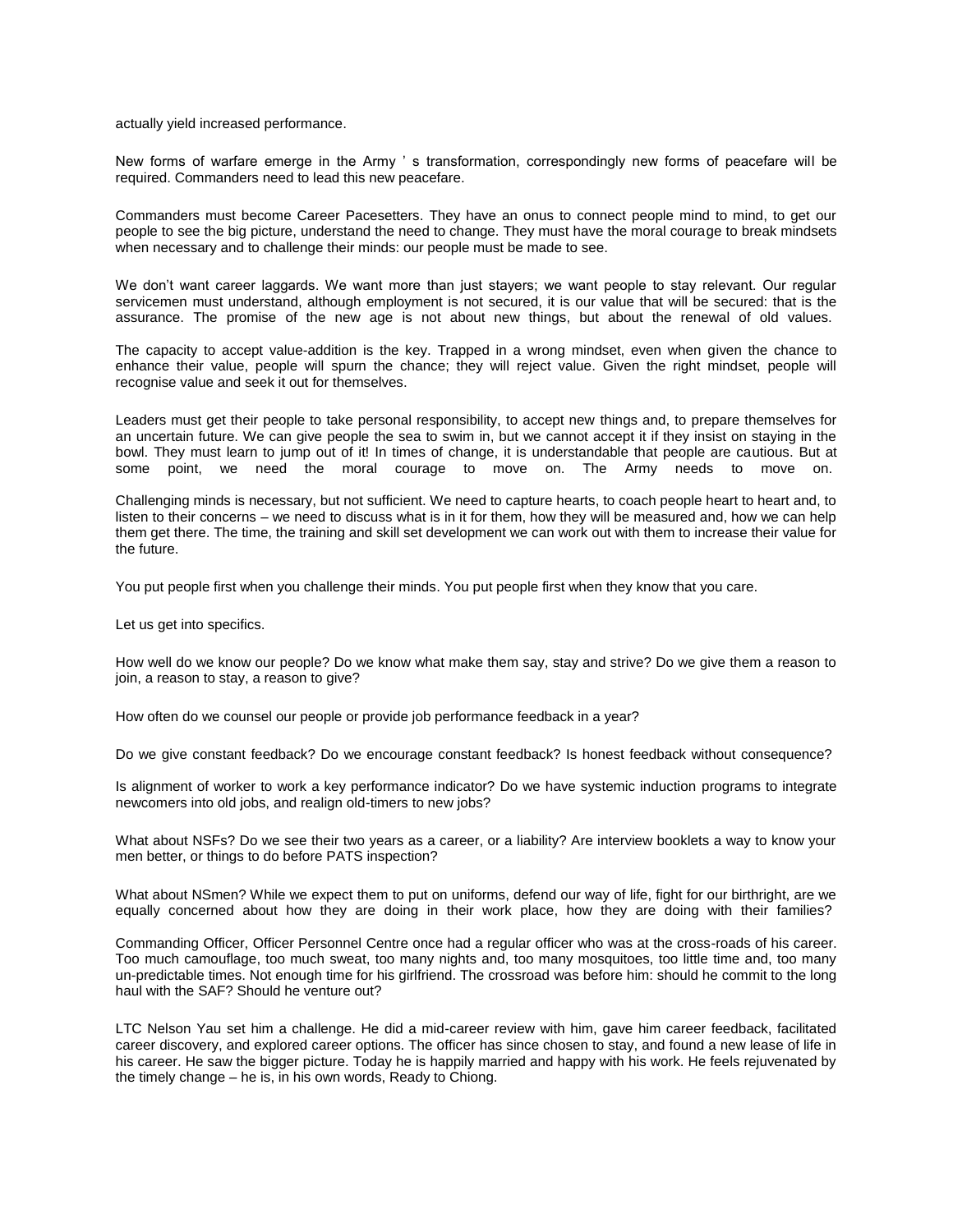actually yield increased performance.

New forms of warfare emerge in the Army ' s transformation, correspondingly new forms of peacefare will be required. Commanders need to lead this new peacefare.

Commanders must become Career Pacesetters. They have an onus to connect people mind to mind, to get our people to see the big picture, understand the need to change. They must have the moral courage to break mindsets when necessary and to challenge their minds: our people must be made to see.

We don't want career laggards. We want more than just stayers; we want people to stay relevant. Our regular servicemen must understand, although employment is not secured, it is our value that will be secured: that is the assurance. The promise of the new age is not about new things, but about the renewal of old values.

The capacity to accept value-addition is the key. Trapped in a wrong mindset, even when given the chance to enhance their value, people will spurn the chance; they will reject value. Given the right mindset, people will recognise value and seek it out for themselves.

Leaders must get their people to take personal responsibility, to accept new things and, to prepare themselves for an uncertain future. We can give people the sea to swim in, but we cannot accept it if they insist on staying in the bowl. They must learn to jump out of it! In times of change, it is understandable that people are cautious. But at some point, we need the moral courage to move on. The Army needs to move on.

Challenging minds is necessary, but not sufficient. We need to capture hearts, to coach people heart to heart and, to listen to their concerns – we need to discuss what is in it for them, how they will be measured and, how we can help them get there. The time, the training and skill set development we can work out with them to increase their value for the future.

You put people first when you challenge their minds. You put people first when they know that you care.

Let us get into specifics.

How well do we know our people? Do we know what make them say, stay and strive? Do we give them a reason to join, a reason to stay, a reason to give?

How often do we counsel our people or provide job performance feedback in a year?

Do we give constant feedback? Do we encourage constant feedback? Is honest feedback without consequence?

Is alignment of worker to work a key performance indicator? Do we have systemic induction programs to integrate newcomers into old jobs, and realign old-timers to new jobs?

What about NSFs? Do we see their two years as a career, or a liability? Are interview booklets a way to know your men better, or things to do before PATS inspection?

What about NSmen? While we expect them to put on uniforms, defend our way of life, fight for our birthright, are we equally concerned about how they are doing in their work place, how they are doing with their families?

Commanding Officer, Officer Personnel Centre once had a regular officer who was at the cross-roads of his career. Too much camouflage, too much sweat, too many nights and, too many mosquitoes, too little time and, too many un-predictable times. Not enough time for his girlfriend. The crossroad was before him: should he commit to the long haul with the SAF? Should he venture out?

LTC Nelson Yau set him a challenge. He did a mid-career review with him, gave him career feedback, facilitated career discovery, and explored career options. The officer has since chosen to stay, and found a new lease of life in his career. He saw the bigger picture. Today he is happily married and happy with his work. He feels rejuvenated by the timely change – he is, in his own words, Ready to Chiong.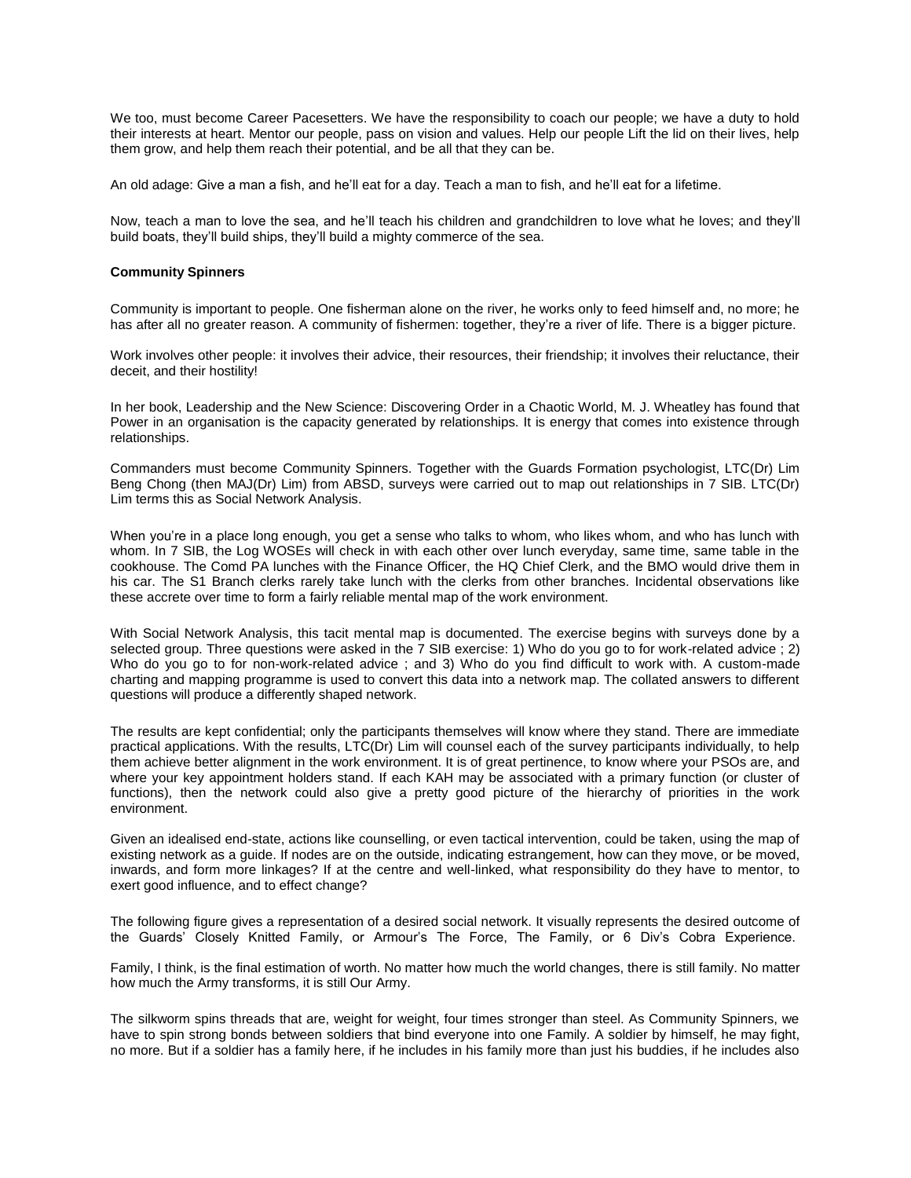We too, must become Career Pacesetters. We have the responsibility to coach our people; we have a duty to hold their interests at heart. Mentor our people, pass on vision and values. Help our people Lift the lid on their lives, help them grow, and help them reach their potential, and be all that they can be.

An old adage: Give a man a fish, and he'll eat for a day. Teach a man to fish, and he'll eat for a lifetime.

Now, teach a man to love the sea, and he'll teach his children and grandchildren to love what he loves; and they'll build boats, they'll build ships, they'll build a mighty commerce of the sea.

**Community Spinners**

Community is important to people. One fisherman alone on the river, he works only to feed himself and, no more; he has after all no greater reason. A community of fishermen: together, they're a river of life. There is a bigger picture.

Work involves other people: it involves their advice, their resources, their friendship; it involves their reluctance, their deceit, and their hostility!

In her book, Leadership and the New Science: Discovering Order in a Chaotic World, M. J. Wheatley has found that Power in an organisation is the capacity generated by relationships. It is energy that comes into existence through relationships.

Commanders must become Community Spinners. Together with the Guards Formation psychologist, LTC(Dr) Lim Beng Chong (then MAJ(Dr) Lim) from ABSD, surveys were carried out to map out relationships in 7 SIB. LTC(Dr) Lim terms this as Social Network Analysis.

When you're in a place long enough, you get a sense who talks to whom, who likes whom, and who has lunch with whom. In 7 SIB, the Log WOSEs will check in with each other over lunch everyday, same time, same table in the cookhouse. The Comd PA lunches with the Finance Officer, the HQ Chief Clerk, and the BMO would drive them in his car. The S1 Branch clerks rarely take lunch with the clerks from other branches. Incidental observations like these accrete over time to form a fairly reliable mental map of the work environment.

With Social Network Analysis, this tacit mental map is documented. The exercise begins with surveys done by a selected group. Three questions were asked in the 7 SIB exercise: 1) Who do you go to for work-related advice ; 2) Who do you go to for non-work-related advice ; and 3) Who do you find difficult to work with. A custom-made charting and mapping programme is used to convert this data into a network map. The collated answers to different questions will produce a differently shaped network.

The results are kept confidential; only the participants themselves will know where they stand. There are immediate practical applications. With the results, LTC(Dr) Lim will counsel each of the survey participants individually, to help them achieve better alignment in the work environment. It is of great pertinence, to know where your PSOs are, and where your key appointment holders stand. If each KAH may be associated with a primary function (or cluster of functions), then the network could also give a pretty good picture of the hierarchy of priorities in the work environment.

Given an idealised end-state, actions like counselling, or even tactical intervention, could be taken, using the map of existing network as a guide. If nodes are on the outside, indicating estrangement, how can they move, or be moved, inwards, and form more linkages? If at the centre and well-linked, what responsibility do they have to mentor, to exert good influence, and to effect change?

The following figure gives a representation of a desired social network. It visually represents the desired outcome of the Guards' Closely Knitted Family, or Armour's The Force, The Family, or 6 Div's Cobra Experience.

Family, I think, is the final estimation of worth. No matter how much the world changes, there is still family. No matter how much the Army transforms, it is still Our Army.

The silkworm spins threads that are, weight for weight, four times stronger than steel. As Community Spinners, we have to spin strong bonds between soldiers that bind everyone into one Family. A soldier by himself, he may fight, no more. But if a soldier has a family here, if he includes in his family more than just his buddies, if he includes also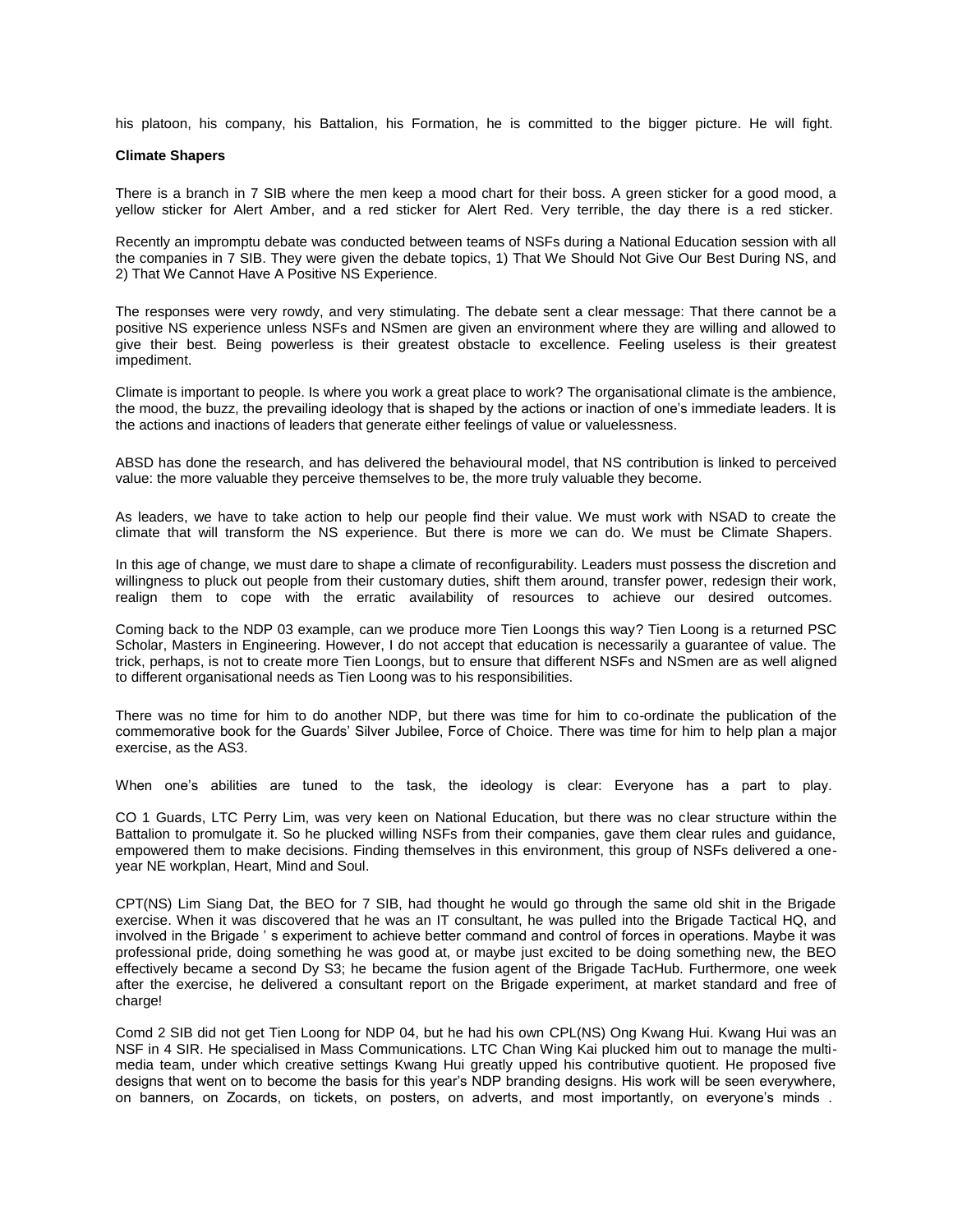his platoon, his company, his Battalion, his Formation, he is committed to the bigger picture. He will fight.

**Climate Shapers**

There is a branch in 7 SIB where the men keep a mood chart for their boss. A green sticker for a good mood, a yellow sticker for Alert Amber, and a red sticker for Alert Red. Very terrible, the day there is a red sticker.

Recently an impromptu debate was conducted between teams of NSFs during a National Education session with all the companies in 7 SIB. They were given the debate topics, 1) That We Should Not Give Our Best During NS, and 2) That We Cannot Have A Positive NS Experience.

The responses were very rowdy, and very stimulating. The debate sent a clear message: That there cannot be a positive NS experience unless NSFs and NSmen are given an environment where they are willing and allowed to give their best. Being powerless is their greatest obstacle to excellence. Feeling useless is their greatest impediment.

Climate is important to people. Is where you work a great place to work? The organisational climate is the ambience, the mood, the buzz, the prevailing ideology that is shaped by the actions or inaction of one's immediate leaders. It is the actions and inactions of leaders that generate either feelings of value or valuelessness.

ABSD has done the research, and has delivered the behavioural model, that NS contribution is linked to perceived value: the more valuable they perceive themselves to be, the more truly valuable they become.

As leaders, we have to take action to help our people find their value. We must work with NSAD to create the climate that will transform the NS experience. But there is more we can do. We must be Climate Shapers.

In this age of change, we must dare to shape a climate of reconfigurability. Leaders must possess the discretion and willingness to pluck out people from their customary duties, shift them around, transfer power, redesign their work, realign them to cope with the erratic availability of resources to achieve our desired outcomes.

Coming back to the NDP 03 example, can we produce more Tien Loongs this way? Tien Loong is a returned PSC Scholar, Masters in Engineering. However, I do not accept that education is necessarily a guarantee of value. The trick, perhaps, is not to create more Tien Loongs, but to ensure that different NSFs and NSmen are as well aligned to different organisational needs as Tien Loong was to his responsibilities.

There was no time for him to do another NDP, but there was time for him to co-ordinate the publication of the commemorative book for the Guards' Silver Jubilee, Force of Choice. There was time for him to help plan a major exercise, as the AS3.

When one's abilities are tuned to the task, the ideology is clear: Everyone has a part to play.

CO 1 Guards, LTC Perry Lim, was very keen on National Education, but there was no clear structure within the Battalion to promulgate it. So he plucked willing NSFs from their companies, gave them clear rules and guidance, empowered them to make decisions. Finding themselves in this environment, this group of NSFs delivered a one-year NE workplan, Heart, Mind and Soul.

CPT(NS) Lim Siang Dat, the BEO for 7 SIB, had thought he would go through the same old shit in the Brigade exercise. When it was discovered that he was an IT consultant, he was pulled into the Brigade Tactical HQ, and involved in the Brigade ' s experiment to achieve better command and control of forces in operations. Maybe it was professional pride, doing something he was good at, or maybe just excited to be doing something new, the BEO effectively became a second Dy S3; he became the fusion agent of the Brigade TacHub. Furthermore, one week after the exercise, he delivered a consultant report on the Brigade experiment, at market standard and free of charge!

Comd 2 SIB did not get Tien Loong for NDP 04, but he had his own CPL(NS) Ong Kwang Hui. Kwang Hui was an NSF in 4 SIR. He specialised in Mass Communications. LTC Chan Wing Kai plucked him out to manage the multi-media team, under which creative settings Kwang Hui greatly upped his contributive quotient. He proposed five designs that went on to become the basis for this year's NDP branding designs. His work will be seen everywhere, on banners, on Zocards, on tickets, on posters, on adverts, and most importantly, on everyone's minds .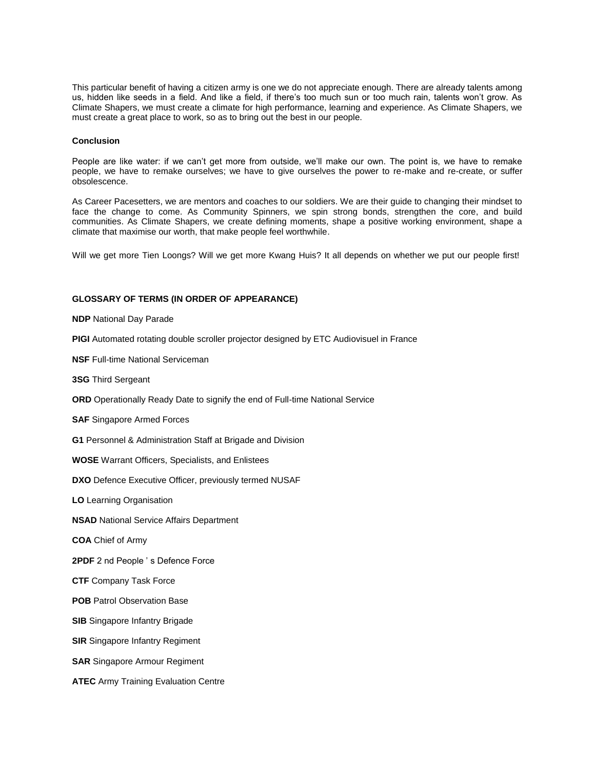This particular benefit of having a citizen army is one we do not appreciate enough. There are already talents among us, hidden like seeds in a field. And like a field, if there's too much sun or too much rain, talents won't grow. As Climate Shapers, we must create a climate for high performance, learning and experience. As Climate Shapers, we must create a great place to work, so as to bring out the best in our people.

**Conclusion**

People are like water: if we can't get more from outside, we'll make our own. The point is, we have to remake people, we have to remake ourselves; we have to give ourselves the power to re-make and re-create, or suffer obsolescence.

As Career Pacesetters, we are mentors and coaches to our soldiers. We are their guide to changing their mindset to face the change to come. As Community Spinners, we spin strong bonds, strengthen the core, and build communities. As Climate Shapers, we create defining moments, shape a positive working environment, shape a climate that maximise our worth, that make people feel worthwhile.

Will we get more Tien Loongs? Will we get more Kwang Huis? It all depends on whether we put our people first!

**GLOSSARY OF TERMS (IN ORDER OF APPEARANCE)**

**NDP** National Day Parade

**PIGI** Automated rotating double scroller projector designed by ETC Audiovisuel in France

**NSF** Full-time National Serviceman

**3SG** Third Sergeant

**ORD** Operationally Ready Date to signify the end of Full-time National Service

**SAF** Singapore Armed Forces

**G1** Personnel & Administration Staff at Brigade and Division

**WOSE** Warrant Officers, Specialists, and Enlistees

**DXO** Defence Executive Officer, previously termed NUSAF

**LO** Learning Organisation

**NSAD** National Service Affairs Department

**COA** Chief of Army

**2PDF** 2 nd People ' s Defence Force

**CTF** Company Task Force

**POB** Patrol Observation Base

**SIB** Singapore Infantry Brigade

**SIR** Singapore Infantry Regiment

**SAR** Singapore Armour Regiment

**ATEC** Army Training Evaluation Centre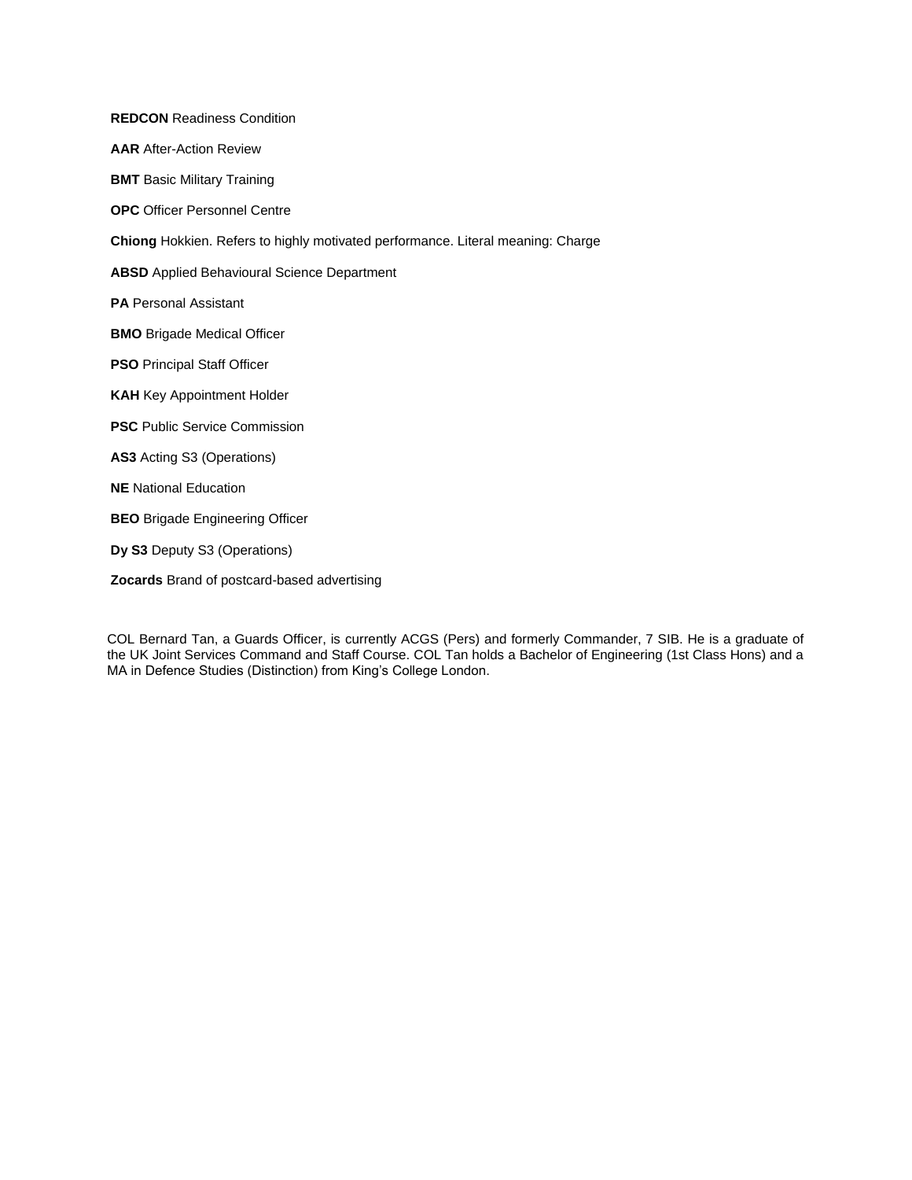**REDCON** Readiness Condition

**AAR** After-Action Review

**BMT** Basic Military Training

**OPC** Officer Personnel Centre

**Chiong** Hokkien. Refers to highly motivated performance. Literal meaning: Charge

**ABSD** Applied Behavioural Science Department

**PA** Personal Assistant

**BMO** Brigade Medical Officer

**PSO** Principal Staff Officer

**KAH** Key Appointment Holder

**PSC** Public Service Commission

**AS3** Acting S3 (Operations)

**NE** National Education

**BEO** Brigade Engineering Officer

**Dy S3** Deputy S3 (Operations)

**Zocards** Brand of postcard-based advertising

COL Bernard Tan, a Guards Officer, is currently ACGS (Pers) and formerly Commander, 7 SIB. He is a graduate of the UK Joint Services Command and Staff Course. COL Tan holds a Bachelor of Engineering (1st Class Hons) and a MA in Defence Studies (Distinction) from King's College London.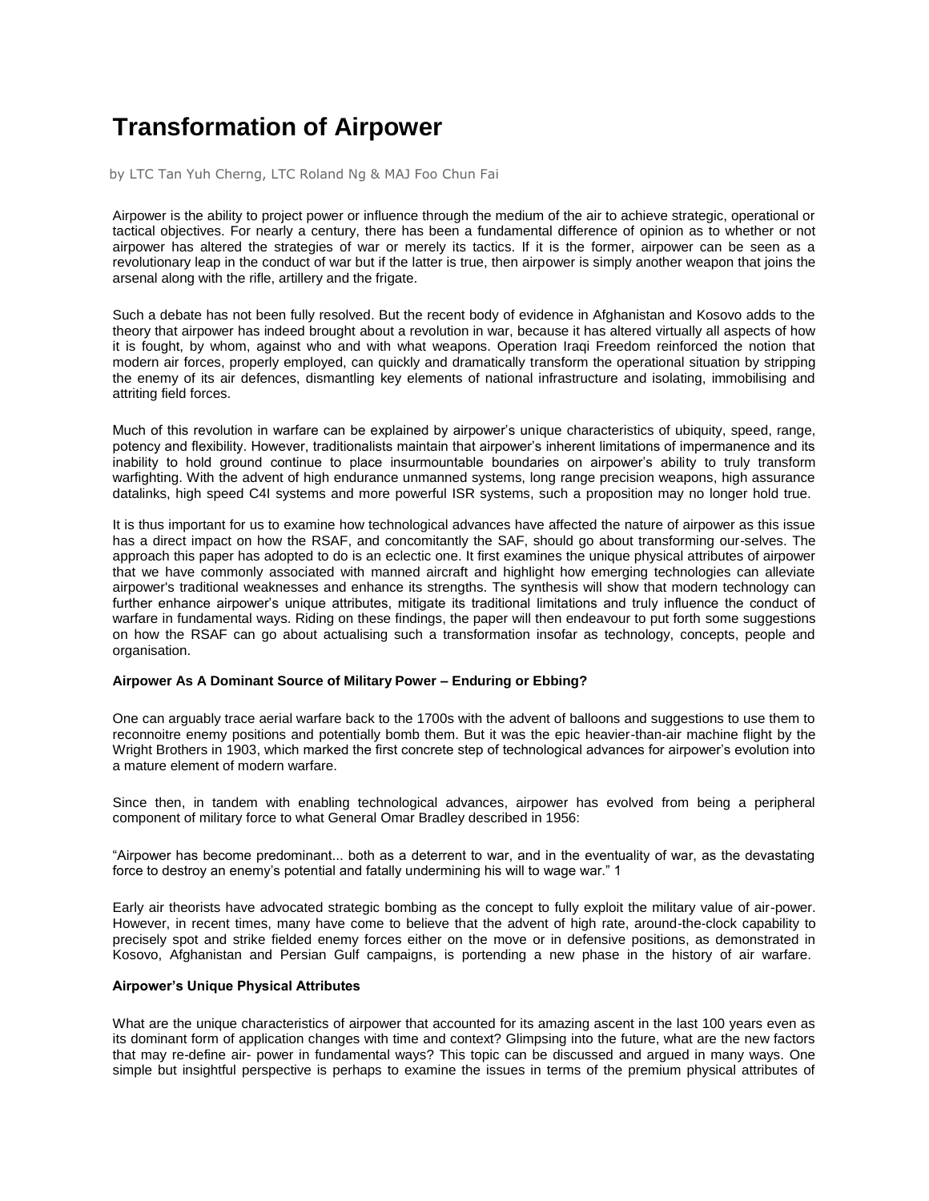# Transformation of Airpower

by LTC Tan Yuh Cherng, LTC Roland Ng & MAJ Foo Chun Fai

Airpower is the ability to project power or influence through the medium of the air to achieve strategic, operational or tactical objectives. For nearly a century, there has been a fundamental difference of opinion as to whether or not airpower has altered the strategies of war or merely its tactics. If it is the former, airpower can be seen as a revolutionary leap in the conduct of war but if the latter is true, then airpower is simply another weapon that joins the arsenal along with the rifle, artillery and the frigate.

Such a debate has not been fully resolved. But the recent body of evidence in Afghanistan and Kosovo adds to the theory that airpower has indeed brought about a revolution in war, because it has altered virtually all aspects of how it is fought, by whom, against who and with what weapons. Operation Iraqi Freedom reinforced the notion that modern air forces, properly employed, can quickly and dramatically transform the operational situation by stripping the enemy of its air defences, dismantling key elements of national infrastructure and isolating, immobilising and attriting field forces.

Much of this revolution in warfare can be explained by airpower's unique characteristics of ubiquity, speed, range, potency and flexibility. However, traditionalists maintain that airpower's inherent limitations of impermanence and its inability to hold ground continue to place insurmountable boundaries on airpower's ability to truly transform warfighting. With the advent of high endurance unmanned systems, long range precision weapons, high assurance datalinks, high speed C4I systems and more powerful ISR systems, such a proposition may no longer hold true.

It is thus important for us to examine how technological advances have affected the nature of airpower as this issue has a direct impact on how the RSAF, and concomitantly the SAF, should go about transforming our-selves. The approach this paper has adopted to do is an eclectic one. It first examines the unique physical attributes of airpower that we have commonly associated with manned aircraft and highlight how emerging technologies can alleviate airpower's traditional weaknesses and enhance its strengths. The synthesis will show that modern technology can further enhance airpower's unique attributes, mitigate its traditional limitations and truly influence the conduct of warfare in fundamental ways. Riding on these findings, the paper will then endeavour to put forth some suggestions on how the RSAF can go about actualising such a transformation insofar as technology, concepts, people and organisation.

**Airpower As A Dominant Source of Military Power – Enduring or Ebbing?**

One can arguably trace aerial warfare back to the 1700s with the advent of balloons and suggestions to use them to reconnoitre enemy positions and potentially bomb them. But it was the epic heavier-than-air machine flight by the Wright Brothers in 1903, which marked the first concrete step of technological advances for airpower's evolution into a mature element of modern warfare.

Since then, in tandem with enabling technological advances, airpower has evolved from being a peripheral component of military force to what General Omar Bradley described in 1956:

"Airpower has become predominant... both as a deterrent to war, and in the eventuality of war, as the devastating force to destroy an enemy's potential and fatally undermining his will to wage war." [1]

Early air theorists have advocated strategic bombing as the concept to fully exploit the military value of air-power. However, in recent times, many have come to believe that the advent of high rate, around-the-clock capability to precisely spot and strike fielded enemy forces either on the move or in defensive positions, as demonstrated in Kosovo, Afghanistan and Persian Gulf campaigns, is portending a new phase in the history of air warfare.

**Airpower's Unique Physical Attributes**

What are the unique characteristics of airpower that accounted for its amazing ascent in the last 100 years even as its dominant form of application changes with time and context? Glimpsing into the future, what are the new factors that may re-define air- power in fundamental ways? This topic can be discussed and argued in many ways. One simple but insightful perspective is perhaps to examine the issues in terms of the premium physical attributes of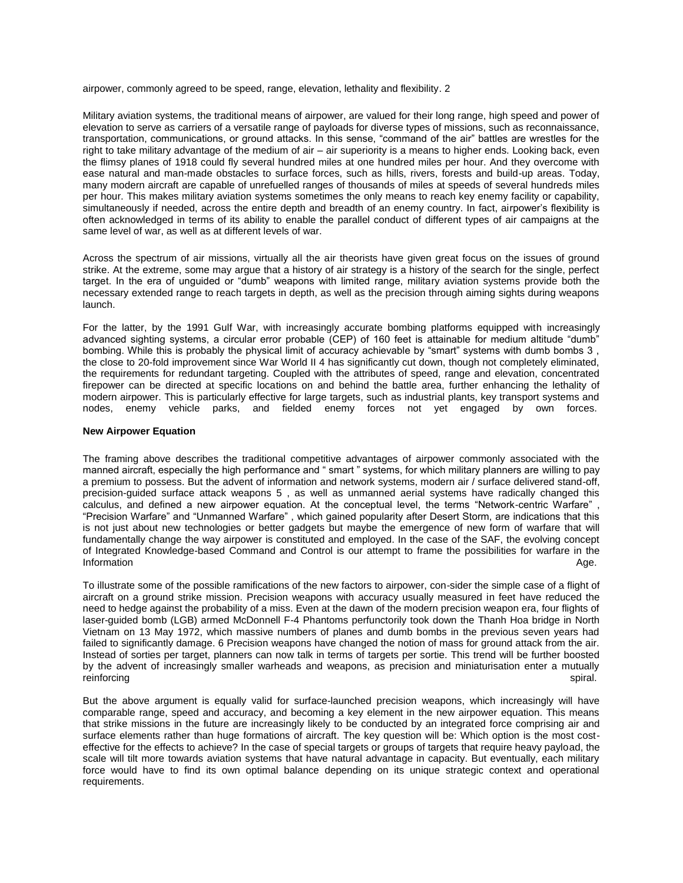airpower, commonly agreed to be speed, range, elevation, lethality and flexibility. [2]

Military aviation systems, the traditional means of airpower, are valued for their long range, high speed and power of elevation to serve as carriers of a versatile range of payloads for diverse types of missions, such as reconnaissance, transportation, communications, or ground attacks. In this sense, "command of the air" battles are wrestles for the right to take military advantage of the medium of air – air superiority is a means to higher ends. Looking back, even the flimsy planes of 1918 could fly several hundred miles at one hundred miles per hour. And they overcome with ease natural and man-made obstacles to surface forces, such as hills, rivers, forests and build-up areas. Today, many modern aircraft are capable of unrefuelled ranges of thousands of miles at speeds of several hundreds miles per hour. This makes military aviation systems sometimes the only means to reach key enemy facility or capability, simultaneously if needed, across the entire depth and breadth of an enemy country. In fact, airpower's flexibility is often acknowledged in terms of its ability to enable the parallel conduct of different types of air campaigns at the same level of war, as well as at different levels of war.

Across the spectrum of air missions, virtually all the air theorists have given great focus on the issues of ground strike. At the extreme, some may argue that a history of air strategy is a history of the search for the single, perfect target. In the era of unguided or "dumb" weapons with limited range, military aviation systems provide both the necessary extended range to reach targets in depth, as well as the precision through aiming sights during weapons launch.

For the latter, by the 1991 Gulf War, with increasingly accurate bombing platforms equipped with increasingly advanced sighting systems, a circular error probable (CEP) of 160 feet is attainable for medium altitude "dumb" bombing. While this is probably the physical limit of accuracy achievable by "smart" systems with dumb bombs [3], the close to 20-fold improvement since War World II [4] has significantly cut down, though not completely eliminated, the requirements for redundant targeting. Coupled with the attributes of speed, range and elevation, concentrated firepower can be directed at specific locations on and behind the battle area, further enhancing the lethality of modern airpower. This is particularly effective for large targets, such as industrial plants, key transport systems and nodes, enemy vehicle parks, and fielded enemy forces not yet engaged by own forces.

**New Airpower Equation**

The framing above describes the traditional competitive advantages of airpower commonly associated with the manned aircraft, especially the high performance and " smart " systems, for which military planners are willing to pay a premium to possess. But the advent of information and network systems, modern air / surface delivered stand-off, precision-guided surface attack weapons [5], as well as unmanned aerial systems have radically changed this calculus, and defined a new airpower equation. At the conceptual level, the terms "Network-centric Warfare", "Precision Warfare" and "Unmanned Warfare", which gained popularity after Desert Storm, are indications that this is not just about new technologies or better gadgets but maybe the emergence of new form of warfare that will fundamentally change the way airpower is constituted and employed. In the case of the SAF, the evolving concept of Integrated Knowledge-based Command and Control is our attempt to frame the possibilities for warfare in the Information Age.

To illustrate some of the possible ramifications of the new factors to airpower, con-sider the simple case of a flight of aircraft on a ground strike mission. Precision weapons with accuracy usually measured in feet have reduced the need to hedge against the probability of a miss. Even at the dawn of the modern precision weapon era, four flights of laser-guided bomb (LGB) armed McDonnell F-4 Phantoms perfunctorily took down the Thanh Hoa bridge in North Vietnam on 13 May 1972, which massive numbers of planes and dumb bombs in the previous seven years had failed to significantly damage. [6] Precision weapons have changed the notion of mass for ground attack from the air. Instead of sorties per target, planners can now talk in terms of targets per sortie. This trend will be further boosted by the advent of increasingly smaller warheads and weapons, as precision and miniaturisation enter a mutually reinforcing spiral.

But the above argument is equally valid for surface-launched precision weapons, which increasingly will have comparable range, speed and accuracy, and becoming a key element in the new airpower equation. This means that strike missions in the future are increasingly likely to be conducted by an integrated force comprising air and surface elements rather than huge formations of aircraft. The key question will be: Which option is the most cost-effective for the effects to achieve? In the case of special targets or groups of targets that require heavy payload, the scale will tilt more towards aviation systems that have natural advantage in capacity. But eventually, each military force would have to find its own optimal balance depending on its unique strategic context and operational requirements.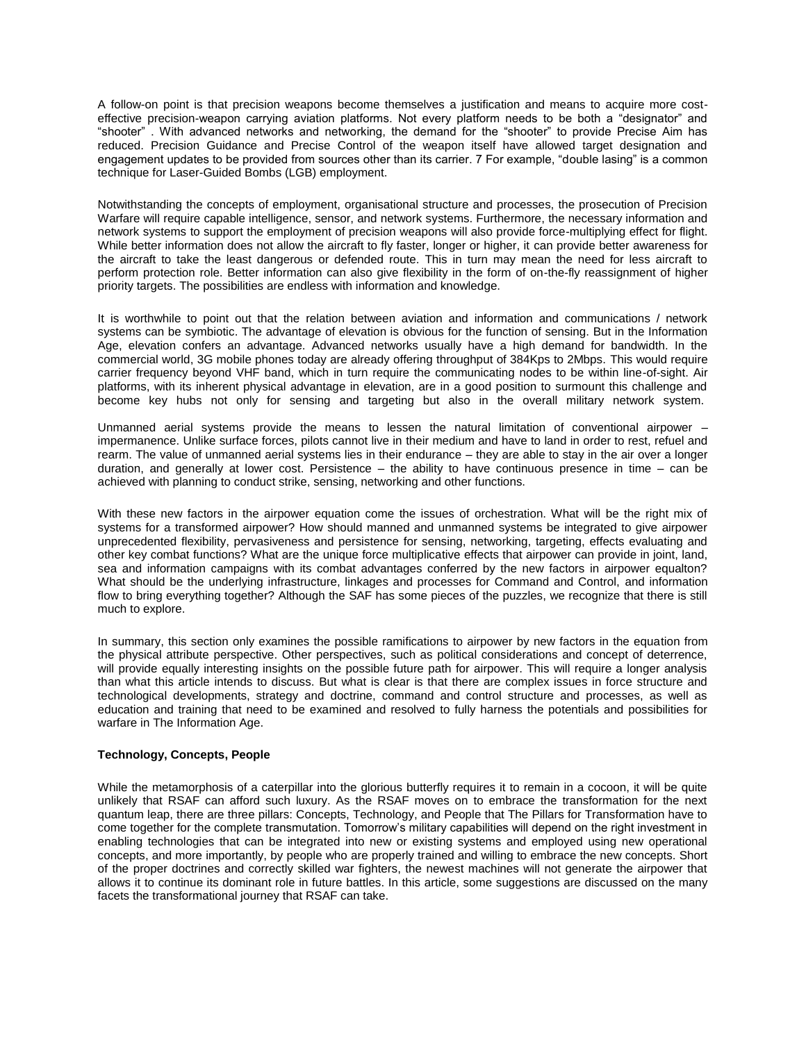A follow-on point is that precision weapons become themselves a justification and means to acquire more cost-effective precision-weapon carrying aviation platforms. Not every platform needs to be both a "designator" and "shooter" . With advanced networks and networking, the demand for the "shooter" to provide Precise Aim has reduced. Precision Guidance and Precise Control of the weapon itself have allowed target designation and engagement updates to be provided from sources other than its carrier. 7 For example, "double lasing" is a common technique for Laser-Guided Bombs (LGB) employment.

Notwithstanding the concepts of employment, organisational structure and processes, the prosecution of Precision Warfare will require capable intelligence, sensor, and network systems. Furthermore, the necessary information and network systems to support the employment of precision weapons will also provide force-multiplying effect for flight. While better information does not allow the aircraft to fly faster, longer or higher, it can provide better awareness for the aircraft to take the least dangerous or defended route. This in turn may mean the need for less aircraft to perform protection role. Better information can also give flexibility in the form of on-the-fly reassignment of higher priority targets. The possibilities are endless with information and knowledge.

It is worthwhile to point out that the relation between aviation and information and communications / network systems can be symbiotic. The advantage of elevation is obvious for the function of sensing. But in the Information Age, elevation confers an advantage. Advanced networks usually have a high demand for bandwidth. In the commercial world, 3G mobile phones today are already offering throughput of 384Kps to 2Mbps. This would require carrier frequency beyond VHF band, which in turn require the communicating nodes to be within line-of-sight. Air platforms, with its inherent physical advantage in elevation, are in a good position to surmount this challenge and become key hubs not only for sensing and targeting but also in the overall military network system.

Unmanned aerial systems provide the means to lessen the natural limitation of conventional airpower – impermanence. Unlike surface forces, pilots cannot live in their medium and have to land in order to rest, refuel and rearm. The value of unmanned aerial systems lies in their endurance – they are able to stay in the air over a longer duration, and generally at lower cost. Persistence – the ability to have continuous presence in time – can be achieved with planning to conduct strike, sensing, networking and other functions.

With these new factors in the airpower equation come the issues of orchestration. What will be the right mix of systems for a transformed airpower? How should manned and unmanned systems be integrated to give airpower unprecedented flexibility, pervasiveness and persistence for sensing, networking, targeting, effects evaluating and other key combat functions? What are the unique force multiplicative effects that airpower can provide in joint, land, sea and information campaigns with its combat advantages conferred by the new factors in airpower equalton? What should be the underlying infrastructure, linkages and processes for Command and Control, and information flow to bring everything together? Although the SAF has some pieces of the puzzles, we recognize that there is still much to explore.

In summary, this section only examines the possible ramifications to airpower by new factors in the equation from the physical attribute perspective. Other perspectives, such as political considerations and concept of deterrence, will provide equally interesting insights on the possible future path for airpower. This will require a longer analysis than what this article intends to discuss. But what is clear is that there are complex issues in force structure and technological developments, strategy and doctrine, command and control structure and processes, as well as education and training that need to be examined and resolved to fully harness the potentials and possibilities for warfare in The Information Age.

**Technology, Concepts, People**

While the metamorphosis of a caterpillar into the glorious butterfly requires it to remain in a cocoon, it will be quite unlikely that RSAF can afford such luxury. As the RSAF moves on to embrace the transformation for the next quantum leap, there are three pillars: Concepts, Technology, and People that The Pillars for Transformation have to come together for the complete transmutation. Tomorrow's military capabilities will depend on the right investment in enabling technologies that can be integrated into new or existing systems and employed using new operational concepts, and more importantly, by people who are properly trained and willing to embrace the new concepts. Short of the proper doctrines and correctly skilled war fighters, the newest machines will not generate the airpower that allows it to continue its dominant role in future battles. In this article, some suggestions are discussed on the many facets the transformational journey that RSAF can take.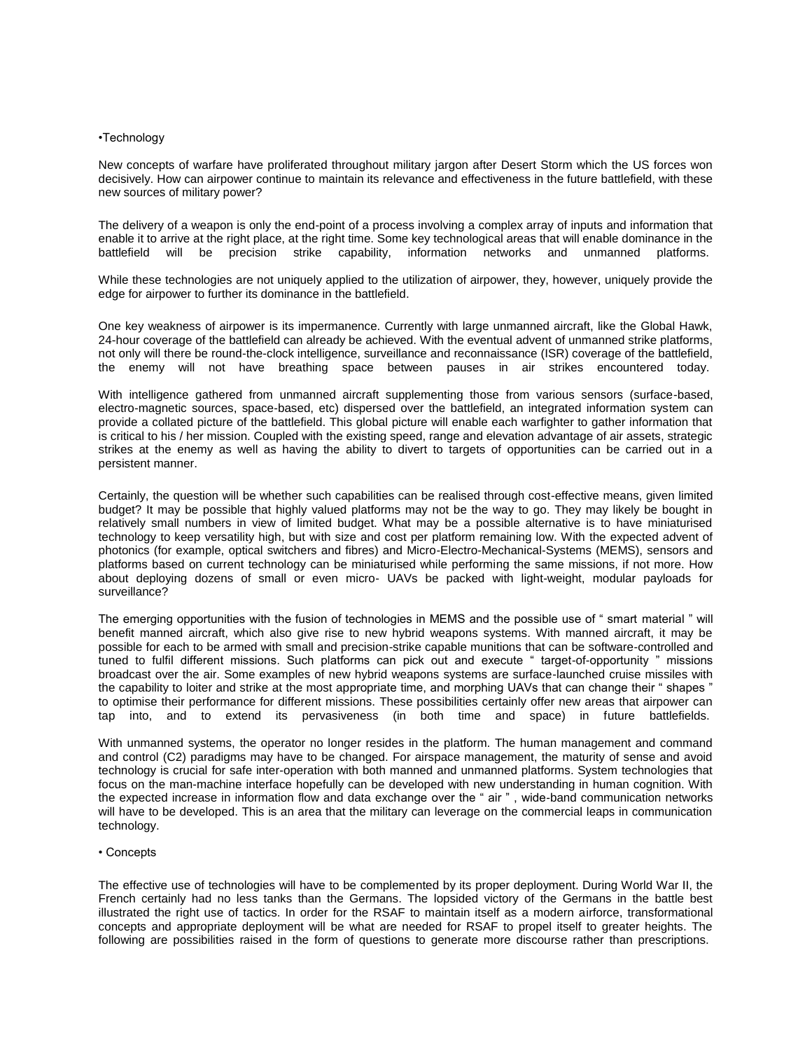•Technology

New concepts of warfare have proliferated throughout military jargon after Desert Storm which the US forces won decisively. How can airpower continue to maintain its relevance and effectiveness in the future battlefield, with these new sources of military power?

The delivery of a weapon is only the end-point of a process involving a complex array of inputs and information that enable it to arrive at the right place, at the right time. Some key technological areas that will enable dominance in the battlefield will be precision strike capability, information networks and unmanned platforms.

While these technologies are not uniquely applied to the utilization of airpower, they, however, uniquely provide the edge for airpower to further its dominance in the battlefield.

One key weakness of airpower is its impermanence. Currently with large unmanned aircraft, like the Global Hawk, 24-hour coverage of the battlefield can already be achieved. With the eventual advent of unmanned strike platforms, not only will there be round-the-clock intelligence, surveillance and reconnaissance (ISR) coverage of the battlefield, the enemy will not have breathing space between pauses in air strikes encountered today.

With intelligence gathered from unmanned aircraft supplementing those from various sensors (surface-based, electro-magnetic sources, space-based, etc) dispersed over the battlefield, an integrated information system can provide a collated picture of the battlefield. This global picture will enable each warfighter to gather information that is critical to his / her mission. Coupled with the existing speed, range and elevation advantage of air assets, strategic strikes at the enemy as well as having the ability to divert to targets of opportunities can be carried out in a persistent manner.

Certainly, the question will be whether such capabilities can be realised through cost-effective means, given limited budget? It may be possible that highly valued platforms may not be the way to go. They may likely be bought in relatively small numbers in view of limited budget. What may be a possible alternative is to have miniaturised technology to keep versatility high, but with size and cost per platform remaining low. With the expected advent of photonics (for example, optical switchers and fibres) and Micro-Electro-Mechanical-Systems (MEMS), sensors and platforms based on current technology can be miniaturised while performing the same missions, if not more. How about deploying dozens of small or even micro- UAVs be packed with light-weight, modular payloads for surveillance?

The emerging opportunities with the fusion of technologies in MEMS and the possible use of " smart material " will benefit manned aircraft, which also give rise to new hybrid weapons systems. With manned aircraft, it may be possible for each to be armed with small and precision-strike capable munitions that can be software-controlled and tuned to fulfil different missions. Such platforms can pick out and execute " target-of-opportunity " missions broadcast over the air. Some examples of new hybrid weapons systems are surface-launched cruise missiles with the capability to loiter and strike at the most appropriate time, and morphing UAVs that can change their " shapes " to optimise their performance for different missions. These possibilities certainly offer new areas that airpower can tap into, and to extend its pervasiveness (in both time and space) in future battlefields.

With unmanned systems, the operator no longer resides in the platform. The human management and command and control (C2) paradigms may have to be changed. For airspace management, the maturity of sense and avoid technology is crucial for safe inter-operation with both manned and unmanned platforms. System technologies that focus on the man-machine interface hopefully can be developed with new understanding in human cognition. With the expected increase in information flow and data exchange over the " air " , wide-band communication networks will have to be developed. This is an area that the military can leverage on the commercial leaps in communication technology.

• Concepts

The effective use of technologies will have to be complemented by its proper deployment. During World War II, the French certainly had no less tanks than the Germans. The lopsided victory of the Germans in the battle best illustrated the right use of tactics. In order for the RSAF to maintain itself as a modern airforce, transformational concepts and appropriate deployment will be what are needed for RSAF to propel itself to greater heights. The following are possibilities raised in the form of questions to generate more discourse rather than prescriptions.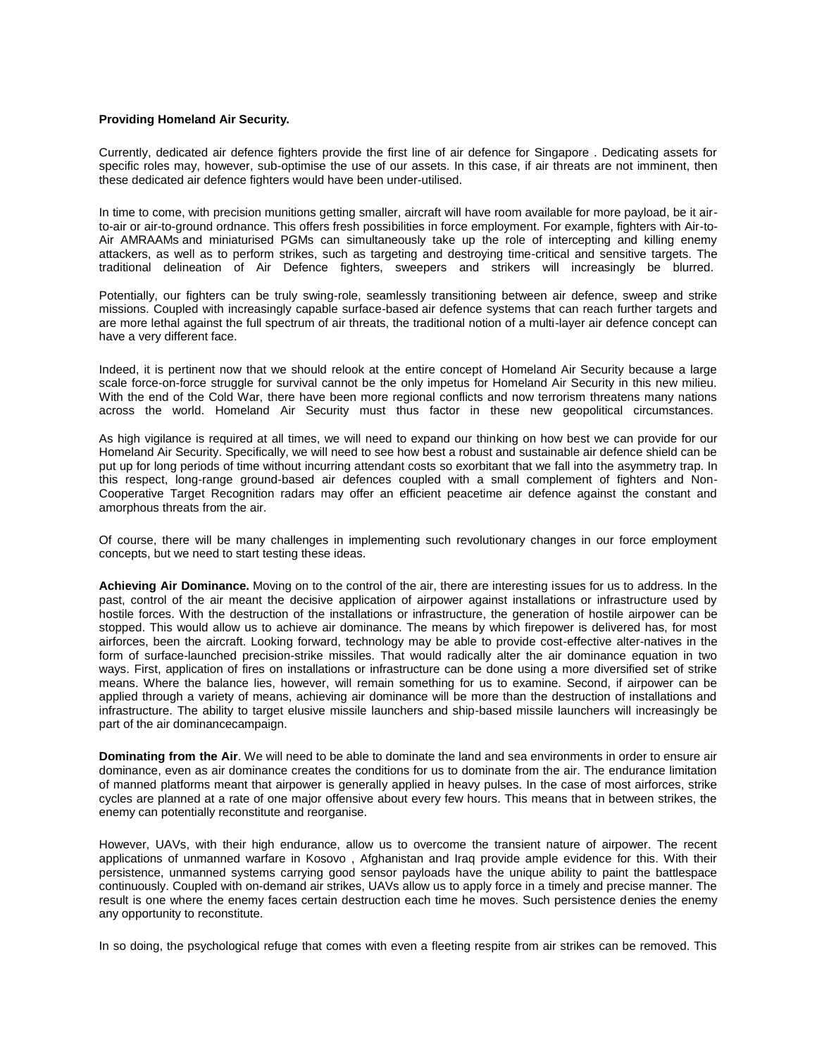**Providing Homeland Air Security.**

Currently, dedicated air defence fighters provide the first line of air defence for Singapore . Dedicating assets for specific roles may, however, sub-optimise the use of our assets. In this case, if air threats are not imminent, then these dedicated air defence fighters would have been under-utilised.

In time to come, with precision munitions getting smaller, aircraft will have room available for more payload, be it air-to-air or air-to-ground ordnance. This offers fresh possibilities in force employment. For example, fighters with Air-to-Air AMRAAMs and miniaturised PGMs can simultaneously take up the role of intercepting and killing enemy attackers, as well as to perform strikes, such as targeting and destroying time-critical and sensitive targets. The traditional delineation of Air Defence fighters, sweepers and strikers will increasingly be blurred.

Potentially, our fighters can be truly swing-role, seamlessly transitioning between air defence, sweep and strike missions. Coupled with increasingly capable surface-based air defence systems that can reach further targets and are more lethal against the full spectrum of air threats, the traditional notion of a multi-layer air defence concept can have a very different face.

Indeed, it is pertinent now that we should relook at the entire concept of Homeland Air Security because a large scale force-on-force struggle for survival cannot be the only impetus for Homeland Air Security in this new milieu. With the end of the Cold War, there have been more regional conflicts and now terrorism threatens many nations across the world. Homeland Air Security must thus factor in these new geopolitical circumstances.

As high vigilance is required at all times, we will need to expand our thinking on how best we can provide for our Homeland Air Security. Specifically, we will need to see how best a robust and sustainable air defence shield can be put up for long periods of time without incurring attendant costs so exorbitant that we fall into the asymmetry trap. In this respect, long-range ground-based air defences coupled with a small complement of fighters and Non-Cooperative Target Recognition radars may offer an efficient peacetime air defence against the constant and amorphous threats from the air.

Of course, there will be many challenges in implementing such revolutionary changes in our force employment concepts, but we need to start testing these ideas.

**Achieving Air Dominance.** Moving on to the control of the air, there are interesting issues for us to address. In the past, control of the air meant the decisive application of airpower against installations or infrastructure used by hostile forces. With the destruction of the installations or infrastructure, the generation of hostile airpower can be stopped. This would allow us to achieve air dominance. The means by which firepower is delivered has, for most airforces, been the aircraft. Looking forward, technology may be able to provide cost-effective alter-natives in the form of surface-launched precision-strike missiles. That would radically alter the air dominance equation in two ways. First, application of fires on installations or infrastructure can be done using a more diversified set of strike means. Where the balance lies, however, will remain something for us to examine. Second, if airpower can be applied through a variety of means, achieving air dominance will be more than the destruction of installations and infrastructure. The ability to target elusive missile launchers and ship-based missile launchers will increasingly be part of the air dominancecampaign.

**Dominating from the Air**. We will need to be able to dominate the land and sea environments in order to ensure air dominance, even as air dominance creates the conditions for us to dominate from the air. The endurance limitation of manned platforms meant that airpower is generally applied in heavy pulses. In the case of most airforces, strike cycles are planned at a rate of one major offensive about every few hours. This means that in between strikes, the enemy can potentially reconstitute and reorganise.

However, UAVs, with their high endurance, allow us to overcome the transient nature of airpower. The recent applications of unmanned warfare in Kosovo , Afghanistan and Iraq provide ample evidence for this. With their persistence, unmanned systems carrying good sensor payloads have the unique ability to paint the battlespace continuously. Coupled with on-demand air strikes, UAVs allow us to apply force in a timely and precise manner. The result is one where the enemy faces certain destruction each time he moves. Such persistence denies the enemy any opportunity to reconstitute.

In so doing, the psychological refuge that comes with even a fleeting respite from air strikes can be removed. This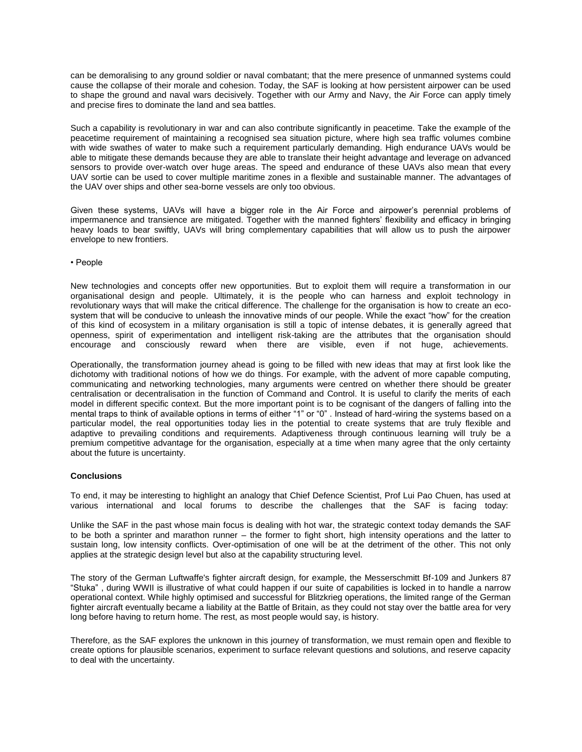can be demoralising to any ground soldier or naval combatant; that the mere presence of unmanned systems could cause the collapse of their morale and cohesion. Today, the SAF is looking at how persistent airpower can be used to shape the ground and naval wars decisively. Together with our Army and Navy, the Air Force can apply timely and precise fires to dominate the land and sea battles.

Such a capability is revolutionary in war and can also contribute significantly in peacetime. Take the example of the peacetime requirement of maintaining a recognised sea situation picture, where high sea traffic volumes combine with wide swathes of water to make such a requirement particularly demanding. High endurance UAVs would be able to mitigate these demands because they are able to translate their height advantage and leverage on advanced sensors to provide over-watch over huge areas. The speed and endurance of these UAVs also mean that every UAV sortie can be used to cover multiple maritime zones in a flexible and sustainable manner. The advantages of the UAV over ships and other sea-borne vessels are only too obvious.

Given these systems, UAVs will have a bigger role in the Air Force and airpower's perennial problems of impermanence and transience are mitigated. Together with the manned fighters' flexibility and efficacy in bringing heavy loads to bear swiftly, UAVs will bring complementary capabilities that will allow us to push the airpower envelope to new frontiers.

• People

New technologies and concepts offer new opportunities. But to exploit them will require a transformation in our organisational design and people. Ultimately, it is the people who can harness and exploit technology in revolutionary ways that will make the critical difference. The challenge for the organisation is how to create an eco-system that will be conducive to unleash the innovative minds of our people. While the exact "how" for the creation of this kind of ecosystem in a military organisation is still a topic of intense debates, it is generally agreed that openness, spirit of experimentation and intelligent risk-taking are the attributes that the organisation should encourage and consciously reward when there are visible, even if not huge, achievements.

Operationally, the transformation journey ahead is going to be filled with new ideas that may at first look like the dichotomy with traditional notions of how we do things. For example, with the advent of more capable computing, communicating and networking technologies, many arguments were centred on whether there should be greater centralisation or decentralisation in the function of Command and Control. It is useful to clarify the merits of each model in different specific context. But the more important point is to be cognisant of the dangers of falling into the mental traps to think of available options in terms of either "1" or "0" . Instead of hard-wiring the systems based on a particular model, the real opportunities today lies in the potential to create systems that are truly flexible and adaptive to prevailing conditions and requirements. Adaptiveness through continuous learning will truly be a premium competitive advantage for the organisation, especially at a time when many agree that the only certainty about the future is uncertainty.

**Conclusions**

To end, it may be interesting to highlight an analogy that Chief Defence Scientist, Prof Lui Pao Chuen, has used at various international and local forums to describe the challenges that the SAF is facing today:

Unlike the SAF in the past whose main focus is dealing with hot war, the strategic context today demands the SAF to be both a sprinter and marathon runner – the former to fight short, high intensity operations and the latter to sustain long, low intensity conflicts. Over-optimisation of one will be at the detriment of the other. This not only applies at the strategic design level but also at the capability structuring level.

The story of the German Luftwaffe's fighter aircraft design, for example, the Messerschmitt Bf-109 and Junkers 87 "Stuka" , during WWII is illustrative of what could happen if our suite of capabilities is locked in to handle a narrow operational context. While highly optimised and successful for Blitzkrieg operations, the limited range of the German fighter aircraft eventually became a liability at the Battle of Britain, as they could not stay over the battle area for very long before having to return home. The rest, as most people would say, is history.

Therefore, as the SAF explores the unknown in this journey of transformation, we must remain open and flexible to create options for plausible scenarios, experiment to surface relevant questions and solutions, and reserve capacity to deal with the uncertainty.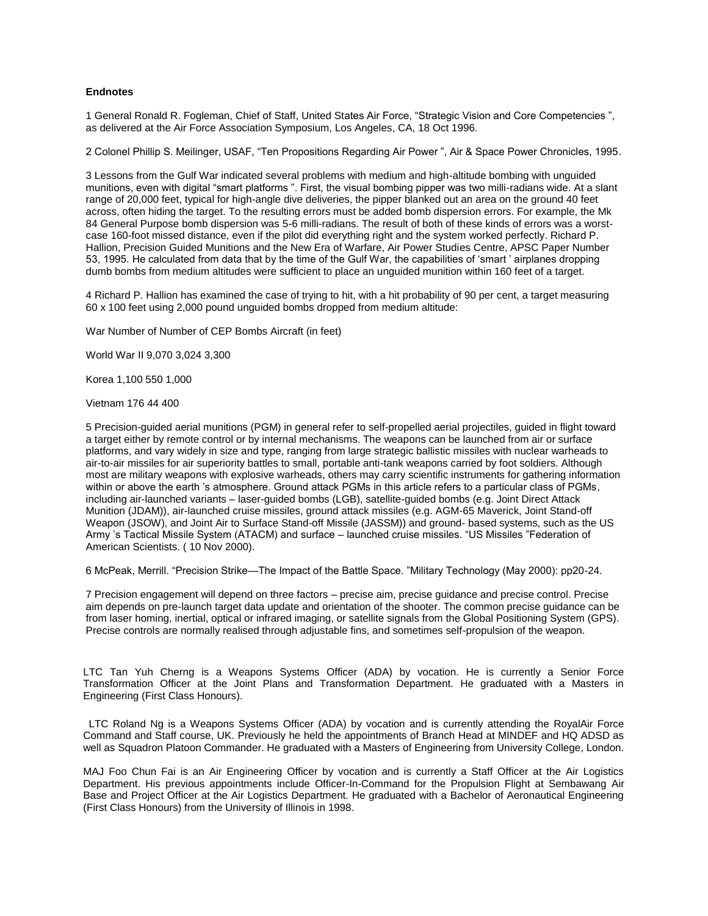**Endnotes**

1 General Ronald R. Fogleman, Chief of Staff, United States Air Force, "Strategic Vision and Core Competencies ", as delivered at the Air Force Association Symposium, Los Angeles, CA, 18 Oct 1996.

2 Colonel Phillip S. Meilinger, USAF, "Ten Propositions Regarding Air Power ", Air & Space Power Chronicles, 1995.

3 Lessons from the Gulf War indicated several problems with medium and high-altitude bombing with unguided munitions, even with digital "smart platforms ". First, the visual bombing pipper was two milli-radians wide. At a slant range of 20,000 feet, typical for high-angle dive deliveries, the pipper blanked out an area on the ground 40 feet across, often hiding the target. To the resulting errors must be added bomb dispersion errors. For example, the Mk 84 General Purpose bomb dispersion was 5-6 milli-radians. The result of both of these kinds of errors was a worst-case 160-foot missed distance, even if the pilot did everything right and the system worked perfectly. Richard P. Hallion, Precision Guided Munitions and the New Era of Warfare, Air Power Studies Centre, APSC Paper Number 53, 1995. He calculated from data that by the time of the Gulf War, the capabilities of 'smart ' airplanes dropping dumb bombs from medium altitudes were sufficient to place an unguided munition within 160 feet of a target.

4 Richard P. Hallion has examined the case of trying to hit, with a hit probability of 90 per cent, a target measuring 60 x 100 feet using 2,000 pound unguided bombs dropped from medium altitude:

| War | Number of Bombs | Number of Aircraft | CEP (in feet) |
|---|---|---|---|
| World War II | 9,070 | 3,024 | 3,300 |
| Korea | 1,100 | 550 | 1,000 |
| Vietnam | 176 | 44 | 400 |

5 Precision-guided aerial munitions (PGM) in general refer to self-propelled aerial projectiles, guided in flight toward a target either by remote control or by internal mechanisms. The weapons can be launched from air or surface platforms, and vary widely in size and type, ranging from large strategic ballistic missiles with nuclear warheads to air-to-air missiles for air superiority battles to small, portable anti-tank weapons carried by foot soldiers. Although most are military weapons with explosive warheads, others may carry scientific instruments for gathering information within or above the earth 's atmosphere. Ground attack PGMs in this article refers to a particular class of PGMs, including air-launched variants – laser-guided bombs (LGB), satellite-guided bombs (e.g. Joint Direct Attack Munition (JDAM)), air-launched cruise missiles, ground attack missiles (e.g. AGM-65 Maverick, Joint Stand-off Weapon (JSOW), and Joint Air to Surface Stand-off Missile (JASSM)) and ground- based systems, such as the US Army 's Tactical Missile System (ATACM) and surface – launched cruise missiles. "US Missiles "Federation of American Scientists. ( 10 Nov 2000).

6 McPeak, Merrill. "Precision Strike—The Impact of the Battle Space. "Military Technology (May 2000): pp20-24.

7 Precision engagement will depend on three factors – precise aim, precise guidance and precise control. Precise aim depends on pre-launch target data update and orientation of the shooter. The common precise guidance can be from laser homing, inertial, optical or infrared imaging, or satellite signals from the Global Positioning System (GPS). Precise controls are normally realised through adjustable fins, and sometimes self-propulsion of the weapon.

LTC Tan Yuh Cherng is a Weapons Systems Officer (ADA) by vocation. He is currently a Senior Force Transformation Officer at the Joint Plans and Transformation Department. He graduated with a Masters in Engineering (First Class Honours).

LTC Roland Ng is a Weapons Systems Officer (ADA) by vocation and is currently attending the RoyalAir Force Command and Staff course, UK. Previously he held the appointments of Branch Head at MINDEF and HQ ADSD as well as Squadron Platoon Commander. He graduated with a Masters of Engineering from University College, London.

MAJ Foo Chun Fai is an Air Engineering Officer by vocation and is currently a Staff Officer at the Air Logistics Department. His previous appointments include Officer-In-Command for the Propulsion Flight at Sembawang Air Base and Project Officer at the Air Logistics Department. He graduated with a Bachelor of Aeronautical Engineering (First Class Honours) from the University of Illinois in 1998.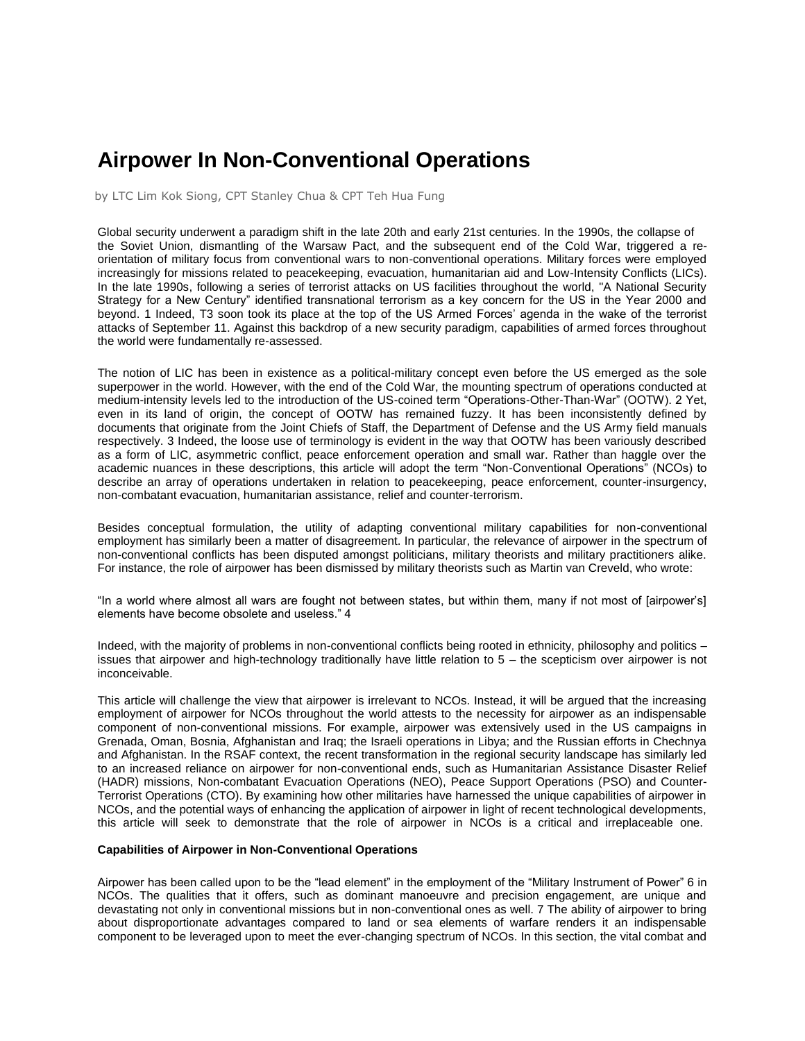# Airpower In Non-Conventional Operations

by LTC Lim Kok Siong, CPT Stanley Chua & CPT Teh Hua Fung

Global security underwent a paradigm shift in the late 20th and early 21st centuries. In the 1990s, the collapse of the Soviet Union, dismantling of the Warsaw Pact, and the subsequent end of the Cold War, triggered a re-orientation of military focus from conventional wars to non-conventional operations. Military forces were employed increasingly for missions related to peacekeeping, evacuation, humanitarian aid and Low-Intensity Conflicts (LICs). In the late 1990s, following a series of terrorist attacks on US facilities throughout the world, "A National Security Strategy for a New Century" identified transnational terrorism as a key concern for the US in the Year 2000 and beyond. 1 Indeed, T3 soon took its place at the top of the US Armed Forces' agenda in the wake of the terrorist attacks of September 11. Against this backdrop of a new security paradigm, capabilities of armed forces throughout the world were fundamentally re-assessed.

The notion of LIC has been in existence as a political-military concept even before the US emerged as the sole superpower in the world. However, with the end of the Cold War, the mounting spectrum of operations conducted at medium-intensity levels led to the introduction of the US-coined term "Operations-Other-Than-War" (OOTW). 2 Yet, even in its land of origin, the concept of OOTW has remained fuzzy. It has been inconsistently defined by documents that originate from the Joint Chiefs of Staff, the Department of Defense and the US Army field manuals respectively. 3 Indeed, the loose use of terminology is evident in the way that OOTW has been variously described as a form of LIC, asymmetric conflict, peace enforcement operation and small war. Rather than haggle over the academic nuances in these descriptions, this article will adopt the term "Non-Conventional Operations" (NCOs) to describe an array of operations undertaken in relation to peacekeeping, peace enforcement, counter-insurgency, non-combatant evacuation, humanitarian assistance, relief and counter-terrorism.

Besides conceptual formulation, the utility of adapting conventional military capabilities for non-conventional employment has similarly been a matter of disagreement. In particular, the relevance of airpower in the spectrum of non-conventional conflicts has been disputed amongst politicians, military theorists and military practitioners alike. For instance, the role of airpower has been dismissed by military theorists such as Martin van Creveld, who wrote:

"In a world where almost all wars are fought not between states, but within them, many if not most of [airpower's] elements have become obsolete and useless." 4

Indeed, with the majority of problems in non-conventional conflicts being rooted in ethnicity, philosophy and politics – issues that airpower and high-technology traditionally have little relation to 5 – the scepticism over airpower is not inconceivable.

This article will challenge the view that airpower is irrelevant to NCOs. Instead, it will be argued that the increasing employment of airpower for NCOs throughout the world attests to the necessity for airpower as an indispensable component of non-conventional missions. For example, airpower was extensively used in the US campaigns in Grenada, Oman, Bosnia, Afghanistan and Iraq; the Israeli operations in Libya; and the Russian efforts in Chechnya and Afghanistan. In the RSAF context, the recent transformation in the regional security landscape has similarly led to an increased reliance on airpower for non-conventional ends, such as Humanitarian Assistance Disaster Relief (HADR) missions, Non-combatant Evacuation Operations (NEO), Peace Support Operations (PSO) and Counter-Terrorist Operations (CTO). By examining how other militaries have harnessed the unique capabilities of airpower in NCOs, and the potential ways of enhancing the application of airpower in light of recent technological developments, this article will seek to demonstrate that the role of airpower in NCOs is a critical and irreplaceable one.

**Capabilities of Airpower in Non-Conventional Operations**

Airpower has been called upon to be the "lead element" in the employment of the "Military Instrument of Power" 6 in NCOs. The qualities that it offers, such as dominant manoeuvre and precision engagement, are unique and devastating not only in conventional missions but in non-conventional ones as well. 7 The ability of airpower to bring about disproportionate advantages compared to land or sea elements of warfare renders it an indispensable component to be leveraged upon to meet the ever-changing spectrum of NCOs. In this section, the vital combat and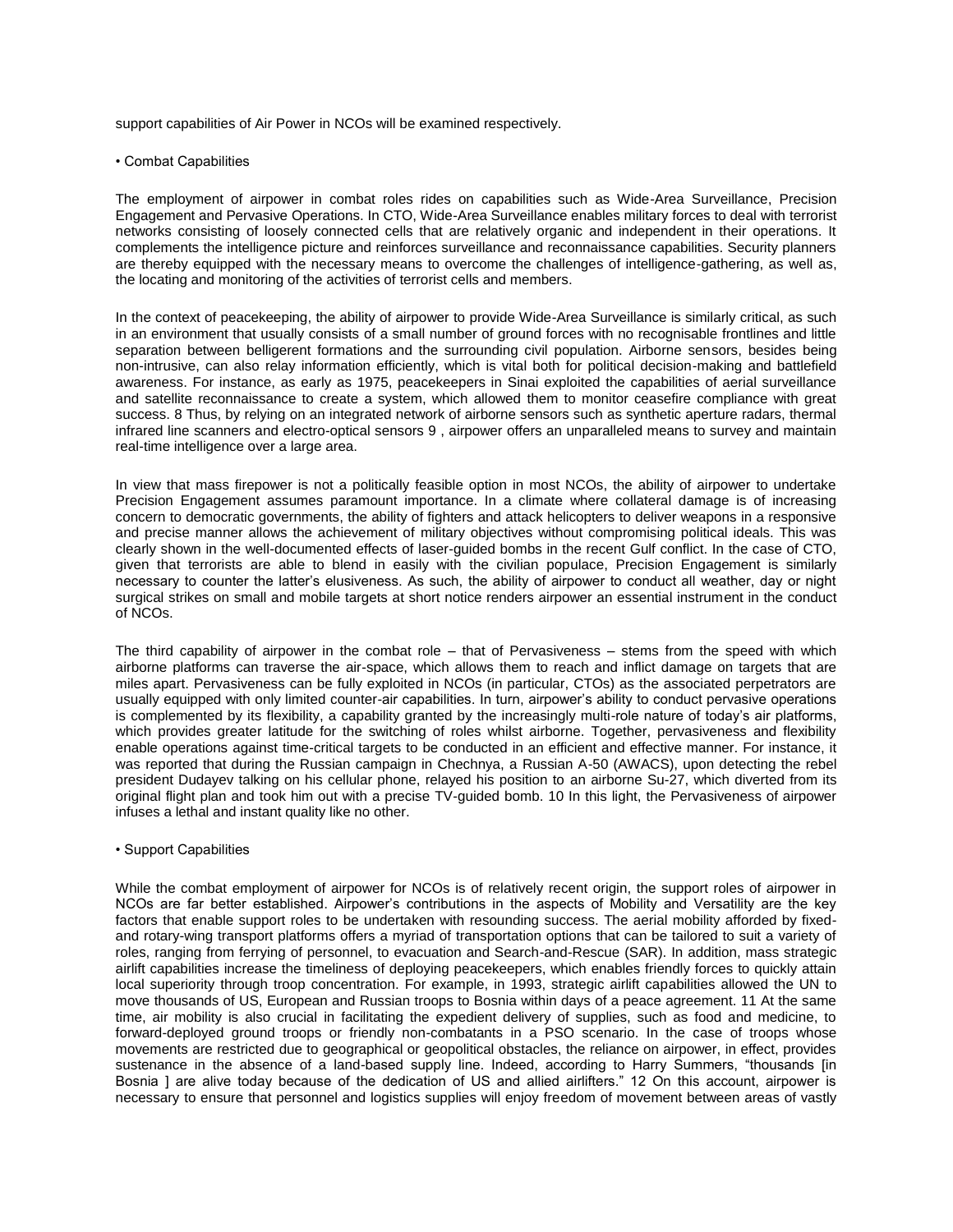support capabilities of Air Power in NCOs will be examined respectively.

• Combat Capabilities

The employment of airpower in combat roles rides on capabilities such as Wide-Area Surveillance, Precision Engagement and Pervasive Operations. In CTO, Wide-Area Surveillance enables military forces to deal with terrorist networks consisting of loosely connected cells that are relatively organic and independent in their operations. It complements the intelligence picture and reinforces surveillance and reconnaissance capabilities. Security planners are thereby equipped with the necessary means to overcome the challenges of intelligence-gathering, as well as, the locating and monitoring of the activities of terrorist cells and members.

In the context of peacekeeping, the ability of airpower to provide Wide-Area Surveillance is similarly critical, as such in an environment that usually consists of a small number of ground forces with no recognisable frontlines and little separation between belligerent formations and the surrounding civil population. Airborne sensors, besides being non-intrusive, can also relay information efficiently, which is vital both for political decision-making and battlefield awareness. For instance, as early as 1975, peacekeepers in Sinai exploited the capabilities of aerial surveillance and satellite reconnaissance to create a system, which allowed them to monitor ceasefire compliance with great success. 8 Thus, by relying on an integrated network of airborne sensors such as synthetic aperture radars, thermal infrared line scanners and electro-optical sensors 9 , airpower offers an unparalleled means to survey and maintain real-time intelligence over a large area.

In view that mass firepower is not a politically feasible option in most NCOs, the ability of airpower to undertake Precision Engagement assumes paramount importance. In a climate where collateral damage is of increasing concern to democratic governments, the ability of fighters and attack helicopters to deliver weapons in a responsive and precise manner allows the achievement of military objectives without compromising political ideals. This was clearly shown in the well-documented effects of laser-guided bombs in the recent Gulf conflict. In the case of CTO, given that terrorists are able to blend in easily with the civilian populace, Precision Engagement is similarly necessary to counter the latter's elusiveness. As such, the ability of airpower to conduct all weather, day or night surgical strikes on small and mobile targets at short notice renders airpower an essential instrument in the conduct of NCOs.

The third capability of airpower in the combat role – that of Pervasiveness – stems from the speed with which airborne platforms can traverse the air-space, which allows them to reach and inflict damage on targets that are miles apart. Pervasiveness can be fully exploited in NCOs (in particular, CTOs) as the associated perpetrators are usually equipped with only limited counter-air capabilities. In turn, airpower's ability to conduct pervasive operations is complemented by its flexibility, a capability granted by the increasingly multi-role nature of today's air platforms, which provides greater latitude for the switching of roles whilst airborne. Together, pervasiveness and flexibility enable operations against time-critical targets to be conducted in an efficient and effective manner. For instance, it was reported that during the Russian campaign in Chechnya, a Russian A-50 (AWACS), upon detecting the rebel president Dudayev talking on his cellular phone, relayed his position to an airborne Su-27, which diverted from its original flight plan and took him out with a precise TV-guided bomb. 10 In this light, the Pervasiveness of airpower infuses a lethal and instant quality like no other.

• Support Capabilities

While the combat employment of airpower for NCOs is of relatively recent origin, the support roles of airpower in NCOs are far better established. Airpower's contributions in the aspects of Mobility and Versatility are the key factors that enable support roles to be undertaken with resounding success. The aerial mobility afforded by fixed- and rotary-wing transport platforms offers a myriad of transportation options that can be tailored to suit a variety of roles, ranging from ferrying of personnel, to evacuation and Search-and-Rescue (SAR). In addition, mass strategic airlift capabilities increase the timeliness of deploying peacekeepers, which enables friendly forces to quickly attain local superiority through troop concentration. For example, in 1993, strategic airlift capabilities allowed the UN to move thousands of US, European and Russian troops to Bosnia within days of a peace agreement. 11 At the same time, air mobility is also crucial in facilitating the expedient delivery of supplies, such as food and medicine, to forward-deployed ground troops or friendly non-combatants in a PSO scenario. In the case of troops whose movements are restricted due to geographical or geopolitical obstacles, the reliance on airpower, in effect, provides sustenance in the absence of a land-based supply line. Indeed, according to Harry Summers, "thousands [in Bosnia ] are alive today because of the dedication of US and allied airlifters." 12 On this account, airpower is necessary to ensure that personnel and logistics supplies will enjoy freedom of movement between areas of vastly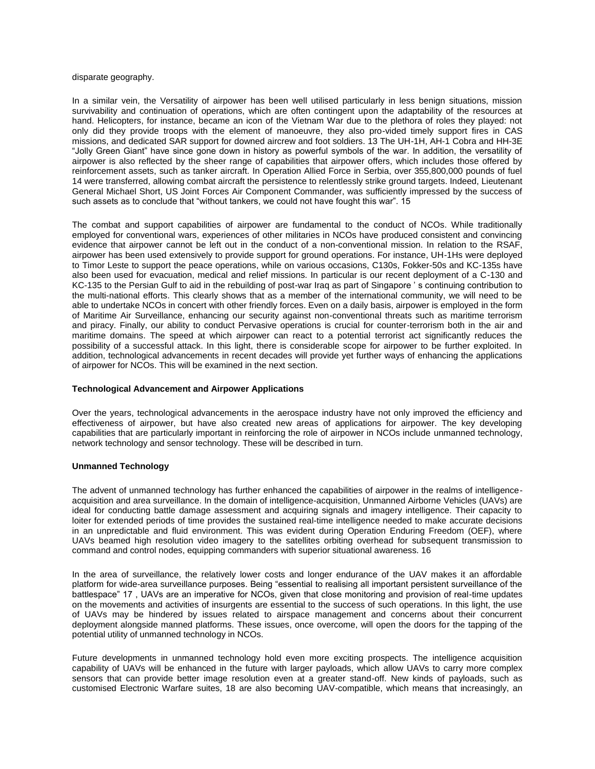disparate geography.

In a similar vein, the Versatility of airpower has been well utilised particularly in less benign situations, mission survivability and continuation of operations, which are often contingent upon the adaptability of the resources at hand. Helicopters, for instance, became an icon of the Vietnam War due to the plethora of roles they played: not only did they provide troops with the element of manoeuvre, they also pro-vided timely support fires in CAS missions, and dedicated SAR support for downed aircrew and foot soldiers. 13 The UH-1H, AH-1 Cobra and HH-3E "Jolly Green Giant" have since gone down in history as powerful symbols of the war. In addition, the versatility of airpower is also reflected by the sheer range of capabilities that airpower offers, which includes those offered by reinforcement assets, such as tanker aircraft. In Operation Allied Force in Serbia, over 355,800,000 pounds of fuel 14 were transferred, allowing combat aircraft the persistence to relentlessly strike ground targets. Indeed, Lieutenant General Michael Short, US Joint Forces Air Component Commander, was sufficiently impressed by the success of such assets as to conclude that "without tankers, we could not have fought this war". 15

The combat and support capabilities of airpower are fundamental to the conduct of NCOs. While traditionally employed for conventional wars, experiences of other militaries in NCOs have produced consistent and convincing evidence that airpower cannot be left out in the conduct of a non-conventional mission. In relation to the RSAF, airpower has been used extensively to provide support for ground operations. For instance, UH-1Hs were deployed to Timor Leste to support the peace operations, while on various occasions, C130s, Fokker-50s and KC-135s have also been used for evacuation, medical and relief missions. In particular is our recent deployment of a C-130 and KC-135 to the Persian Gulf to aid in the rebuilding of post-war Iraq as part of Singapore ' s continuing contribution to the multi-national efforts. This clearly shows that as a member of the international community, we will need to be able to undertake NCOs in concert with other friendly forces. Even on a daily basis, airpower is employed in the form of Maritime Air Surveillance, enhancing our security against non-conventional threats such as maritime terrorism and piracy. Finally, our ability to conduct Pervasive operations is crucial for counter-terrorism both in the air and maritime domains. The speed at which airpower can react to a potential terrorist act significantly reduces the possibility of a successful attack. In this light, there is considerable scope for airpower to be further exploited. In addition, technological advancements in recent decades will provide yet further ways of enhancing the applications of airpower for NCOs. This will be examined in the next section.

**Technological Advancement and Airpower Applications**

Over the years, technological advancements in the aerospace industry have not only improved the efficiency and effectiveness of airpower, but have also created new areas of applications for airpower. The key developing capabilities that are particularly important in reinforcing the role of airpower in NCOs include unmanned technology, network technology and sensor technology. These will be described in turn.

**Unmanned Technology**

The advent of unmanned technology has further enhanced the capabilities of airpower in the realms of intelligence-acquisition and area surveillance. In the domain of intelligence-acquisition, Unmanned Airborne Vehicles (UAVs) are ideal for conducting battle damage assessment and acquiring signals and imagery intelligence. Their capacity to loiter for extended periods of time provides the sustained real-time intelligence needed to make accurate decisions in an unpredictable and fluid environment. This was evident during Operation Enduring Freedom (OEF), where UAVs beamed high resolution video imagery to the satellites orbiting overhead for subsequent transmission to command and control nodes, equipping commanders with superior situational awareness. 16

In the area of surveillance, the relatively lower costs and longer endurance of the UAV makes it an affordable platform for wide-area surveillance purposes. Being "essential to realising all important persistent surveillance of the battlespace" 17 , UAVs are an imperative for NCOs, given that close monitoring and provision of real-time updates on the movements and activities of insurgents are essential to the success of such operations. In this light, the use of UAVs may be hindered by issues related to airspace management and concerns about their concurrent deployment alongside manned platforms. These issues, once overcome, will open the doors for the tapping of the potential utility of unmanned technology in NCOs.

Future developments in unmanned technology hold even more exciting prospects. The intelligence acquisition capability of UAVs will be enhanced in the future with larger payloads, which allow UAVs to carry more complex sensors that can provide better image resolution even at a greater stand-off. New kinds of payloads, such as customised Electronic Warfare suites, 18 are also becoming UAV-compatible, which means that increasingly, an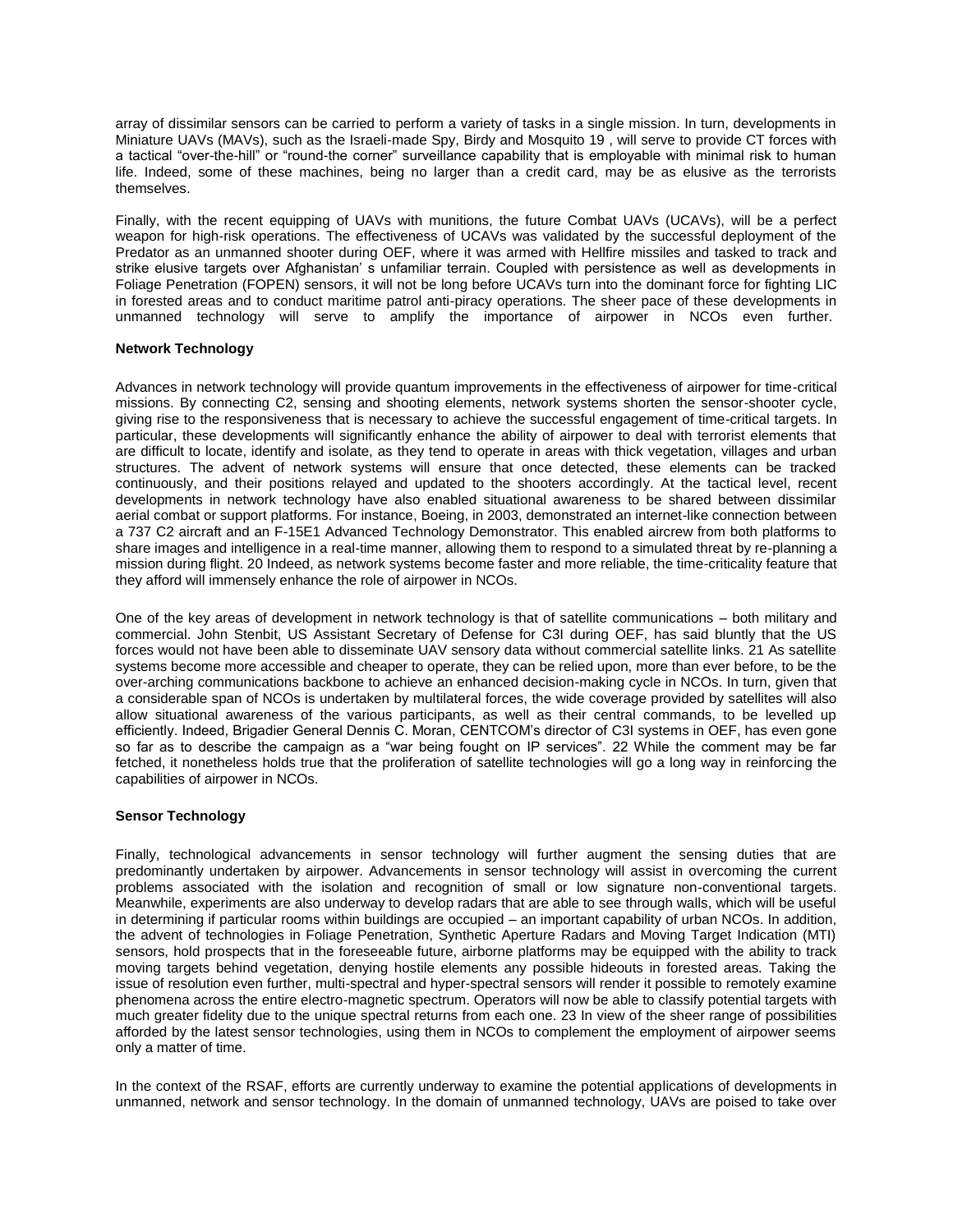array of dissimilar sensors can be carried to perform a variety of tasks in a single mission. In turn, developments in Miniature UAVs (MAVs), such as the Israeli-made Spy, Birdy and Mosquito [19], will serve to provide CT forces with a tactical "over-the-hill" or "round-the corner" surveillance capability that is employable with minimal risk to human life. Indeed, some of these machines, being no larger than a credit card, may be as elusive as the terrorists themselves.

Finally, with the recent equipping of UAVs with munitions, the future Combat UAVs (UCAVs), will be a perfect weapon for high-risk operations. The effectiveness of UCAVs was validated by the successful deployment of the Predator as an unmanned shooter during OEF, where it was armed with Hellfire missiles and tasked to track and strike elusive targets over Afghanistan' s unfamiliar terrain. Coupled with persistence as well as developments in Foliage Penetration (FOPEN) sensors, it will not be long before UCAVs turn into the dominant force for fighting LIC in forested areas and to conduct maritime patrol anti-piracy operations. The sheer pace of these developments in unmanned technology will serve to amplify the importance of airpower in NCOs even further.

**Network Technology**

Advances in network technology will provide quantum improvements in the effectiveness of airpower for time-critical missions. By connecting C2, sensing and shooting elements, network systems shorten the sensor-shooter cycle, giving rise to the responsiveness that is necessary to achieve the successful engagement of time-critical targets. In particular, these developments will significantly enhance the ability of airpower to deal with terrorist elements that are difficult to locate, identify and isolate, as they tend to operate in areas with thick vegetation, villages and urban structures. The advent of network systems will ensure that once detected, these elements can be tracked continuously, and their positions relayed and updated to the shooters accordingly. At the tactical level, recent developments in network technology have also enabled situational awareness to be shared between dissimilar aerial combat or support platforms. For instance, Boeing, in 2003, demonstrated an internet-like connection between a 737 C2 aircraft and an F-15E1 Advanced Technology Demonstrator. This enabled aircrew from both platforms to share images and intelligence in a real-time manner, allowing them to respond to a simulated threat by re-planning a mission during flight. [20] Indeed, as network systems become faster and more reliable, the time-criticality feature that they afford will immensely enhance the role of airpower in NCOs.

One of the key areas of development in network technology is that of satellite communications – both military and commercial. John Stenbit, US Assistant Secretary of Defense for C3I during OEF, has said bluntly that the US forces would not have been able to disseminate UAV sensory data without commercial satellite links. [21] As satellite systems become more accessible and cheaper to operate, they can be relied upon, more than ever before, to be the over-arching communications backbone to achieve an enhanced decision-making cycle in NCOs. In turn, given that a considerable span of NCOs is undertaken by multilateral forces, the wide coverage provided by satellites will also allow situational awareness of the various participants, as well as their central commands, to be levelled up efficiently. Indeed, Brigadier General Dennis C. Moran, CENTCOM's director of C3I systems in OEF, has even gone so far as to describe the campaign as a "war being fought on IP services". [22] While the comment may be far fetched, it nonetheless holds true that the proliferation of satellite technologies will go a long way in reinforcing the capabilities of airpower in NCOs.

**Sensor Technology**

Finally, technological advancements in sensor technology will further augment the sensing duties that are predominantly undertaken by airpower. Advancements in sensor technology will assist in overcoming the current problems associated with the isolation and recognition of small or low signature non-conventional targets. Meanwhile, experiments are also underway to develop radars that are able to see through walls, which will be useful in determining if particular rooms within buildings are occupied – an important capability of urban NCOs. In addition, the advent of technologies in Foliage Penetration, Synthetic Aperture Radars and Moving Target Indication (MTI) sensors, hold prospects that in the foreseeable future, airborne platforms may be equipped with the ability to track moving targets behind vegetation, denying hostile elements any possible hideouts in forested areas. Taking the issue of resolution even further, multi-spectral and hyper-spectral sensors will render it possible to remotely examine phenomena across the entire electro-magnetic spectrum. Operators will now be able to classify potential targets with much greater fidelity due to the unique spectral returns from each one. [23] In view of the sheer range of possibilities afforded by the latest sensor technologies, using them in NCOs to complement the employment of airpower seems only a matter of time.

In the context of the RSAF, efforts are currently underway to examine the potential applications of developments in unmanned, network and sensor technology. In the domain of unmanned technology, UAVs are poised to take over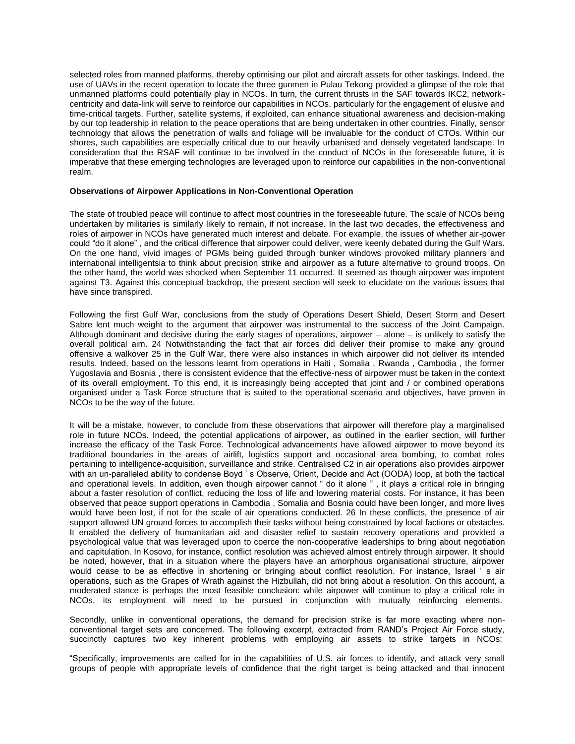selected roles from manned platforms, thereby optimising our pilot and aircraft assets for other taskings. Indeed, the use of UAVs in the recent operation to locate the three gunmen in Pulau Tekong provided a glimpse of the role that unmanned platforms could potentially play in NCOs. In turn, the current thrusts in the SAF towards IKC2, network-centricity and data-link will serve to reinforce our capabilities in NCOs, particularly for the engagement of elusive and time-critical targets. Further, satellite systems, if exploited, can enhance situational awareness and decision-making by our top leadership in relation to the peace operations that are being undertaken in other countries. Finally, sensor technology that allows the penetration of walls and foliage will be invaluable for the conduct of CTOs. Within our shores, such capabilities are especially critical due to our heavily urbanised and densely vegetated landscape. In consideration that the RSAF will continue to be involved in the conduct of NCOs in the foreseeable future, it is imperative that these emerging technologies are leveraged upon to reinforce our capabilities in the non-conventional realm.

**Observations of Airpower Applications in Non-Conventional Operation**

The state of troubled peace will continue to affect most countries in the foreseeable future. The scale of NCOs being undertaken by militaries is similarly likely to remain, if not increase. In the last two decades, the effectiveness and roles of airpower in NCOs have generated much interest and debate. For example, the issues of whether air-power could "do it alone" , and the critical difference that airpower could deliver, were keenly debated during the Gulf Wars. On the one hand, vivid images of PGMs being guided through bunker windows provoked military planners and international intelligentsia to think about precision strike and airpower as a future alternative to ground troops. On the other hand, the world was shocked when September 11 occurred. It seemed as though airpower was impotent against T3. Against this conceptual backdrop, the present section will seek to elucidate on the various issues that have since transpired.

Following the first Gulf War, conclusions from the study of Operations Desert Shield, Desert Storm and Desert Sabre lent much weight to the argument that airpower was instrumental to the success of the Joint Campaign. Although dominant and decisive during the early stages of operations, airpower – alone – is unlikely to satisfy the overall political aim. 24 Notwithstanding the fact that air forces did deliver their promise to make any ground offensive a walkover 25 in the Gulf War, there were also instances in which airpower did not deliver its intended results. Indeed, based on the lessons learnt from operations in Haiti , Somalia , Rwanda , Cambodia , the former Yugoslavia and Bosnia , there is consistent evidence that the effective-ness of airpower must be taken in the context of its overall employment. To this end, it is increasingly being accepted that joint and / or combined operations organised under a Task Force structure that is suited to the operational scenario and objectives, have proven in NCOs to be the way of the future.

It will be a mistake, however, to conclude from these observations that airpower will therefore play a marginalised role in future NCOs. Indeed, the potential applications of airpower, as outlined in the earlier section, will further increase the efficacy of the Task Force. Technological advancements have allowed airpower to move beyond its traditional boundaries in the areas of airlift, logistics support and occasional area bombing, to combat roles pertaining to intelligence-acquisition, surveillance and strike. Centralised C2 in air operations also provides airpower with an un-paralleled ability to condense Boyd ' s Observe, Orient, Decide and Act (OODA) loop, at both the tactical and operational levels. In addition, even though airpower cannot " do it alone " , it plays a critical role in bringing about a faster resolution of conflict, reducing the loss of life and lowering material costs. For instance, it has been observed that peace support operations in Cambodia , Somalia and Bosnia could have been longer, and more lives would have been lost, if not for the scale of air operations conducted. 26 In these conflicts, the presence of air support allowed UN ground forces to accomplish their tasks without being constrained by local factions or obstacles. It enabled the delivery of humanitarian aid and disaster relief to sustain recovery operations and provided a psychological value that was leveraged upon to coerce the non-cooperative leaderships to bring about negotiation and capitulation. In Kosovo, for instance, conflict resolution was achieved almost entirely through airpower. It should be noted, however, that in a situation where the players have an amorphous organisational structure, airpower would cease to be as effective in shortening or bringing about conflict resolution. For instance, Israel ' s air operations, such as the Grapes of Wrath against the Hizbullah, did not bring about a resolution. On this account, a moderated stance is perhaps the most feasible conclusion: while airpower will continue to play a critical role in NCOs, its employment will need to be pursued in conjunction with mutually reinforcing elements.

Secondly, unlike in conventional operations, the demand for precision strike is far more exacting where non-conventional target sets are concerned. The following excerpt, extracted from RAND's Project Air Force study, succinctly captures two key inherent problems with employing air assets to strike targets in NCOs:

"Specifically, improvements are called for in the capabilities of U.S. air forces to identify, and attack very small groups of people with appropriate levels of confidence that the right target is being attacked and that innocent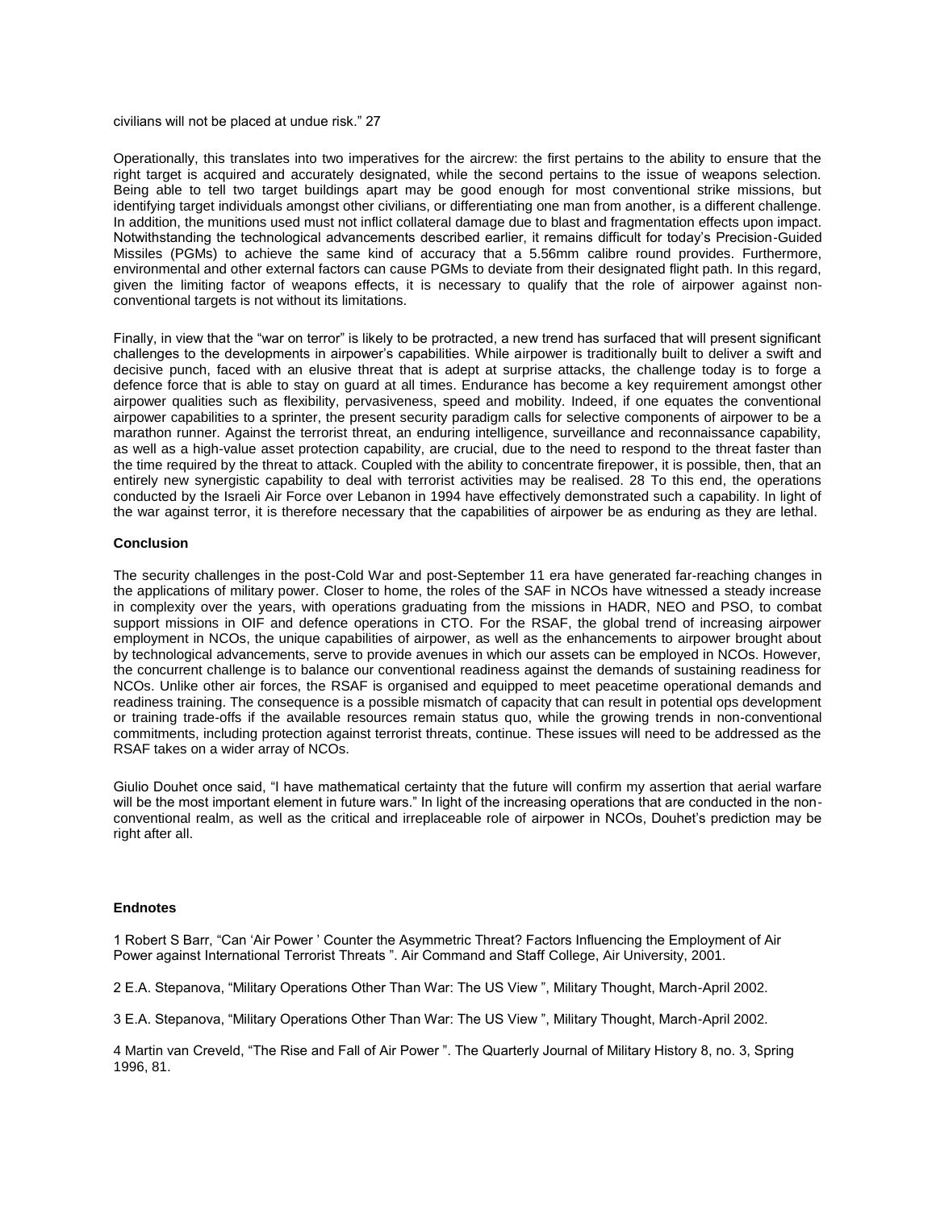civilians will not be placed at undue risk." 27

Operationally, this translates into two imperatives for the aircrew: the first pertains to the ability to ensure that the right target is acquired and accurately designated, while the second pertains to the issue of weapons selection. Being able to tell two target buildings apart may be good enough for most conventional strike missions, but identifying target individuals amongst other civilians, or differentiating one man from another, is a different challenge. In addition, the munitions used must not inflict collateral damage due to blast and fragmentation effects upon impact. Notwithstanding the technological advancements described earlier, it remains difficult for today's Precision-Guided Missiles (PGMs) to achieve the same kind of accuracy that a 5.56mm calibre round provides. Furthermore, environmental and other external factors can cause PGMs to deviate from their designated flight path. In this regard, given the limiting factor of weapons effects, it is necessary to qualify that the role of airpower against non-conventional targets is not without its limitations.

Finally, in view that the "war on terror" is likely to be protracted, a new trend has surfaced that will present significant challenges to the developments in airpower's capabilities. While airpower is traditionally built to deliver a swift and decisive punch, faced with an elusive threat that is adept at surprise attacks, the challenge today is to forge a defence force that is able to stay on guard at all times. Endurance has become a key requirement amongst other airpower qualities such as flexibility, pervasiveness, speed and mobility. Indeed, if one equates the conventional airpower capabilities to a sprinter, the present security paradigm calls for selective components of airpower to be a marathon runner. Against the terrorist threat, an enduring intelligence, surveillance and reconnaissance capability, as well as a high-value asset protection capability, are crucial, due to the need to respond to the threat faster than the time required by the threat to attack. Coupled with the ability to concentrate firepower, it is possible, then, that an entirely new synergistic capability to deal with terrorist activities may be realised. 28 To this end, the operations conducted by the Israeli Air Force over Lebanon in 1994 have effectively demonstrated such a capability. In light of the war against terror, it is therefore necessary that the capabilities of airpower be as enduring as they are lethal.

### Conclusion

The security challenges in the post-Cold War and post-September 11 era have generated far-reaching changes in the applications of military power. Closer to home, the roles of the SAF in NCOs have witnessed a steady increase in complexity over the years, with operations graduating from the missions in HADR, NEO and PSO, to combat support missions in OIF and defence operations in CTO. For the RSAF, the global trend of increasing airpower employment in NCOs, the unique capabilities of airpower, as well as the enhancements to airpower brought about by technological advancements, serve to provide avenues in which our assets can be employed in NCOs. However, the concurrent challenge is to balance our conventional readiness against the demands of sustaining readiness for NCOs. Unlike other air forces, the RSAF is organised and equipped to meet peacetime operational demands and readiness training. The consequence is a possible mismatch of capacity that can result in potential ops development or training trade-offs if the available resources remain status quo, while the growing trends in non-conventional commitments, including protection against terrorist threats, continue. These issues will need to be addressed as the RSAF takes on a wider array of NCOs.

Giulio Douhet once said, "I have mathematical certainty that the future will confirm my assertion that aerial warfare will be the most important element in future wars." In light of the increasing operations that are conducted in the non-conventional realm, as well as the critical and irreplaceable role of airpower in NCOs, Douhet's prediction may be right after all.

### Endnotes

1 Robert S Barr, "Can 'Air Power ' Counter the Asymmetric Threat? Factors Influencing the Employment of Air Power against International Terrorist Threats ". Air Command and Staff College, Air University, 2001.

2 E.A. Stepanova, "Military Operations Other Than War: The US View ", Military Thought, March-April 2002.

3 E.A. Stepanova, "Military Operations Other Than War: The US View ", Military Thought, March-April 2002.

4 Martin van Creveld, "The Rise and Fall of Air Power ". The Quarterly Journal of Military History 8, no. 3, Spring 1996, 81.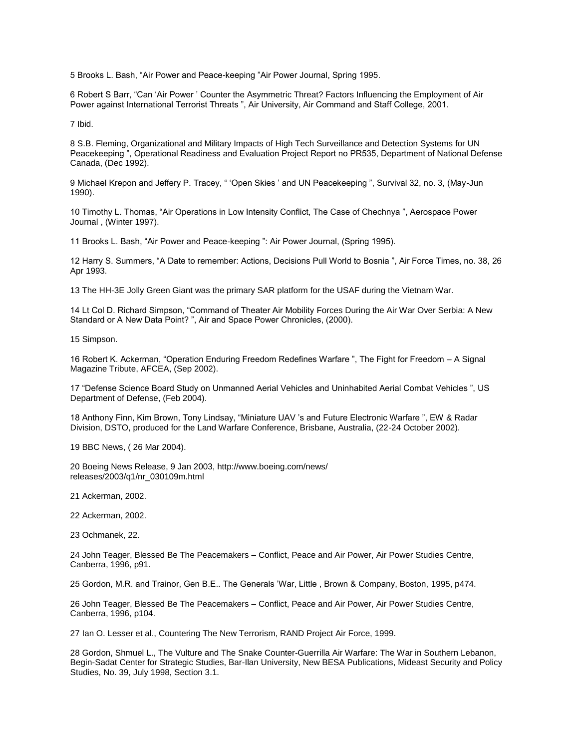5 Brooks L. Bash, “Air Power and Peace-keeping ”Air Power Journal, Spring 1995.

6 Robert S Barr, “Can ‘Air Power ’ Counter the Asymmetric Threat? Factors Influencing the Employment of Air Power against International Terrorist Threats ”, Air University, Air Command and Staff College, 2001.

7 Ibid.

8 S.B. Fleming, Organizational and Military Impacts of High Tech Surveillance and Detection Systems for UN Peacekeeping ”, Operational Readiness and Evaluation Project Report no PR535, Department of National Defense Canada, (Dec 1992).

9 Michael Krepon and Jeffery P. Tracey, “ ‘Open Skies ’ and UN Peacekeeping ”, Survival 32, no. 3, (May-Jun 1990).

10 Timothy L. Thomas, “Air Operations in Low Intensity Conflict, The Case of Chechnya ”, Aerospace Power Journal , (Winter 1997).

11 Brooks L. Bash, “Air Power and Peace-keeping ”: Air Power Journal, (Spring 1995).

12 Harry S. Summers, “A Date to remember: Actions, Decisions Pull World to Bosnia ”, Air Force Times, no. 38, 26 Apr 1993.

13 The HH-3E Jolly Green Giant was the primary SAR platform for the USAF during the Vietnam War.

14 Lt Col D. Richard Simpson, “Command of Theater Air Mobility Forces During the Air War Over Serbia: A New Standard or A New Data Point? ”, Air and Space Power Chronicles, (2000).

15 Simpson.

16 Robert K. Ackerman, “Operation Enduring Freedom Redefines Warfare ”, The Fight for Freedom – A Signal Magazine Tribute, AFCEA, (Sep 2002).

17 “Defense Science Board Study on Unmanned Aerial Vehicles and Uninhabited Aerial Combat Vehicles ”, US Department of Defense, (Feb 2004).

18 Anthony Finn, Kim Brown, Tony Lindsay, “Miniature UAV ’s and Future Electronic Warfare ”, EW & Radar Division, DSTO, produced for the Land Warfare Conference, Brisbane, Australia, (22-24 October 2002).

19 BBC News, ( 26 Mar 2004).

20 Boeing News Release, 9 Jan 2003, http://www.boeing.com/news/releases/2003/q1/nr_030109m.html

21 Ackerman, 2002.

22 Ackerman, 2002.

23 Ochmanek, 22.

24 John Teager, Blessed Be The Peacemakers – Conflict, Peace and Air Power, Air Power Studies Centre, Canberra, 1996, p91.

25 Gordon, M.R. and Trainor, Gen B.E.. The Generals ’War, Little , Brown & Company, Boston, 1995, p474.

26 John Teager, Blessed Be The Peacemakers – Conflict, Peace and Air Power, Air Power Studies Centre, Canberra, 1996, p104.

27 Ian O. Lesser et al., Countering The New Terrorism, RAND Project Air Force, 1999.

28 Gordon, Shmuel L., The Vulture and The Snake Counter-Guerrilla Air Warfare: The War in Southern Lebanon, Begin-Sadat Center for Strategic Studies, Bar-Ilan University, New BESA Publications, Mideast Security and Policy Studies, No. 39, July 1998, Section 3.1.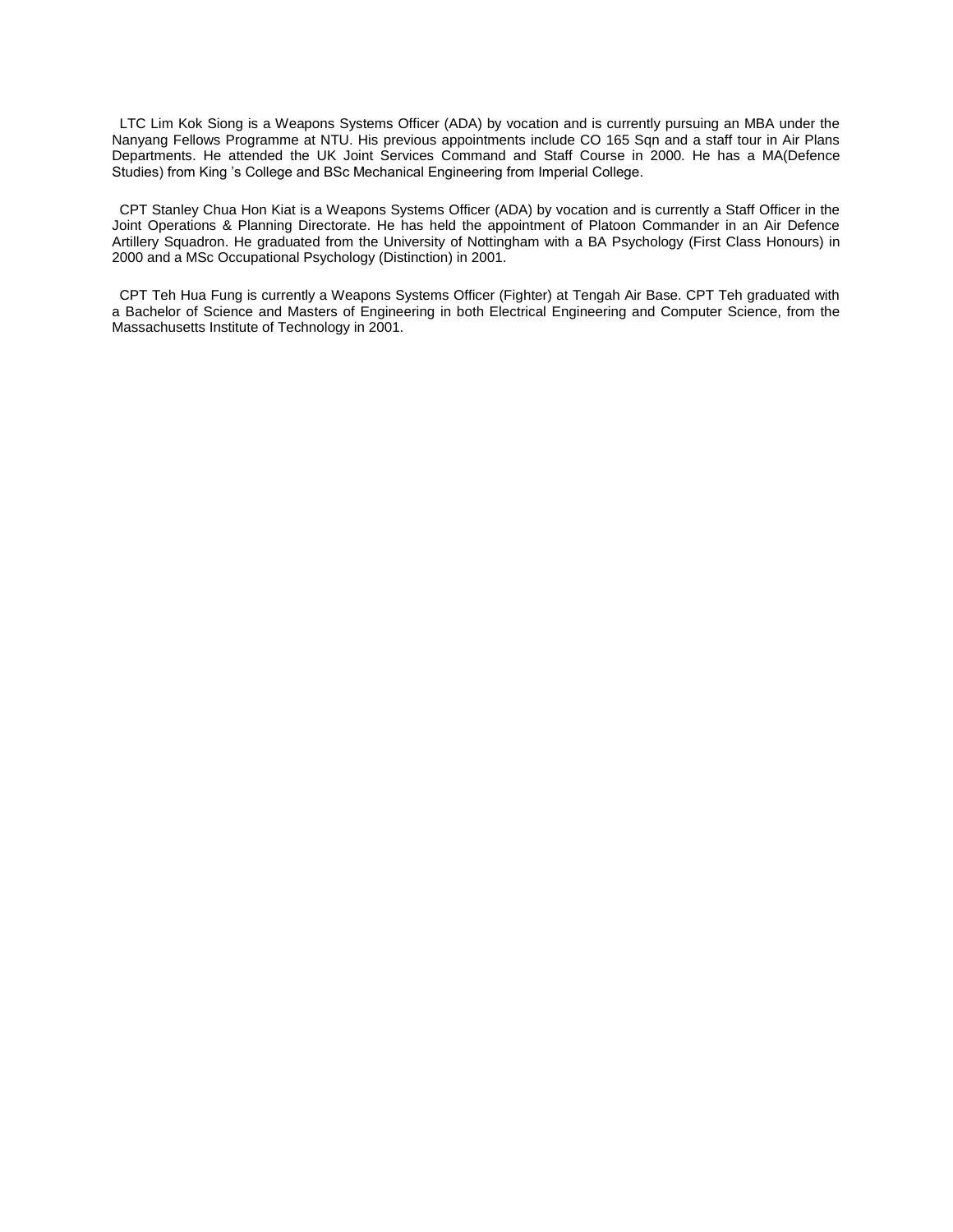LTC Lim Kok Siong is a Weapons Systems Officer (ADA) by vocation and is currently pursuing an MBA under the Nanyang Fellows Programme at NTU. His previous appointments include CO 165 Sqn and a staff tour in Air Plans Departments. He attended the UK Joint Services Command and Staff Course in 2000. He has a MA(Defence Studies) from King 's College and BSc Mechanical Engineering from Imperial College.

CPT Stanley Chua Hon Kiat is a Weapons Systems Officer (ADA) by vocation and is currently a Staff Officer in the Joint Operations & Planning Directorate. He has held the appointment of Platoon Commander in an Air Defence Artillery Squadron. He graduated from the University of Nottingham with a BA Psychology (First Class Honours) in 2000 and a MSc Occupational Psychology (Distinction) in 2001.

CPT Teh Hua Fung is currently a Weapons Systems Officer (Fighter) at Tengah Air Base. CPT Teh graduated with a Bachelor of Science and Masters of Engineering in both Electrical Engineering and Computer Science, from the Massachusetts Institute of Technology in 2001.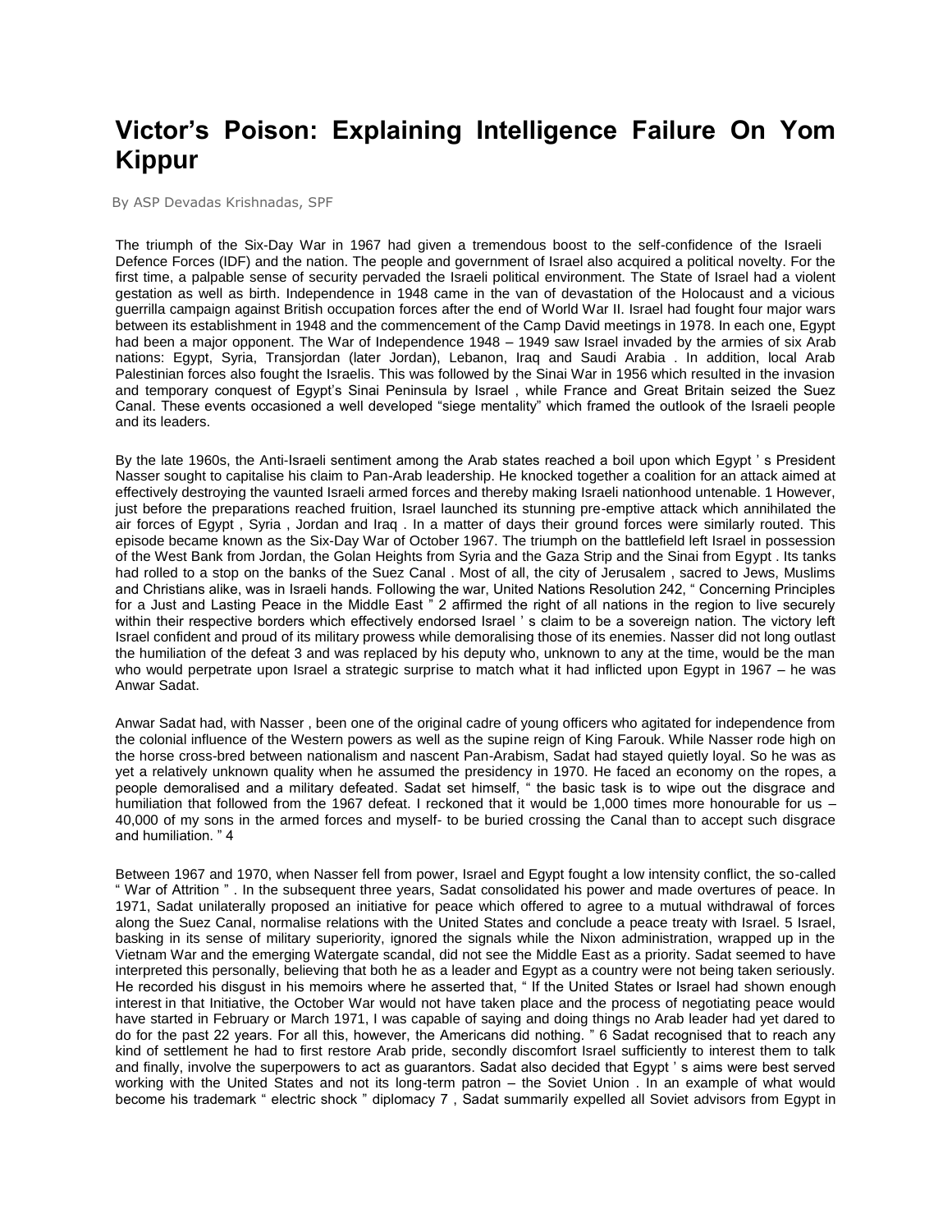# Victor's Poison: Explaining Intelligence Failure On Yom Kippur

By ASP Devadas Krishnadas, SPF

The triumph of the Six-Day War in 1967 had given a tremendous boost to the self-confidence of the Israeli Defence Forces (IDF) and the nation. The people and government of Israel also acquired a political novelty. For the first time, a palpable sense of security pervaded the Israeli political environment. The State of Israel had a violent gestation as well as birth. Independence in 1948 came in the van of devastation of the Holocaust and a vicious guerrilla campaign against British occupation forces after the end of World War II. Israel had fought four major wars between its establishment in 1948 and the commencement of the Camp David meetings in 1978. In each one, Egypt had been a major opponent. The War of Independence 1948 – 1949 saw Israel invaded by the armies of six Arab nations: Egypt, Syria, Transjordan (later Jordan), Lebanon, Iraq and Saudi Arabia . In addition, local Arab Palestinian forces also fought the Israelis. This was followed by the Sinai War in 1956 which resulted in the invasion and temporary conquest of Egypt's Sinai Peninsula by Israel , while France and Great Britain seized the Suez Canal. These events occasioned a well developed "siege mentality" which framed the outlook of the Israeli people and its leaders.

By the late 1960s, the Anti-Israeli sentiment among the Arab states reached a boil upon which Egypt ' s President Nasser sought to capitalise his claim to Pan-Arab leadership. He knocked together a coalition for an attack aimed at effectively destroying the vaunted Israeli armed forces and thereby making Israeli nationhood untenable. 1 However, just before the preparations reached fruition, Israel launched its stunning pre-emptive attack which annihilated the air forces of Egypt , Syria , Jordan and Iraq . In a matter of days their ground forces were similarly routed. This episode became known as the Six-Day War of October 1967. The triumph on the battlefield left Israel in possession of the West Bank from Jordan, the Golan Heights from Syria and the Gaza Strip and the Sinai from Egypt . Its tanks had rolled to a stop on the banks of the Suez Canal . Most of all, the city of Jerusalem , sacred to Jews, Muslims and Christians alike, was in Israeli hands. Following the war, United Nations Resolution 242, " Concerning Principles for a Just and Lasting Peace in the Middle East " 2 affirmed the right of all nations in the region to live securely within their respective borders which effectively endorsed Israel ' s claim to be a sovereign nation. The victory left Israel confident and proud of its military prowess while demoralising those of its enemies. Nasser did not long outlast the humiliation of the defeat 3 and was replaced by his deputy who, unknown to any at the time, would be the man who would perpetrate upon Israel a strategic surprise to match what it had inflicted upon Egypt in 1967 – he was Anwar Sadat.

Anwar Sadat had, with Nasser , been one of the original cadre of young officers who agitated for independence from the colonial influence of the Western powers as well as the supine reign of King Farouk. While Nasser rode high on the horse cross-bred between nationalism and nascent Pan-Arabism, Sadat had stayed quietly loyal. So he was as yet a relatively unknown quality when he assumed the presidency in 1970. He faced an economy on the ropes, a people demoralised and a military defeated. Sadat set himself, " the basic task is to wipe out the disgrace and humiliation that followed from the 1967 defeat. I reckoned that it would be 1,000 times more honourable for us – 40,000 of my sons in the armed forces and myself- to be buried crossing the Canal than to accept such disgrace and humiliation. " 4

Between 1967 and 1970, when Nasser fell from power, Israel and Egypt fought a low intensity conflict, the so-called " War of Attrition " . In the subsequent three years, Sadat consolidated his power and made overtures of peace. In 1971, Sadat unilaterally proposed an initiative for peace which offered to agree to a mutual withdrawal of forces along the Suez Canal, normalise relations with the United States and conclude a peace treaty with Israel. 5 Israel, basking in its sense of military superiority, ignored the signals while the Nixon administration, wrapped up in the Vietnam War and the emerging Watergate scandal, did not see the Middle East as a priority. Sadat seemed to have interpreted this personally, believing that both he as a leader and Egypt as a country were not being taken seriously. He recorded his disgust in his memoirs where he asserted that, " If the United States or Israel had shown enough interest in that Initiative, the October War would not have taken place and the process of negotiating peace would have started in February or March 1971, I was capable of saying and doing things no Arab leader had yet dared to do for the past 22 years. For all this, however, the Americans did nothing. " 6 Sadat recognised that to reach any kind of settlement he had to first restore Arab pride, secondly discomfort Israel sufficiently to interest them to talk and finally, involve the superpowers to act as guarantors. Sadat also decided that Egypt ' s aims were best served working with the United States and not its long-term patron – the Soviet Union . In an example of what would become his trademark " electric shock " diplomacy 7 , Sadat summarily expelled all Soviet advisors from Egypt in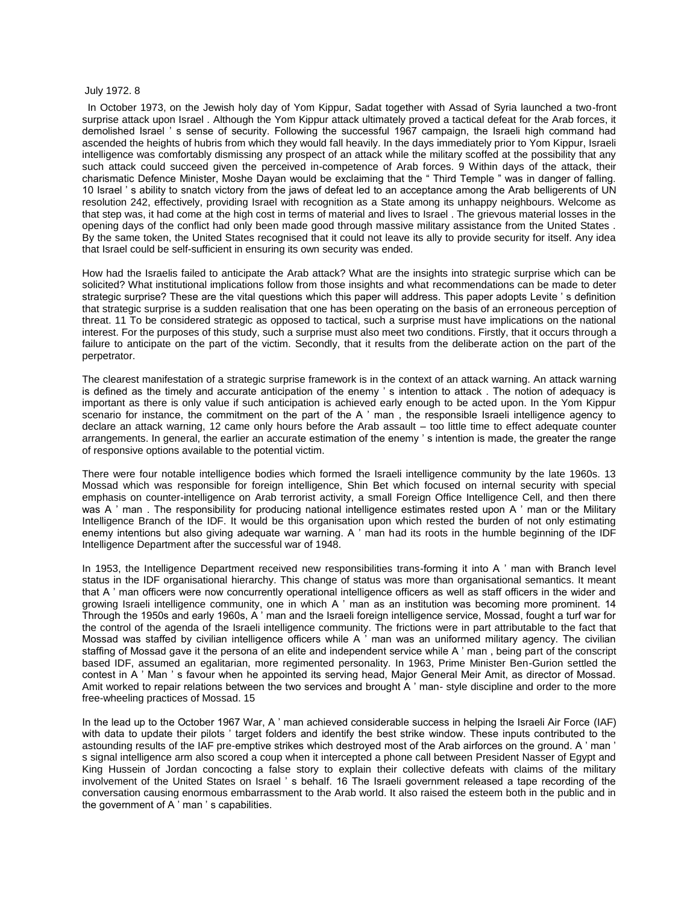July 1972. 8

In October 1973, on the Jewish holy day of Yom Kippur, Sadat together with Assad of Syria launched a two-front surprise attack upon Israel . Although the Yom Kippur attack ultimately proved a tactical defeat for the Arab forces, it demolished Israel ' s sense of security. Following the successful 1967 campaign, the Israeli high command had ascended the heights of hubris from which they would fall heavily. In the days immediately prior to Yom Kippur, Israeli intelligence was comfortably dismissing any prospect of an attack while the military scoffed at the possibility that any such attack could succeed given the perceived in-competence of Arab forces. 9 Within days of the attack, their charismatic Defence Minister, Moshe Dayan would be exclaiming that the " Third Temple " was in danger of falling. 10 Israel ' s ability to snatch victory from the jaws of defeat led to an acceptance among the Arab belligerents of UN resolution 242, effectively, providing Israel with recognition as a State among its unhappy neighbours. Welcome as that step was, it had come at the high cost in terms of material and lives to Israel . The grievous material losses in the opening days of the conflict had only been made good through massive military assistance from the United States . By the same token, the United States recognised that it could not leave its ally to provide security for itself. Any idea that Israel could be self-sufficient in ensuring its own security was ended.

How had the Israelis failed to anticipate the Arab attack? What are the insights into strategic surprise which can be solicited? What institutional implications follow from those insights and what recommendations can be made to deter strategic surprise? These are the vital questions which this paper will address. This paper adopts Levite ' s definition that strategic surprise is a sudden realisation that one has been operating on the basis of an erroneous perception of threat. 11 To be considered strategic as opposed to tactical, such a surprise must have implications on the national interest. For the purposes of this study, such a surprise must also meet two conditions. Firstly, that it occurs through a failure to anticipate on the part of the victim. Secondly, that it results from the deliberate action on the part of the perpetrator.

The clearest manifestation of a strategic surprise framework is in the context of an attack warning. An attack warning is defined as the timely and accurate anticipation of the enemy ' s intention to attack . The notion of adequacy is important as there is only value if such anticipation is achieved early enough to be acted upon. In the Yom Kippur scenario for instance, the commitment on the part of the A ' man , the responsible Israeli intelligence agency to declare an attack warning, 12 came only hours before the Arab assault – too little time to effect adequate counter arrangements. In general, the earlier an accurate estimation of the enemy ' s intention is made, the greater the range of responsive options available to the potential victim.

There were four notable intelligence bodies which formed the Israeli intelligence community by the late 1960s. 13 Mossad which was responsible for foreign intelligence, Shin Bet which focused on internal security with special emphasis on counter-intelligence on Arab terrorist activity, a small Foreign Office Intelligence Cell, and then there was A ' man . The responsibility for producing national intelligence estimates rested upon A ' man or the Military Intelligence Branch of the IDF. It would be this organisation upon which rested the burden of not only estimating enemy intentions but also giving adequate war warning. A ' man had its roots in the humble beginning of the IDF Intelligence Department after the successful war of 1948.

In 1953, the Intelligence Department received new responsibilities trans-forming it into A ' man with Branch level status in the IDF organisational hierarchy. This change of status was more than organisational semantics. It meant that A ' man officers were now concurrently operational intelligence officers as well as staff officers in the wider and growing Israeli intelligence community, one in which A ' man as an institution was becoming more prominent. 14 Through the 1950s and early 1960s, A ' man and the Israeli foreign intelligence service, Mossad, fought a turf war for the control of the agenda of the Israeli intelligence community. The frictions were in part attributable to the fact that Mossad was staffed by civilian intelligence officers while A ' man was an uniformed military agency. The civilian staffing of Mossad gave it the persona of an elite and independent service while A ' man , being part of the conscript based IDF, assumed an egalitarian, more regimented personality. In 1963, Prime Minister Ben-Gurion settled the contest in A ' Man ' s favour when he appointed its serving head, Major General Meir Amit, as director of Mossad. Amit worked to repair relations between the two services and brought A ' man- style discipline and order to the more free-wheeling practices of Mossad. 15

In the lead up to the October 1967 War, A ' man achieved considerable success in helping the Israeli Air Force (IAF) with data to update their pilots ' target folders and identify the best strike window. These inputs contributed to the astounding results of the IAF pre-emptive strikes which destroyed most of the Arab airforces on the ground. A ' man ' s signal intelligence arm also scored a coup when it intercepted a phone call between President Nasser of Egypt and King Hussein of Jordan concocting a false story to explain their collective defeats with claims of the military involvement of the United States on Israel ' s behalf. 16 The Israeli government released a tape recording of the conversation causing enormous embarrassment to the Arab world. It also raised the esteem both in the public and in the government of A ' man ' s capabilities.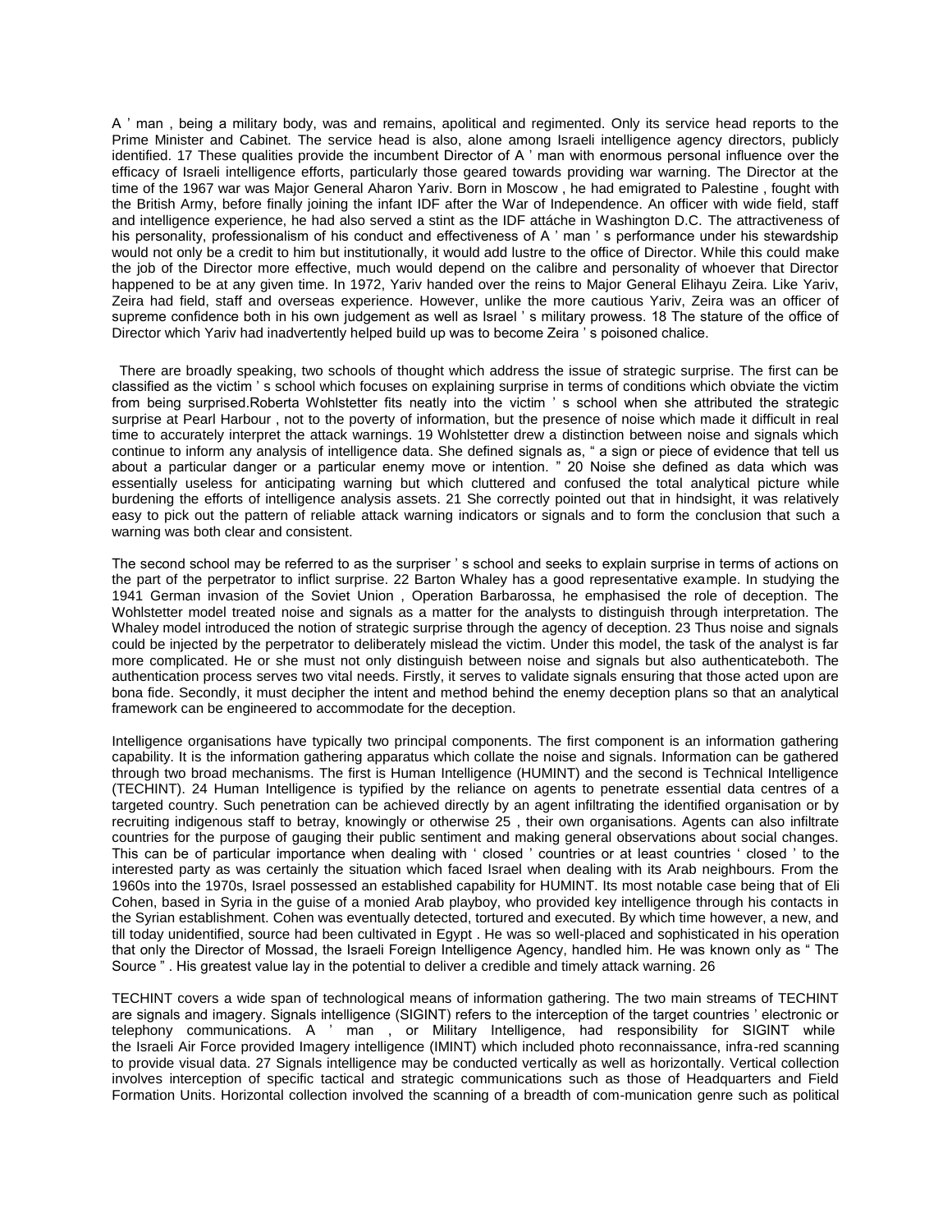A ' man , being a military body, was and remains, apolitical and regimented. Only its service head reports to the Prime Minister and Cabinet. The service head is also, alone among Israeli intelligence agency directors, publicly identified. 17 These qualities provide the incumbent Director of A ' man with enormous personal influence over the efficacy of Israeli intelligence efforts, particularly those geared towards providing war warning. The Director at the time of the 1967 war was Major General Aharon Yariv. Born in Moscow , he had emigrated to Palestine , fought with the British Army, before finally joining the infant IDF after the War of Independence. An officer with wide field, staff and intelligence experience, he had also served a stint as the IDF attáche in Washington D.C. The attractiveness of his personality, professionalism of his conduct and effectiveness of A ' man ' s performance under his stewardship would not only be a credit to him but institutionally, it would add lustre to the office of Director. While this could make the job of the Director more effective, much would depend on the calibre and personality of whoever that Director happened to be at any given time. In 1972, Yariv handed over the reins to Major General Elihayu Zeira. Like Yariv, Zeira had field, staff and overseas experience. However, unlike the more cautious Yariv, Zeira was an officer of supreme confidence both in his own judgement as well as Israel ' s military prowess. 18 The stature of the office of Director which Yariv had inadvertently helped build up was to become Zeira ' s poisoned chalice.

There are broadly speaking, two schools of thought which address the issue of strategic surprise. The first can be classified as the victim ' s school which focuses on explaining surprise in terms of conditions which obviate the victim from being surprised.Roberta Wohlstetter fits neatly into the victim ' s school when she attributed the strategic surprise at Pearl Harbour , not to the poverty of information, but the presence of noise which made it difficult in real time to accurately interpret the attack warnings. 19 Wohlstetter drew a distinction between noise and signals which continue to inform any analysis of intelligence data. She defined signals as, " a sign or piece of evidence that tell us about a particular danger or a particular enemy move or intention. " 20 Noise she defined as data which was essentially useless for anticipating warning but which cluttered and confused the total analytical picture while burdening the efforts of intelligence analysis assets. 21 She correctly pointed out that in hindsight, it was relatively easy to pick out the pattern of reliable attack warning indicators or signals and to form the conclusion that such a warning was both clear and consistent.

The second school may be referred to as the surpriser ' s school and seeks to explain surprise in terms of actions on the part of the perpetrator to inflict surprise. 22 Barton Whaley has a good representative example. In studying the 1941 German invasion of the Soviet Union , Operation Barbarossa, he emphasised the role of deception. The Wohlstetter model treated noise and signals as a matter for the analysts to distinguish through interpretation. The Whaley model introduced the notion of strategic surprise through the agency of deception. 23 Thus noise and signals could be injected by the perpetrator to deliberately mislead the victim. Under this model, the task of the analyst is far more complicated. He or she must not only distinguish between noise and signals but also authenticateboth. The authentication process serves two vital needs. Firstly, it serves to validate signals ensuring that those acted upon are bona fide. Secondly, it must decipher the intent and method behind the enemy deception plans so that an analytical framework can be engineered to accommodate for the deception.

Intelligence organisations have typically two principal components. The first component is an information gathering capability. It is the information gathering apparatus which collate the noise and signals. Information can be gathered through two broad mechanisms. The first is Human Intelligence (HUMINT) and the second is Technical Intelligence (TECHINT). 24 Human Intelligence is typified by the reliance on agents to penetrate essential data centres of a targeted country. Such penetration can be achieved directly by an agent infiltrating the identified organisation or by recruiting indigenous staff to betray, knowingly or otherwise 25 , their own organisations. Agents can also infiltrate countries for the purpose of gauging their public sentiment and making general observations about social changes. This can be of particular importance when dealing with ' closed ' countries or at least countries ' closed ' to the interested party as was certainly the situation which faced Israel when dealing with its Arab neighbours. From the 1960s into the 1970s, Israel possessed an established capability for HUMINT. Its most notable case being that of Eli Cohen, based in Syria in the guise of a monied Arab playboy, who provided key intelligence through his contacts in the Syrian establishment. Cohen was eventually detected, tortured and executed. By which time however, a new, and till today unidentified, source had been cultivated in Egypt . He was so well-placed and sophisticated in his operation that only the Director of Mossad, the Israeli Foreign Intelligence Agency, handled him. He was known only as " The Source " . His greatest value lay in the potential to deliver a credible and timely attack warning. 26

TECHINT covers a wide span of technological means of information gathering. The two main streams of TECHINT are signals and imagery. Signals intelligence (SIGINT) refers to the interception of the target countries ' electronic or telephony communications. A ' man , or Military Intelligence, had responsibility for SIGINT while the Israeli Air Force provided Imagery intelligence (IMINT) which included photo reconnaissance, infra-red scanning to provide visual data. 27 Signals intelligence may be conducted vertically as well as horizontally. Vertical collection involves interception of specific tactical and strategic communications such as those of Headquarters and Field Formation Units. Horizontal collection involved the scanning of a breadth of com-munication genre such as political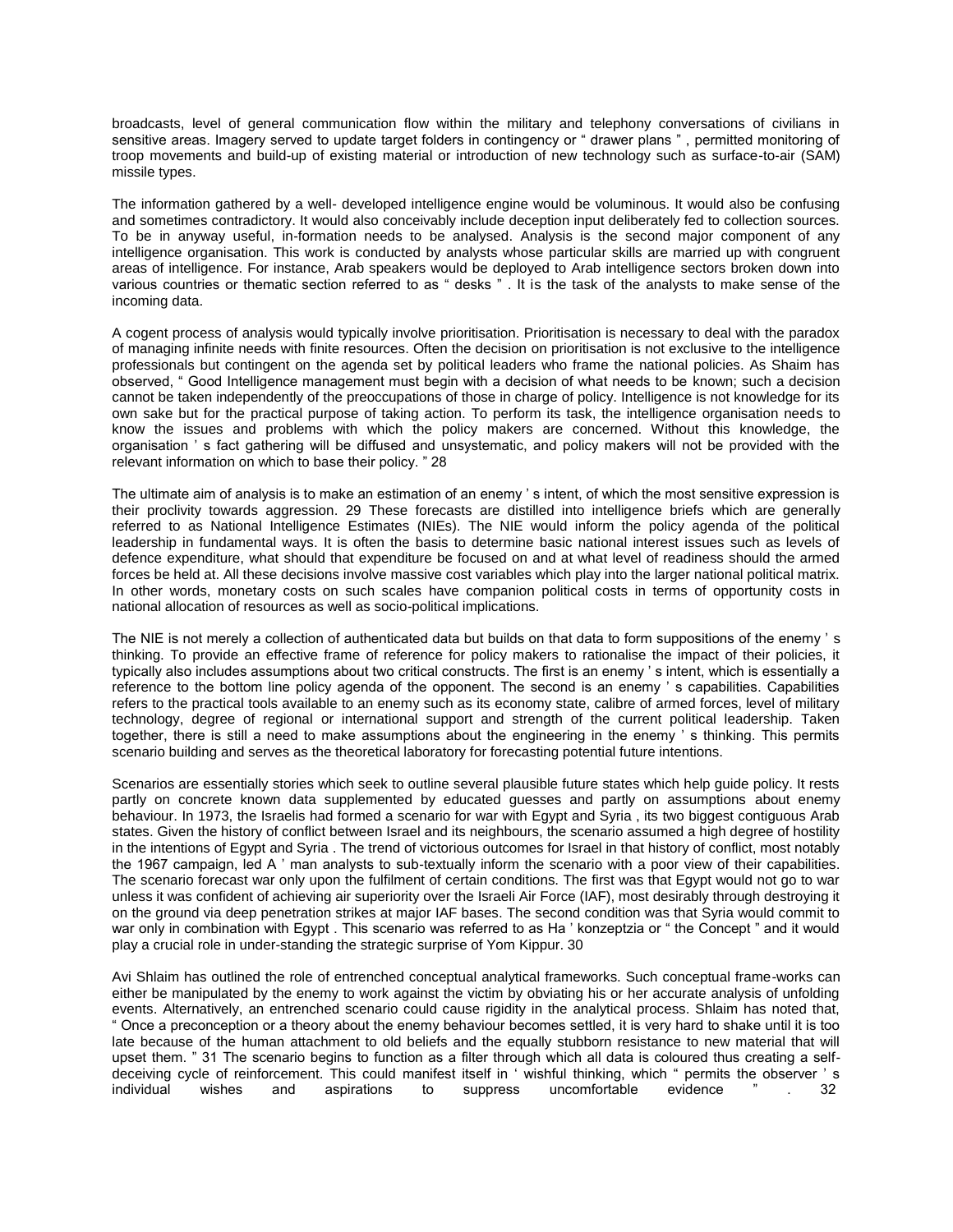broadcasts, level of general communication flow within the military and telephony conversations of civilians in sensitive areas. Imagery served to update target folders in contingency or " drawer plans " , permitted monitoring of troop movements and build-up of existing material or introduction of new technology such as surface-to-air (SAM) missile types.

The information gathered by a well- developed intelligence engine would be voluminous. It would also be confusing and sometimes contradictory. It would also conceivably include deception input deliberately fed to collection sources. To be in anyway useful, in-formation needs to be analysed. Analysis is the second major component of any intelligence organisation. This work is conducted by analysts whose particular skills are married up with congruent areas of intelligence. For instance, Arab speakers would be deployed to Arab intelligence sectors broken down into various countries or thematic section referred to as " desks " . It is the task of the analysts to make sense of the incoming data.

A cogent process of analysis would typically involve prioritisation. Prioritisation is necessary to deal with the paradox of managing infinite needs with finite resources. Often the decision on prioritisation is not exclusive to the intelligence professionals but contingent on the agenda set by political leaders who frame the national policies. As Shaim has observed, " Good Intelligence management must begin with a decision of what needs to be known; such a decision cannot be taken independently of the preoccupations of those in charge of policy. Intelligence is not knowledge for its own sake but for the practical purpose of taking action. To perform its task, the intelligence organisation needs to know the issues and problems with which the policy makers are concerned. Without this knowledge, the organisation ' s fact gathering will be diffused and unsystematic, and policy makers will not be provided with the relevant information on which to base their policy. " 28

The ultimate aim of analysis is to make an estimation of an enemy ' s intent, of which the most sensitive expression is their proclivity towards aggression. 29 These forecasts are distilled into intelligence briefs which are generally referred to as National Intelligence Estimates (NIEs). The NIE would inform the policy agenda of the political leadership in fundamental ways. It is often the basis to determine basic national interest issues such as levels of defence expenditure, what should that expenditure be focused on and at what level of readiness should the armed forces be held at. All these decisions involve massive cost variables which play into the larger national political matrix. In other words, monetary costs on such scales have companion political costs in terms of opportunity costs in national allocation of resources as well as socio-political implications.

The NIE is not merely a collection of authenticated data but builds on that data to form suppositions of the enemy ' s thinking. To provide an effective frame of reference for policy makers to rationalise the impact of their policies, it typically also includes assumptions about two critical constructs. The first is an enemy ' s intent, which is essentially a reference to the bottom line policy agenda of the opponent. The second is an enemy ' s capabilities. Capabilities refers to the practical tools available to an enemy such as its economy state, calibre of armed forces, level of military technology, degree of regional or international support and strength of the current political leadership. Taken together, there is still a need to make assumptions about the engineering in the enemy ' s thinking. This permits scenario building and serves as the theoretical laboratory for forecasting potential future intentions.

Scenarios are essentially stories which seek to outline several plausible future states which help guide policy. It rests partly on concrete known data supplemented by educated guesses and partly on assumptions about enemy behaviour. In 1973, the Israelis had formed a scenario for war with Egypt and Syria , its two biggest contiguous Arab states. Given the history of conflict between Israel and its neighbours, the scenario assumed a high degree of hostility in the intentions of Egypt and Syria . The trend of victorious outcomes for Israel in that history of conflict, most notably the 1967 campaign, led A ' man analysts to sub-textually inform the scenario with a poor view of their capabilities. The scenario forecast war only upon the fulfilment of certain conditions. The first was that Egypt would not go to war unless it was confident of achieving air superiority over the Israeli Air Force (IAF), most desirably through destroying it on the ground via deep penetration strikes at major IAF bases. The second condition was that Syria would commit to war only in combination with Egypt . This scenario was referred to as Ha ' konzeptzia or " the Concept " and it would play a crucial role in under-standing the strategic surprise of Yom Kippur. 30

Avi Shlaim has outlined the role of entrenched conceptual analytical frameworks. Such conceptual frame-works can either be manipulated by the enemy to work against the victim by obviating his or her accurate analysis of unfolding events. Alternatively, an entrenched scenario could cause rigidity in the analytical process. Shlaim has noted that, " Once a preconception or a theory about the enemy behaviour becomes settled, it is very hard to shake until it is too late because of the human attachment to old beliefs and the equally stubborn resistance to new material that will upset them. " 31 The scenario begins to function as a filter through which all data is coloured thus creating a self-deceiving cycle of reinforcement. This could manifest itself in ' wishful thinking, which " permits the observer ' s individual wishes and aspirations to suppress uncomfortable evidence " . 32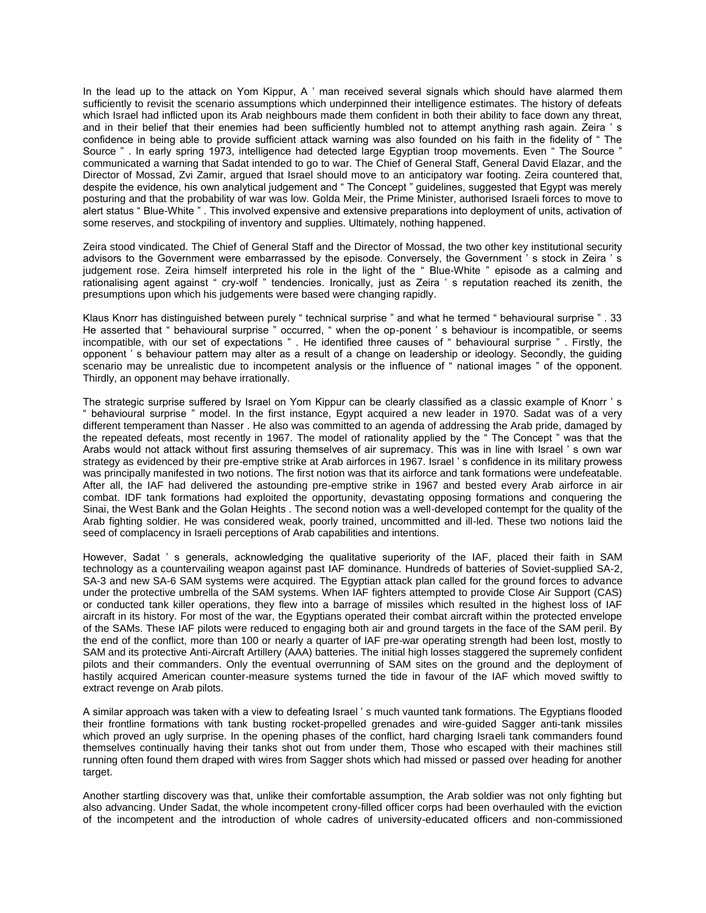In the lead up to the attack on Yom Kippur, A ' man received several signals which should have alarmed them sufficiently to revisit the scenario assumptions which underpinned their intelligence estimates. The history of defeats which Israel had inflicted upon its Arab neighbours made them confident in both their ability to face down any threat, and in their belief that their enemies had been sufficiently humbled not to attempt anything rash again. Zeira ' s confidence in being able to provide sufficient attack warning was also founded on his faith in the fidelity of " The Source " . In early spring 1973, intelligence had detected large Egyptian troop movements. Even " The Source " communicated a warning that Sadat intended to go to war. The Chief of General Staff, General David Elazar, and the Director of Mossad, Zvi Zamir, argued that Israel should move to an anticipatory war footing. Zeira countered that, despite the evidence, his own analytical judgement and " The Concept " guidelines, suggested that Egypt was merely posturing and that the probability of war was low. Golda Meir, the Prime Minister, authorised Israeli forces to move to alert status " Blue-White " . This involved expensive and extensive preparations into deployment of units, activation of some reserves, and stockpiling of inventory and supplies. Ultimately, nothing happened.

Zeira stood vindicated. The Chief of General Staff and the Director of Mossad, the two other key institutional security advisors to the Government were embarrassed by the episode. Conversely, the Government ' s stock in Zeira ' s judgement rose. Zeira himself interpreted his role in the light of the " Blue-White " episode as a calming and rationalising agent against " cry-wolf " tendencies. Ironically, just as Zeira ' s reputation reached its zenith, the presumptions upon which his judgements were based were changing rapidly.

Klaus Knorr has distinguished between purely " technical surprise " and what he termed " behavioural surprise " . 33 He asserted that " behavioural surprise " occurred, " when the op-ponent ' s behaviour is incompatible, or seems incompatible, with our set of expectations " . He identified three causes of " behavioural surprise " . Firstly, the opponent ' s behaviour pattern may alter as a result of a change on leadership or ideology. Secondly, the guiding scenario may be unrealistic due to incompetent analysis or the influence of " national images " of the opponent. Thirdly, an opponent may behave irrationally.

The strategic surprise suffered by Israel on Yom Kippur can be clearly classified as a classic example of Knorr ' s " behavioural surprise " model. In the first instance, Egypt acquired a new leader in 1970. Sadat was of a very different temperament than Nasser . He also was committed to an agenda of addressing the Arab pride, damaged by the repeated defeats, most recently in 1967. The model of rationality applied by the " The Concept " was that the Arabs would not attack without first assuring themselves of air supremacy. This was in line with Israel ' s own war strategy as evidenced by their pre-emptive strike at Arab airforces in 1967. Israel ' s confidence in its military prowess was principally manifested in two notions. The first notion was that its airforce and tank formations were undefeatable. After all, the IAF had delivered the astounding pre-emptive strike in 1967 and bested every Arab airforce in air combat. IDF tank formations had exploited the opportunity, devastating opposing formations and conquering the Sinai, the West Bank and the Golan Heights . The second notion was a well-developed contempt for the quality of the Arab fighting soldier. He was considered weak, poorly trained, uncommitted and ill-led. These two notions laid the seed of complacency in Israeli perceptions of Arab capabilities and intentions.

However, Sadat ' s generals, acknowledging the qualitative superiority of the IAF, placed their faith in SAM technology as a countervailing weapon against past IAF dominance. Hundreds of batteries of Soviet-supplied SA-2, SA-3 and new SA-6 SAM systems were acquired. The Egyptian attack plan called for the ground forces to advance under the protective umbrella of the SAM systems. When IAF fighters attempted to provide Close Air Support (CAS) or conducted tank killer operations, they flew into a barrage of missiles which resulted in the highest loss of IAF aircraft in its history. For most of the war, the Egyptians operated their combat aircraft within the protected envelope of the SAMs. These IAF pilots were reduced to engaging both air and ground targets in the face of the SAM peril. By the end of the conflict, more than 100 or nearly a quarter of IAF pre-war operating strength had been lost, mostly to SAM and its protective Anti-Aircraft Artillery (AAA) batteries. The initial high losses staggered the supremely confident pilots and their commanders. Only the eventual overrunning of SAM sites on the ground and the deployment of hastily acquired American counter-measure systems turned the tide in favour of the IAF which moved swiftly to extract revenge on Arab pilots.

A similar approach was taken with a view to defeating Israel ' s much vaunted tank formations. The Egyptians flooded their frontline formations with tank busting rocket-propelled grenades and wire-guided Sagger anti-tank missiles which proved an ugly surprise. In the opening phases of the conflict, hard charging Israeli tank commanders found themselves continually having their tanks shot out from under them, Those who escaped with their machines still running often found them draped with wires from Sagger shots which had missed or passed over heading for another target.

Another startling discovery was that, unlike their comfortable assumption, the Arab soldier was not only fighting but also advancing. Under Sadat, the whole incompetent crony-filled officer corps had been overhauled with the eviction of the incompetent and the introduction of whole cadres of university-educated officers and non-commissioned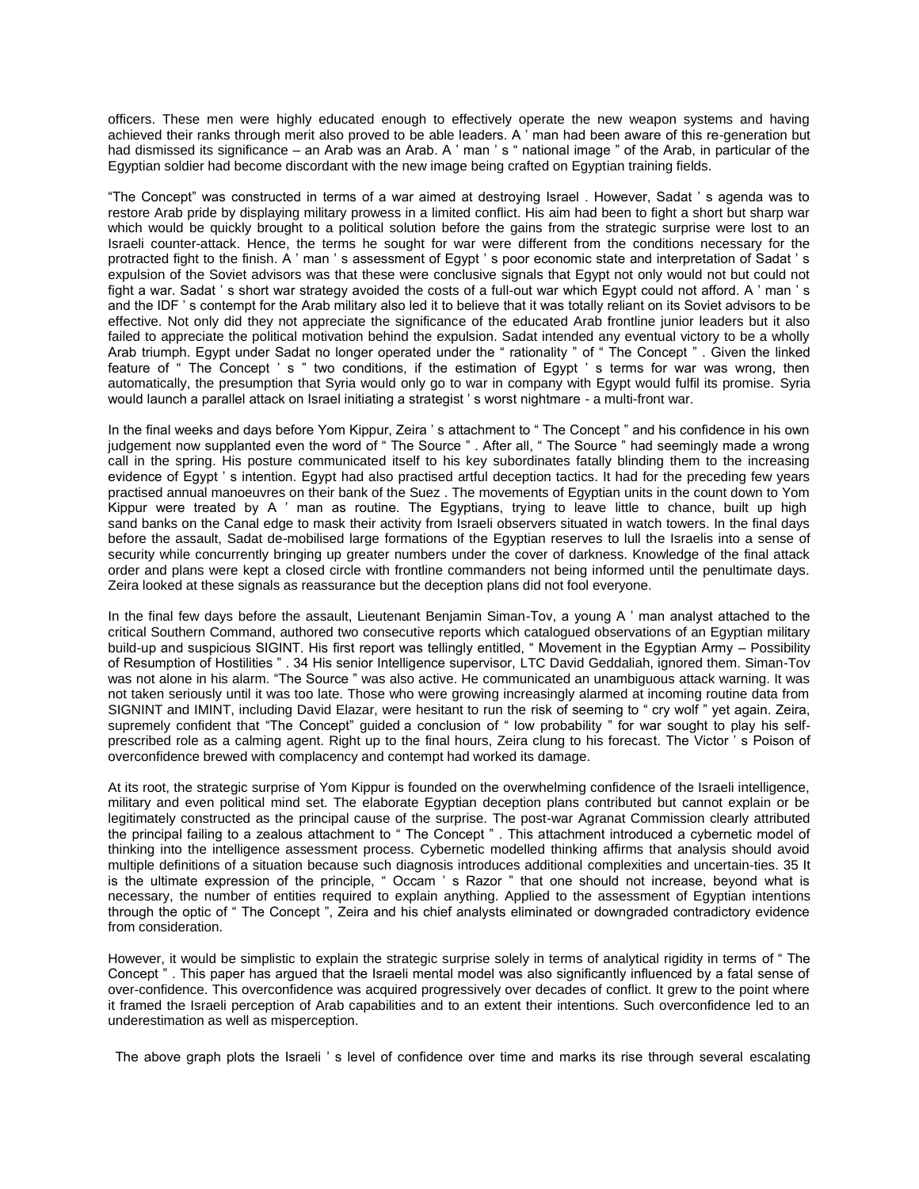officers. These men were highly educated enough to effectively operate the new weapon systems and having achieved their ranks through merit also proved to be able leaders. A ' man had been aware of this re-generation but had dismissed its significance – an Arab was an Arab. A ' man ' s " national image " of the Arab, in particular of the Egyptian soldier had become discordant with the new image being crafted on Egyptian training fields.

"The Concept" was constructed in terms of a war aimed at destroying Israel . However, Sadat ' s agenda was to restore Arab pride by displaying military prowess in a limited conflict. His aim had been to fight a short but sharp war which would be quickly brought to a political solution before the gains from the strategic surprise were lost to an Israeli counter-attack. Hence, the terms he sought for war were different from the conditions necessary for the protracted fight to the finish. A ' man ' s assessment of Egypt ' s poor economic state and interpretation of Sadat ' s expulsion of the Soviet advisors was that these were conclusive signals that Egypt not only would not but could not fight a war. Sadat ' s short war strategy avoided the costs of a full-out war which Egypt could not afford. A ' man ' s and the IDF ' s contempt for the Arab military also led it to believe that it was totally reliant on its Soviet advisors to be effective. Not only did they not appreciate the significance of the educated Arab frontline junior leaders but it also failed to appreciate the political motivation behind the expulsion. Sadat intended any eventual victory to be a wholly Arab triumph. Egypt under Sadat no longer operated under the " rationality " of " The Concept " . Given the linked feature of " The Concept ' s " two conditions, if the estimation of Egypt ' s terms for war was wrong, then automatically, the presumption that Syria would only go to war in company with Egypt would fulfil its promise. Syria would launch a parallel attack on Israel initiating a strategist ' s worst nightmare - a multi-front war.

In the final weeks and days before Yom Kippur, Zeira ' s attachment to " The Concept " and his confidence in his own judgement now supplanted even the word of " The Source " . After all, " The Source " had seemingly made a wrong call in the spring. His posture communicated itself to his key subordinates fatally blinding them to the increasing evidence of Egypt ' s intention. Egypt had also practised artful deception tactics. It had for the preceding few years practised annual manoeuvres on their bank of the Suez . The movements of Egyptian units in the count down to Yom Kippur were treated by A ' man as routine. The Egyptians, trying to leave little to chance, built up high sand banks on the Canal edge to mask their activity from Israeli observers situated in watch towers. In the final days before the assault, Sadat de-mobilised large formations of the Egyptian reserves to lull the Israelis into a sense of security while concurrently bringing up greater numbers under the cover of darkness. Knowledge of the final attack order and plans were kept a closed circle with frontline commanders not being informed until the penultimate days. Zeira looked at these signals as reassurance but the deception plans did not fool everyone.

In the final few days before the assault, Lieutenant Benjamin Siman-Tov, a young A ' man analyst attached to the critical Southern Command, authored two consecutive reports which catalogued observations of an Egyptian military build-up and suspicious SIGINT. His first report was tellingly entitled, " Movement in the Egyptian Army – Possibility of Resumption of Hostilities " . 34 His senior Intelligence supervisor, LTC David Geddaliah, ignored them. Siman-Tov was not alone in his alarm. "The Source " was also active. He communicated an unambiguous attack warning. It was not taken seriously until it was too late. Those who were growing increasingly alarmed at incoming routine data from SIGNINT and IMINT, including David Elazar, were hesitant to run the risk of seeming to " cry wolf " yet again. Zeira, supremely confident that "The Concept" guided a conclusion of " low probability " for war sought to play his self-prescribed role as a calming agent. Right up to the final hours, Zeira clung to his forecast. The Victor ' s Poison of overconfidence brewed with complacency and contempt had worked its damage.

At its root, the strategic surprise of Yom Kippur is founded on the overwhelming confidence of the Israeli intelligence, military and even political mind set. The elaborate Egyptian deception plans contributed but cannot explain or be legitimately constructed as the principal cause of the surprise. The post-war Agranat Commission clearly attributed the principal failing to a zealous attachment to " The Concept " . This attachment introduced a cybernetic model of thinking into the intelligence assessment process. Cybernetic modelled thinking affirms that analysis should avoid multiple definitions of a situation because such diagnosis introduces additional complexities and uncertain-ties. 35 It is the ultimate expression of the principle, " Occam ' s Razor " that one should not increase, beyond what is necessary, the number of entities required to explain anything. Applied to the assessment of Egyptian intentions through the optic of " The Concept ", Zeira and his chief analysts eliminated or downgraded contradictory evidence from consideration.

However, it would be simplistic to explain the strategic surprise solely in terms of analytical rigidity in terms of " The Concept " . This paper has argued that the Israeli mental model was also significantly influenced by a fatal sense of over-confidence. This overconfidence was acquired progressively over decades of conflict. It grew to the point where it framed the Israeli perception of Arab capabilities and to an extent their intentions. Such overconfidence led to an underestimation as well as misperception.

The above graph plots the Israeli ' s level of confidence over time and marks its rise through several escalating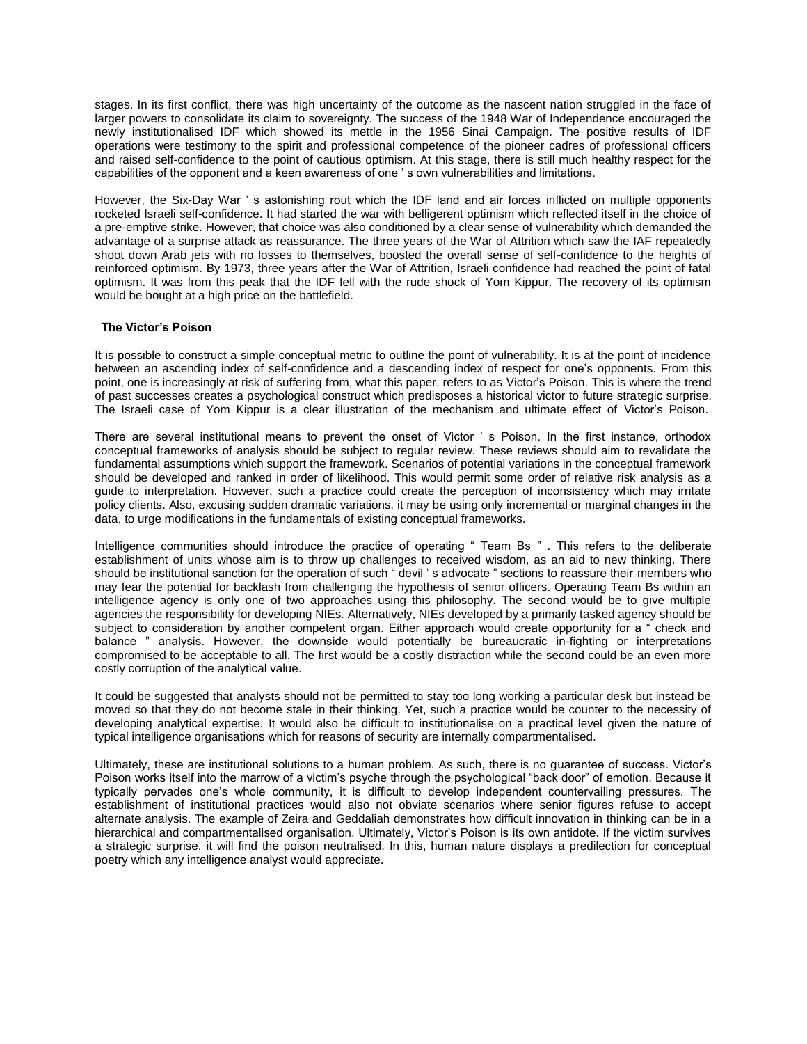stages. In its first conflict, there was high uncertainty of the outcome as the nascent nation struggled in the face of larger powers to consolidate its claim to sovereignty. The success of the 1948 War of Independence encouraged the newly institutionalised IDF which showed its mettle in the 1956 Sinai Campaign. The positive results of IDF operations were testimony to the spirit and professional competence of the pioneer cadres of professional officers and raised self-confidence to the point of cautious optimism. At this stage, there is still much healthy respect for the capabilities of the opponent and a keen awareness of one ' s own vulnerabilities and limitations.

However, the Six-Day War ' s astonishing rout which the IDF land and air forces inflicted on multiple opponents rocketed Israeli self-confidence. It had started the war with belligerent optimism which reflected itself in the choice of a pre-emptive strike. However, that choice was also conditioned by a clear sense of vulnerability which demanded the advantage of a surprise attack as reassurance. The three years of the War of Attrition which saw the IAF repeatedly shoot down Arab jets with no losses to themselves, boosted the overall sense of self-confidence to the heights of reinforced optimism. By 1973, three years after the War of Attrition, Israeli confidence had reached the point of fatal optimism. It was from this peak that the IDF fell with the rude shock of Yom Kippur. The recovery of its optimism would be bought at a high price on the battlefield.

### The Victor's Poison

It is possible to construct a simple conceptual metric to outline the point of vulnerability. It is at the point of incidence between an ascending index of self-confidence and a descending index of respect for one's opponents. From this point, one is increasingly at risk of suffering from, what this paper, refers to as Victor's Poison. This is where the trend of past successes creates a psychological construct which predisposes a historical victor to future strategic surprise. The Israeli case of Yom Kippur is a clear illustration of the mechanism and ultimate effect of Victor's Poison.

There are several institutional means to prevent the onset of Victor ' s Poison. In the first instance, orthodox conceptual frameworks of analysis should be subject to regular review. These reviews should aim to revalidate the fundamental assumptions which support the framework. Scenarios of potential variations in the conceptual framework should be developed and ranked in order of likelihood. This would permit some order of relative risk analysis as a guide to interpretation. However, such a practice could create the perception of inconsistency which may irritate policy clients. Also, excusing sudden dramatic variations, it may be using only incremental or marginal changes in the data, to urge modifications in the fundamentals of existing conceptual frameworks.

Intelligence communities should introduce the practice of operating " Team Bs " . This refers to the deliberate establishment of units whose aim is to throw up challenges to received wisdom, as an aid to new thinking. There should be institutional sanction for the operation of such " devil ' s advocate " sections to reassure their members who may fear the potential for backlash from challenging the hypothesis of senior officers. Operating Team Bs within an intelligence agency is only one of two approaches using this philosophy. The second would be to give multiple agencies the responsibility for developing NIEs. Alternatively, NIEs developed by a primarily tasked agency should be subject to consideration by another competent organ. Either approach would create opportunity for a " check and balance " analysis. However, the downside would potentially be bureaucratic in-fighting or interpretations compromised to be acceptable to all. The first would be a costly distraction while the second could be an even more costly corruption of the analytical value.

It could be suggested that analysts should not be permitted to stay too long working a particular desk but instead be moved so that they do not become stale in their thinking. Yet, such a practice would be counter to the necessity of developing analytical expertise. It would also be difficult to institutionalise on a practical level given the nature of typical intelligence organisations which for reasons of security are internally compartmentalised.

Ultimately, these are institutional solutions to a human problem. As such, there is no guarantee of success. Victor's Poison works itself into the marrow of a victim's psyche through the psychological "back door" of emotion. Because it typically pervades one's whole community, it is difficult to develop independent countervailing pressures. The establishment of institutional practices would also not obviate scenarios where senior figures refuse to accept alternate analysis. The example of Zeira and Geddaliah demonstrates how difficult innovation in thinking can be in a hierarchical and compartmentalised organisation. Ultimately, Victor's Poison is its own antidote. If the victim survives a strategic surprise, it will find the poison neutralised. In this, human nature displays a predilection for conceptual poetry which any intelligence analyst would appreciate.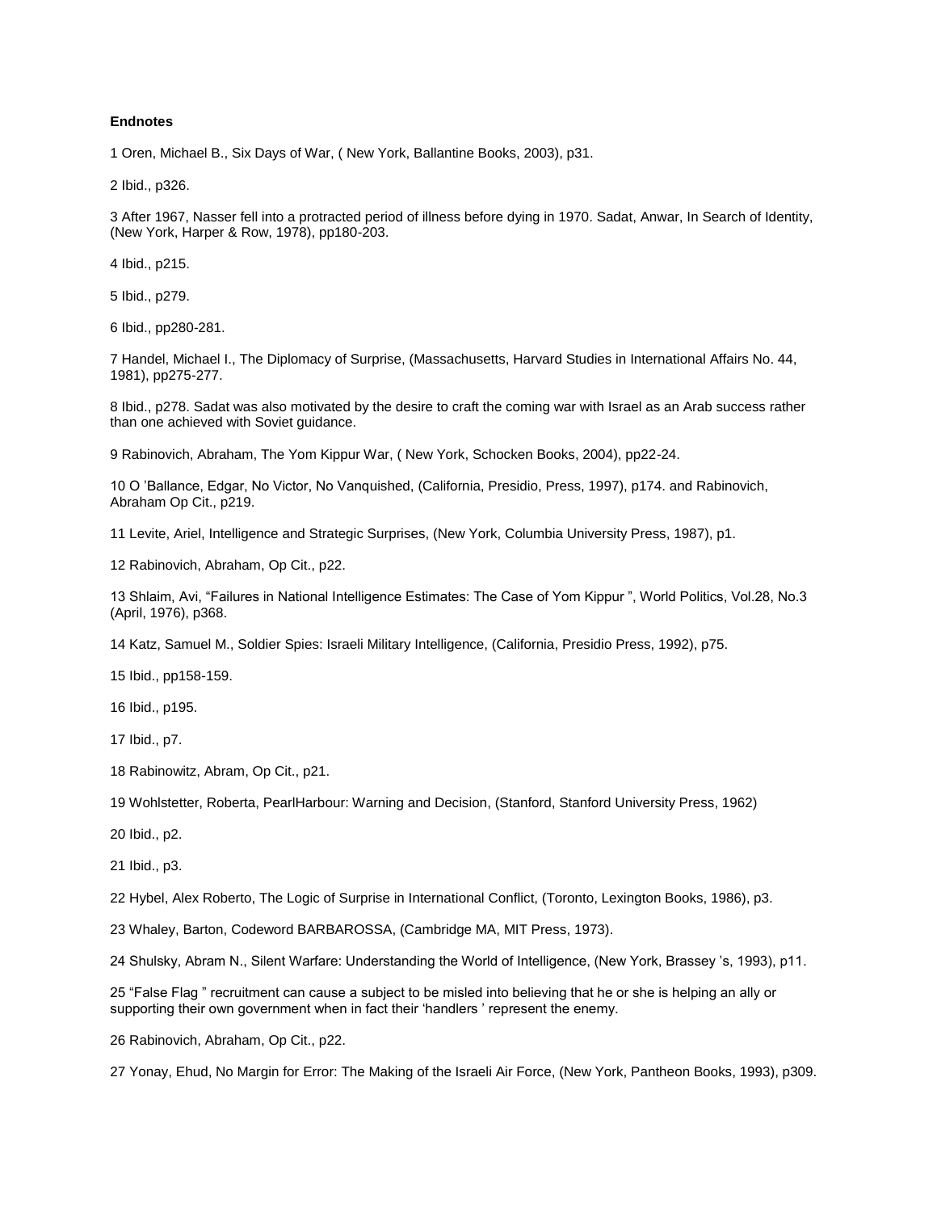**Endnotes**

1 Oren, Michael B., Six Days of War, ( New York, Ballantine Books, 2003), p31.

2 Ibid., p326.

3 After 1967, Nasser fell into a protracted period of illness before dying in 1970. Sadat, Anwar, In Search of Identity, (New York, Harper & Row, 1978), pp180-203.

4 Ibid., p215.

5 Ibid., p279.

6 Ibid., pp280-281.

7 Handel, Michael I., The Diplomacy of Surprise, (Massachusetts, Harvard Studies in International Affairs No. 44, 1981), pp275-277.

8 Ibid., p278. Sadat was also motivated by the desire to craft the coming war with Israel as an Arab success rather than one achieved with Soviet guidance.

9 Rabinovich, Abraham, The Yom Kippur War, ( New York, Schocken Books, 2004), pp22-24.

10 O 'Ballance, Edgar, No Victor, No Vanquished, (California, Presidio, Press, 1997), p174. and Rabinovich, Abraham Op Cit., p219.

11 Levite, Ariel, Intelligence and Strategic Surprises, (New York, Columbia University Press, 1987), p1.

12 Rabinovich, Abraham, Op Cit., p22.

13 Shlaim, Avi, "Failures in National Intelligence Estimates: The Case of Yom Kippur ", World Politics, Vol.28, No.3 (April, 1976), p368.

14 Katz, Samuel M., Soldier Spies: Israeli Military Intelligence, (California, Presidio Press, 1992), p75.

15 Ibid., pp158-159.

16 Ibid., p195.

17 Ibid., p7.

18 Rabinowitz, Abram, Op Cit., p21.

19 Wohlstetter, Roberta, PearlHarbour: Warning and Decision, (Stanford, Stanford University Press, 1962)

20 Ibid., p2.

21 Ibid., p3.

22 Hybel, Alex Roberto, The Logic of Surprise in International Conflict, (Toronto, Lexington Books, 1986), p3.

23 Whaley, Barton, Codeword BARBAROSSA, (Cambridge MA, MIT Press, 1973).

24 Shulsky, Abram N., Silent Warfare: Understanding the World of Intelligence, (New York, Brassey 's, 1993), p11.

25 "False Flag " recruitment can cause a subject to be misled into believing that he or she is helping an ally or supporting their own government when in fact their 'handlers ' represent the enemy.

26 Rabinovich, Abraham, Op Cit., p22.

27 Yonay, Ehud, No Margin for Error: The Making of the Israeli Air Force, (New York, Pantheon Books, 1993), p309.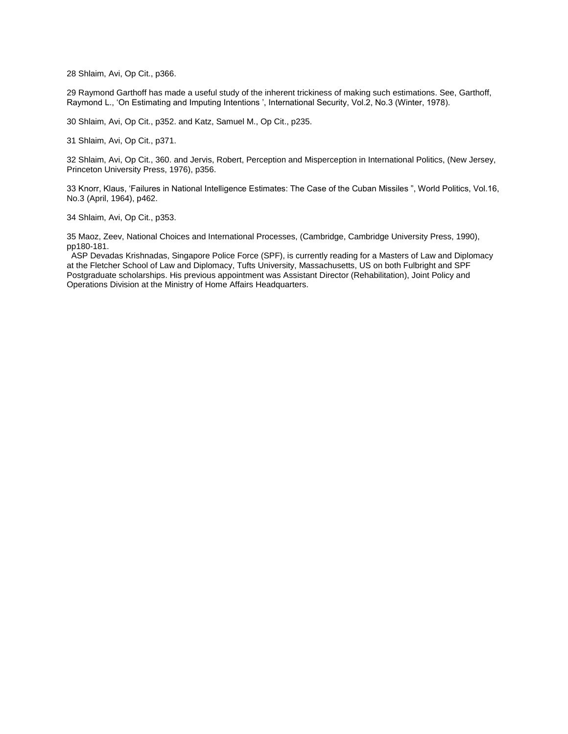28 Shlaim, Avi, Op Cit., p366.

29 Raymond Garthoff has made a useful study of the inherent trickiness of making such estimations. See, Garthoff, Raymond L., 'On Estimating and Imputing Intentions ', International Security, Vol.2, No.3 (Winter, 1978).

30 Shlaim, Avi, Op Cit., p352. and Katz, Samuel M., Op Cit., p235.

31 Shlaim, Avi, Op Cit., p371.

32 Shlaim, Avi, Op Cit., 360. and Jervis, Robert, Perception and Misperception in International Politics, (New Jersey, Princeton University Press, 1976), p356.

33 Knorr, Klaus, 'Failures in National Intelligence Estimates: The Case of the Cuban Missiles ", World Politics, Vol.16, No.3 (April, 1964), p462.

34 Shlaim, Avi, Op Cit., p353.

35 Maoz, Zeev, National Choices and International Processes, (Cambridge, Cambridge University Press, 1990), pp180-181.

ASP Devadas Krishnadas, Singapore Police Force (SPF), is currently reading for a Masters of Law and Diplomacy at the Fletcher School of Law and Diplomacy, Tufts University, Massachusetts, US on both Fulbright and SPF Postgraduate scholarships. His previous appointment was Assistant Director (Rehabilitation), Joint Policy and Operations Division at the Ministry of Home Affairs Headquarters.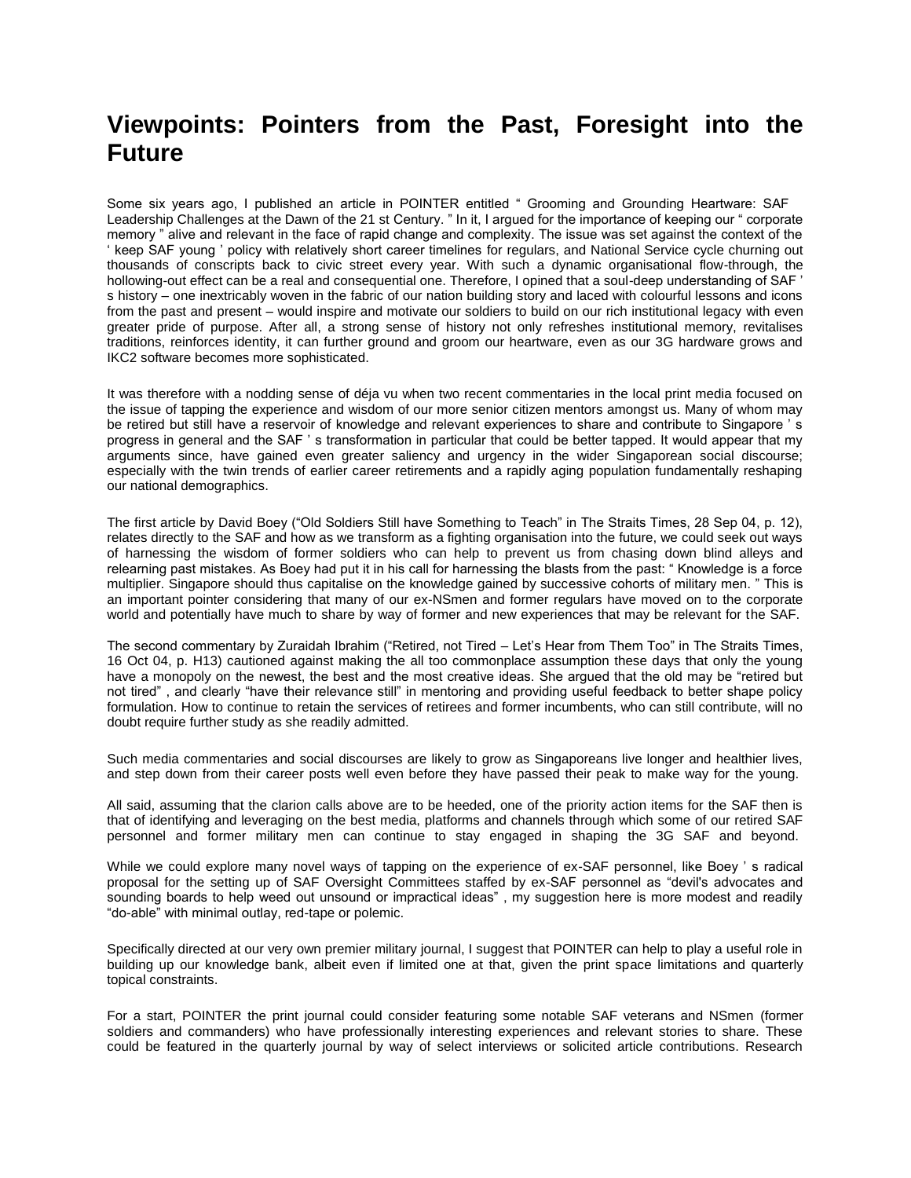# Viewpoints: Pointers from the Past, Foresight into the Future

Some six years ago, I published an article in POINTER entitled " Grooming and Grounding Heartware: SAF Leadership Challenges at the Dawn of the 21 st Century. " In it, I argued for the importance of keeping our " corporate memory " alive and relevant in the face of rapid change and complexity. The issue was set against the context of the ' keep SAF young ' policy with relatively short career timelines for regulars, and National Service cycle churning out thousands of conscripts back to civic street every year. With such a dynamic organisational flow-through, the hollowing-out effect can be a real and consequential one. Therefore, I opined that a soul-deep understanding of SAF ' s history – one inextricably woven in the fabric of our nation building story and laced with colourful lessons and icons from the past and present – would inspire and motivate our soldiers to build on our rich institutional legacy with even greater pride of purpose. After all, a strong sense of history not only refreshes institutional memory, revitalises traditions, reinforces identity, it can further ground and groom our heartware, even as our 3G hardware grows and IKC2 software becomes more sophisticated.

It was therefore with a nodding sense of déja vu when two recent commentaries in the local print media focused on the issue of tapping the experience and wisdom of our more senior citizen mentors amongst us. Many of whom may be retired but still have a reservoir of knowledge and relevant experiences to share and contribute to Singapore ' s progress in general and the SAF ' s transformation in particular that could be better tapped. It would appear that my arguments since, have gained even greater saliency and urgency in the wider Singaporean social discourse; especially with the twin trends of earlier career retirements and a rapidly aging population fundamentally reshaping our national demographics.

The first article by David Boey ("Old Soldiers Still have Something to Teach" in The Straits Times, 28 Sep 04, p. 12), relates directly to the SAF and how as we transform as a fighting organisation into the future, we could seek out ways of harnessing the wisdom of former soldiers who can help to prevent us from chasing down blind alleys and relearning past mistakes. As Boey had put it in his call for harnessing the blasts from the past: " Knowledge is a force multiplier. Singapore should thus capitalise on the knowledge gained by successive cohorts of military men. " This is an important pointer considering that many of our ex-NSmen and former regulars have moved on to the corporate world and potentially have much to share by way of former and new experiences that may be relevant for the SAF.

The second commentary by Zuraidah Ibrahim ("Retired, not Tired – Let's Hear from Them Too" in The Straits Times, 16 Oct 04, p. H13) cautioned against making the all too commonplace assumption these days that only the young have a monopoly on the newest, the best and the most creative ideas. She argued that the old may be "retired but not tired" , and clearly "have their relevance still" in mentoring and providing useful feedback to better shape policy formulation. How to continue to retain the services of retirees and former incumbents, who can still contribute, will no doubt require further study as she readily admitted.

Such media commentaries and social discourses are likely to grow as Singaporeans live longer and healthier lives, and step down from their career posts well even before they have passed their peak to make way for the young.

All said, assuming that the clarion calls above are to be heeded, one of the priority action items for the SAF then is that of identifying and leveraging on the best media, platforms and channels through which some of our retired SAF personnel and former military men can continue to stay engaged in shaping the 3G SAF and beyond.

While we could explore many novel ways of tapping on the experience of ex-SAF personnel, like Boey ' s radical proposal for the setting up of SAF Oversight Committees staffed by ex-SAF personnel as "devil's advocates and sounding boards to help weed out unsound or impractical ideas" , my suggestion here is more modest and readily "do-able" with minimal outlay, red-tape or polemic.

Specifically directed at our very own premier military journal, I suggest that POINTER can help to play a useful role in building up our knowledge bank, albeit even if limited one at that, given the print space limitations and quarterly topical constraints.

For a start, POINTER the print journal could consider featuring some notable SAF veterans and NSmen (former soldiers and commanders) who have professionally interesting experiences and relevant stories to share. These could be featured in the quarterly journal by way of select interviews or solicited article contributions. Research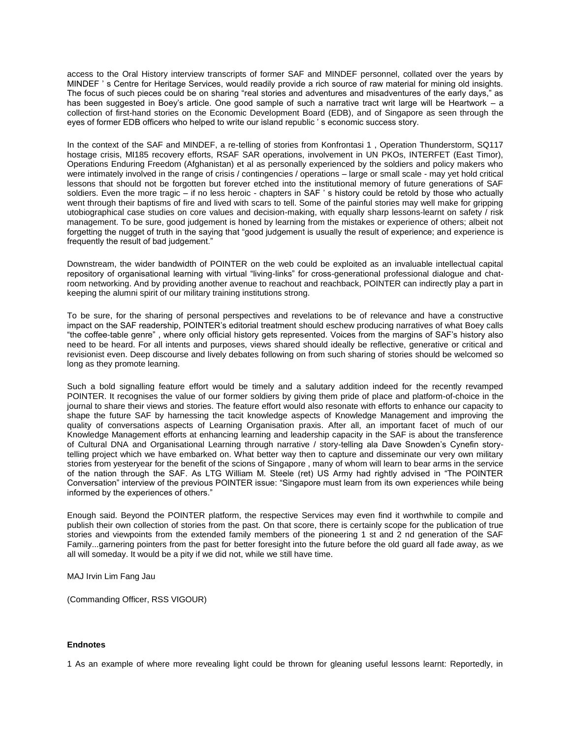access to the Oral History interview transcripts of former SAF and MINDEF personnel, collated over the years by MINDEF ' s Centre for Heritage Services, would readily provide a rich source of raw material for mining old insights. The focus of such pieces could be on sharing "real stories and adventures and misadventures of the early days," as has been suggested in Boey's article. One good sample of such a narrative tract writ large will be Heartwork – a collection of first-hand stories on the Economic Development Board (EDB), and of Singapore as seen through the eyes of former EDB officers who helped to write our island republic ' s economic success story.

In the context of the SAF and MINDEF, a re-telling of stories from Konfrontasi 1 , Operation Thunderstorm, SQ117 hostage crisis, MI185 recovery efforts, RSAF SAR operations, involvement in UN PKOs, INTERFET (East Timor), Operations Enduring Freedom (Afghanistan) et al as personally experienced by the soldiers and policy makers who were intimately involved in the range of crisis / contingencies / operations – large or small scale - may yet hold critical lessons that should not be forgotten but forever etched into the institutional memory of future generations of SAF soldiers. Even the more tragic – if no less heroic - chapters in SAF ' s history could be retold by those who actually went through their baptisms of fire and lived with scars to tell. Some of the painful stories may well make for gripping utobiographical case studies on core values and decision-making, with equally sharp lessons-learnt on safety / risk management. To be sure, good judgement is honed by learning from the mistakes or experience of others; albeit not forgetting the nugget of truth in the saying that "good judgement is usually the result of experience; and experience is frequently the result of bad judgement."

Downstream, the wider bandwidth of POINTER on the web could be exploited as an invaluable intellectual capital repository of organisational learning with virtual "living-links" for cross-generational professional dialogue and chat-room networking. And by providing another avenue to reachout and reachback, POINTER can indirectly play a part in keeping the alumni spirit of our military training institutions strong.

To be sure, for the sharing of personal perspectives and revelations to be of relevance and have a constructive impact on the SAF readership, POINTER's editorial treatment should eschew producing narratives of what Boey calls "the coffee-table genre" , where only official history gets represented. Voices from the margins of SAF's history also need to be heard. For all intents and purposes, views shared should ideally be reflective, generative or critical and revisionist even. Deep discourse and lively debates following on from such sharing of stories should be welcomed so long as they promote learning.

Such a bold signalling feature effort would be timely and a salutary addition indeed for the recently revamped POINTER. It recognises the value of our former soldiers by giving them pride of place and platform-of-choice in the journal to share their views and stories. The feature effort would also resonate with efforts to enhance our capacity to shape the future SAF by harnessing the tacit knowledge aspects of Knowledge Management and improving the quality of conversations aspects of Learning Organisation praxis. After all, an important facet of much of our Knowledge Management efforts at enhancing learning and leadership capacity in the SAF is about the transference of Cultural DNA and Organisational Learning through narrative / story-telling ala Dave Snowden's Cynefin story-telling project which we have embarked on. What better way then to capture and disseminate our very own military stories from yesteryear for the benefit of the scions of Singapore , many of whom will learn to bear arms in the service of the nation through the SAF. As LTG William M. Steele (ret) US Army had rightly advised in "The POINTER Conversation" interview of the previous POINTER issue: "Singapore must learn from its own experiences while being informed by the experiences of others."

Enough said. Beyond the POINTER platform, the respective Services may even find it worthwhile to compile and publish their own collection of stories from the past. On that score, there is certainly scope for the publication of true stories and viewpoints from the extended family members of the pioneering 1 st and 2 nd generation of the SAF Family...garnering pointers from the past for better foresight into the future before the old guard all fade away, as we all will someday. It would be a pity if we did not, while we still have time.

MAJ Irvin Lim Fang Jau

(Commanding Officer, RSS VIGOUR)

**Endnotes**

1 As an example of where more revealing light could be thrown for gleaning useful lessons learnt: Reportedly, in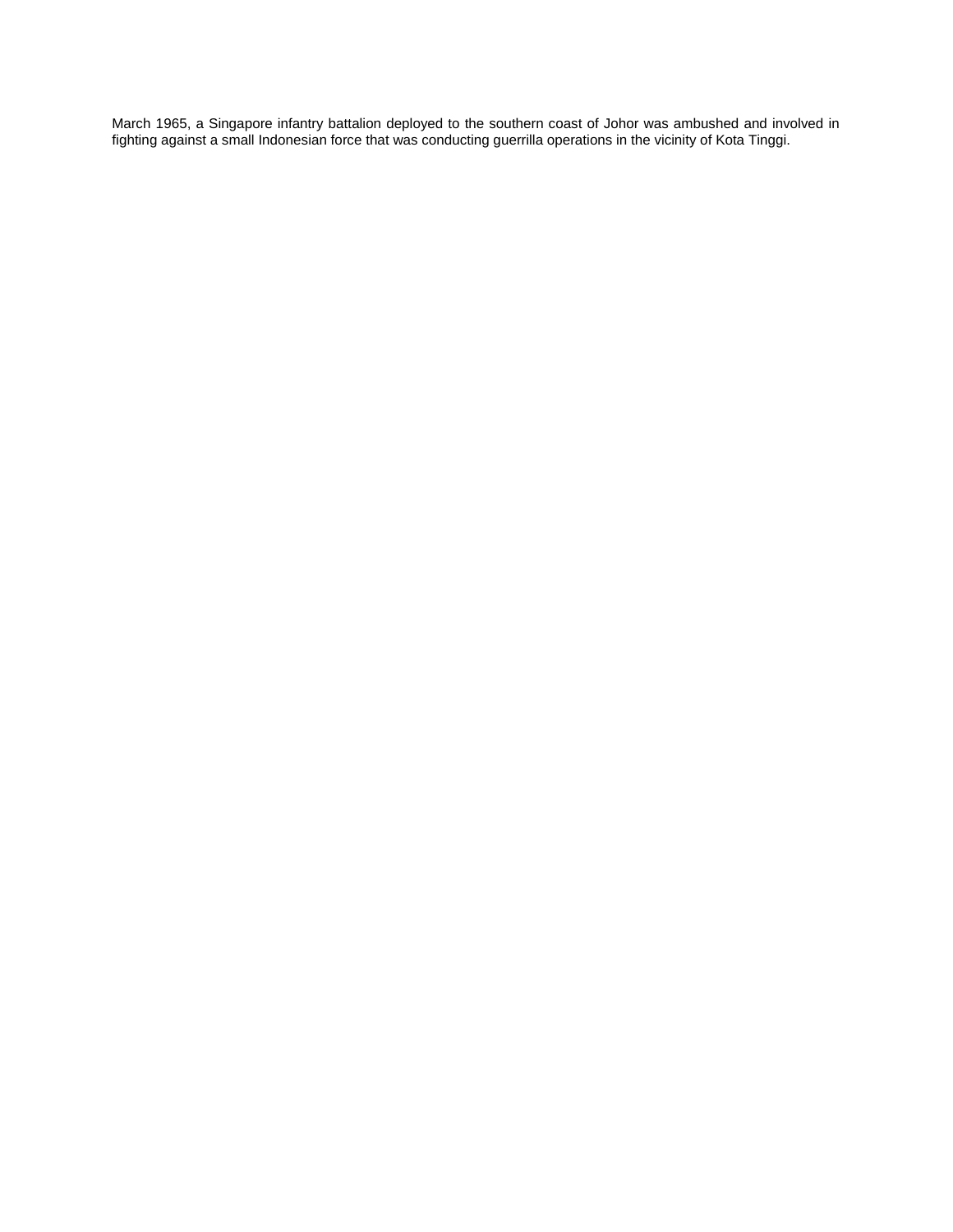March 1965, a Singapore infantry battalion deployed to the southern coast of Johor was ambushed and involved in fighting against a small Indonesian force that was conducting guerrilla operations in the vicinity of Kota Tinggi.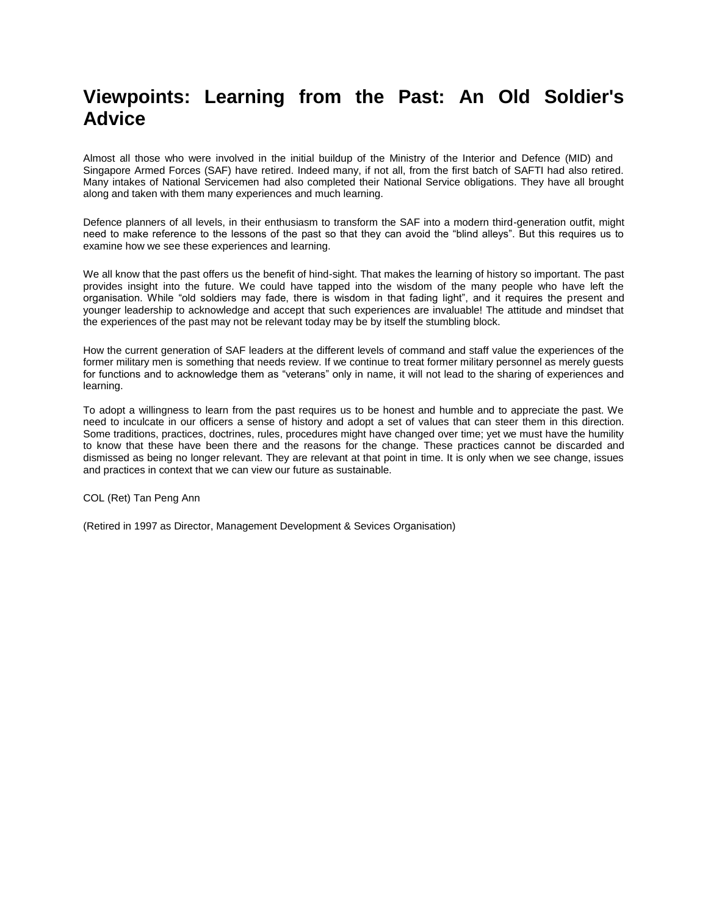# Viewpoints: Learning from the Past: An Old Soldier's Advice

Almost all those who were involved in the initial buildup of the Ministry of the Interior and Defence (MID) and Singapore Armed Forces (SAF) have retired. Indeed many, if not all, from the first batch of SAFTI had also retired. Many intakes of National Servicemen had also completed their National Service obligations. They have all brought along and taken with them many experiences and much learning.

Defence planners of all levels, in their enthusiasm to transform the SAF into a modern third-generation outfit, might need to make reference to the lessons of the past so that they can avoid the "blind alleys". But this requires us to examine how we see these experiences and learning.

We all know that the past offers us the benefit of hind-sight. That makes the learning of history so important. The past provides insight into the future. We could have tapped into the wisdom of the many people who have left the organisation. While "old soldiers may fade, there is wisdom in that fading light", and it requires the present and younger leadership to acknowledge and accept that such experiences are invaluable! The attitude and mindset that the experiences of the past may not be relevant today may be by itself the stumbling block.

How the current generation of SAF leaders at the different levels of command and staff value the experiences of the former military men is something that needs review. If we continue to treat former military personnel as merely guests for functions and to acknowledge them as "veterans" only in name, it will not lead to the sharing of experiences and learning.

To adopt a willingness to learn from the past requires us to be honest and humble and to appreciate the past. We need to inculcate in our officers a sense of history and adopt a set of values that can steer them in this direction. Some traditions, practices, doctrines, rules, procedures might have changed over time; yet we must have the humility to know that these have been there and the reasons for the change. These practices cannot be discarded and dismissed as being no longer relevant. They are relevant at that point in time. It is only when we see change, issues and practices in context that we can view our future as sustainable.

COL (Ret) Tan Peng Ann

(Retired in 1997 as Director, Management Development & Sevices Organisation)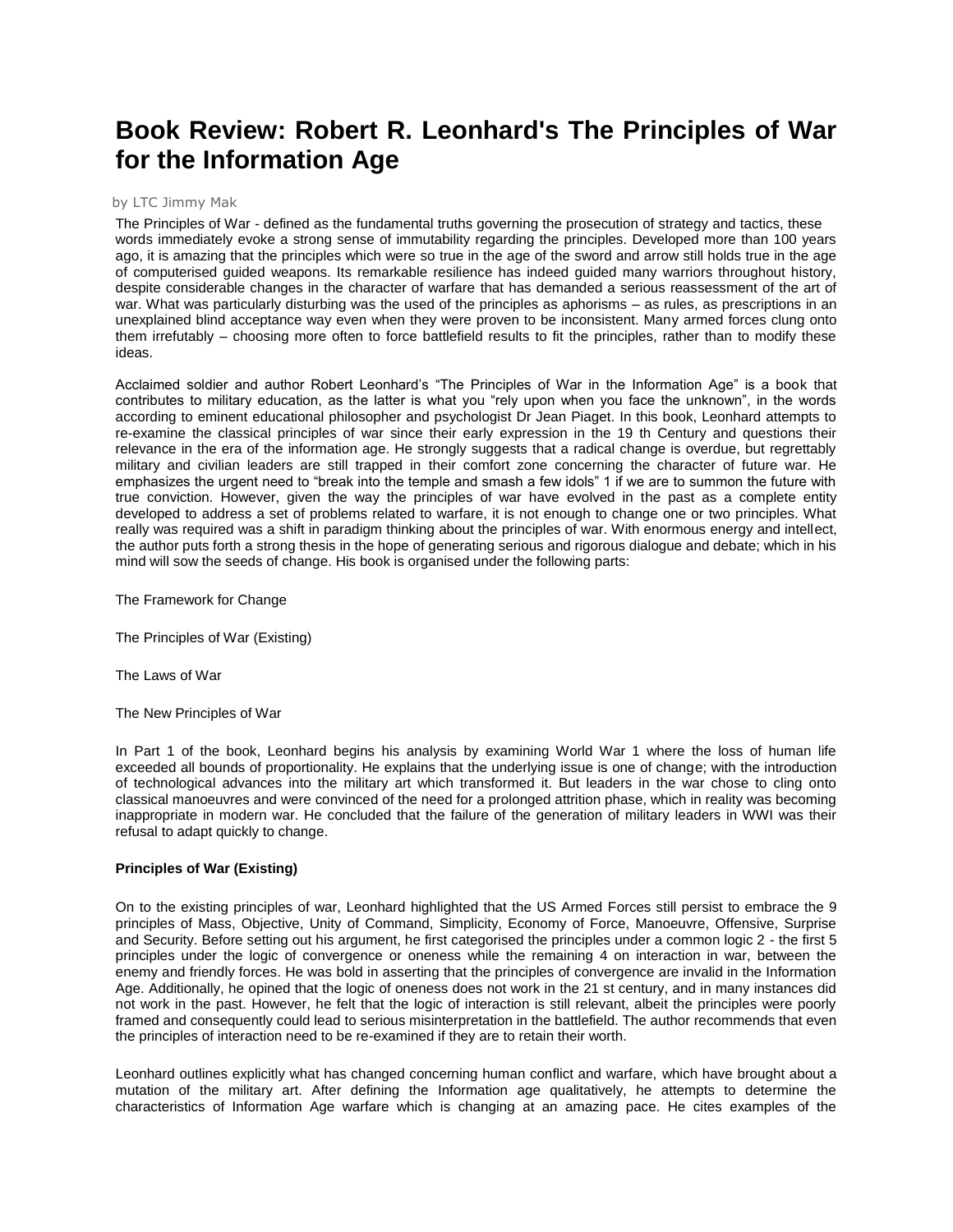# Book Review: Robert R. Leonhard's The Principles of War for the Information Age

by LTC Jimmy Mak

The Principles of War - defined as the fundamental truths governing the prosecution of strategy and tactics, these words immediately evoke a strong sense of immutability regarding the principles. Developed more than 100 years ago, it is amazing that the principles which were so true in the age of the sword and arrow still holds true in the age of computerised guided weapons. Its remarkable resilience has indeed guided many warriors throughout history, despite considerable changes in the character of warfare that has demanded a serious reassessment of the art of war. What was particularly disturbing was the used of the principles as aphorisms – as rules, as prescriptions in an unexplained blind acceptance way even when they were proven to be inconsistent. Many armed forces clung onto them irrefutably – choosing more often to force battlefield results to fit the principles, rather than to modify these ideas.

Acclaimed soldier and author Robert Leonhard's "The Principles of War in the Information Age" is a book that contributes to military education, as the latter is what you "rely upon when you face the unknown", in the words according to eminent educational philosopher and psychologist Dr Jean Piaget. In this book, Leonhard attempts to re-examine the classical principles of war since their early expression in the 19 th Century and questions their relevance in the era of the information age. He strongly suggests that a radical change is overdue, but regrettably military and civilian leaders are still trapped in their comfort zone concerning the character of future war. He emphasizes the urgent need to "break into the temple and smash a few idols" 1 if we are to summon the future with true conviction. However, given the way the principles of war have evolved in the past as a complete entity developed to address a set of problems related to warfare, it is not enough to change one or two principles. What really was required was a shift in paradigm thinking about the principles of war. With enormous energy and intellect, the author puts forth a strong thesis in the hope of generating serious and rigorous dialogue and debate; which in his mind will sow the seeds of change. His book is organised under the following parts:

The Framework for Change

The Principles of War (Existing)

The Laws of War

The New Principles of War

In Part 1 of the book, Leonhard begins his analysis by examining World War 1 where the loss of human life exceeded all bounds of proportionality. He explains that the underlying issue is one of change; with the introduction of technological advances into the military art which transformed it. But leaders in the war chose to cling onto classical manoeuvres and were convinced of the need for a prolonged attrition phase, which in reality was becoming inappropriate in modern war. He concluded that the failure of the generation of military leaders in WWI was their refusal to adapt quickly to change.

**Principles of War (Existing)**

On to the existing principles of war, Leonhard highlighted that the US Armed Forces still persist to embrace the 9 principles of Mass, Objective, Unity of Command, Simplicity, Economy of Force, Manoeuvre, Offensive, Surprise and Security. Before setting out his argument, he first categorised the principles under a common logic 2 - the first 5 principles under the logic of convergence or oneness while the remaining 4 on interaction in war, between the enemy and friendly forces. He was bold in asserting that the principles of convergence are invalid in the Information Age. Additionally, he opined that the logic of oneness does not work in the 21 st century, and in many instances did not work in the past. However, he felt that the logic of interaction is still relevant, albeit the principles were poorly framed and consequently could lead to serious misinterpretation in the battlefield. The author recommends that even the principles of interaction need to be re-examined if they are to retain their worth.

Leonhard outlines explicitly what has changed concerning human conflict and warfare, which have brought about a mutation of the military art. After defining the Information age qualitatively, he attempts to determine the characteristics of Information Age warfare which is changing at an amazing pace. He cites examples of the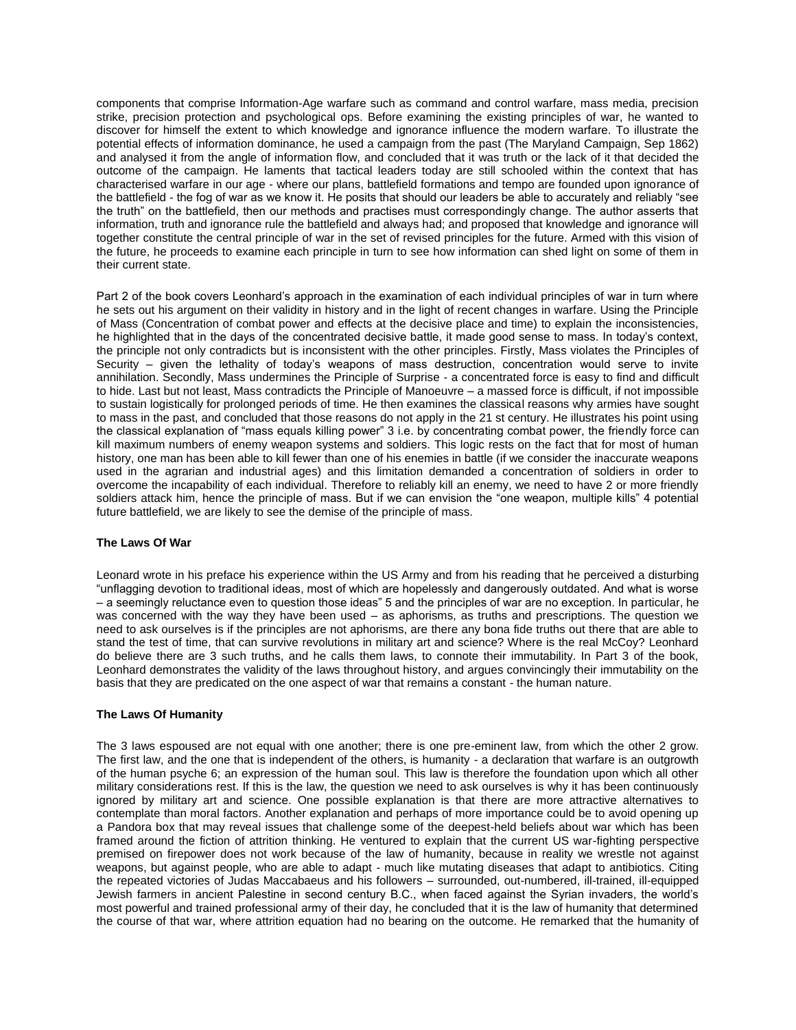components that comprise Information-Age warfare such as command and control warfare, mass media, precision strike, precision protection and psychological ops. Before examining the existing principles of war, he wanted to discover for himself the extent to which knowledge and ignorance influence the modern warfare. To illustrate the potential effects of information dominance, he used a campaign from the past (The Maryland Campaign, Sep 1862) and analysed it from the angle of information flow, and concluded that it was truth or the lack of it that decided the outcome of the campaign. He laments that tactical leaders today are still schooled within the context that has characterised warfare in our age - where our plans, battlefield formations and tempo are founded upon ignorance of the battlefield - the fog of war as we know it. He posits that should our leaders be able to accurately and reliably "see the truth" on the battlefield, then our methods and practises must correspondingly change. The author asserts that information, truth and ignorance rule the battlefield and always had; and proposed that knowledge and ignorance will together constitute the central principle of war in the set of revised principles for the future. Armed with this vision of the future, he proceeds to examine each principle in turn to see how information can shed light on some of them in their current state.

Part 2 of the book covers Leonhard's approach in the examination of each individual principles of war in turn where he sets out his argument on their validity in history and in the light of recent changes in warfare. Using the Principle of Mass (Concentration of combat power and effects at the decisive place and time) to explain the inconsistencies, he highlighted that in the days of the concentrated decisive battle, it made good sense to mass. In today's context, the principle not only contradicts but is inconsistent with the other principles. Firstly, Mass violates the Principles of Security – given the lethality of today's weapons of mass destruction, concentration would serve to invite annihilation. Secondly, Mass undermines the Principle of Surprise - a concentrated force is easy to find and difficult to hide. Last but not least, Mass contradicts the Principle of Manoeuvre – a massed force is difficult, if not impossible to sustain logistically for prolonged periods of time. He then examines the classical reasons why armies have sought to mass in the past, and concluded that those reasons do not apply in the 21 st century. He illustrates his point using the classical explanation of "mass equals killing power" 3 i.e. by concentrating combat power, the friendly force can kill maximum numbers of enemy weapon systems and soldiers. This logic rests on the fact that for most of human history, one man has been able to kill fewer than one of his enemies in battle (if we consider the inaccurate weapons used in the agrarian and industrial ages) and this limitation demanded a concentration of soldiers in order to overcome the incapability of each individual. Therefore to reliably kill an enemy, we need to have 2 or more friendly soldiers attack him, hence the principle of mass. But if we can envision the "one weapon, multiple kills" 4 potential future battlefield, we are likely to see the demise of the principle of mass.

**The Laws Of War**

Leonard wrote in his preface his experience within the US Army and from his reading that he perceived a disturbing "unflagging devotion to traditional ideas, most of which are hopelessly and dangerously outdated. And what is worse – a seemingly reluctance even to question those ideas" 5 and the principles of war are no exception. In particular, he was concerned with the way they have been used – as aphorisms, as truths and prescriptions. The question we need to ask ourselves is if the principles are not aphorisms, are there any bona fide truths out there that are able to stand the test of time, that can survive revolutions in military art and science? Where is the real McCoy? Leonhard do believe there are 3 such truths, and he calls them laws, to connote their immutability. In Part 3 of the book, Leonhard demonstrates the validity of the laws throughout history, and argues convincingly their immutability on the basis that they are predicated on the one aspect of war that remains a constant - the human nature.

**The Laws Of Humanity**

The 3 laws espoused are not equal with one another; there is one pre-eminent law, from which the other 2 grow. The first law, and the one that is independent of the others, is humanity - a declaration that warfare is an outgrowth of the human psyche 6; an expression of the human soul. This law is therefore the foundation upon which all other military considerations rest. If this is the law, the question we need to ask ourselves is why it has been continuously ignored by military art and science. One possible explanation is that there are more attractive alternatives to contemplate than moral factors. Another explanation and perhaps of more importance could be to avoid opening up a Pandora box that may reveal issues that challenge some of the deepest-held beliefs about war which has been framed around the fiction of attrition thinking. He ventured to explain that the current US war-fighting perspective premised on firepower does not work because of the law of humanity, because in reality we wrestle not against weapons, but against people, who are able to adapt - much like mutating diseases that adapt to antibiotics. Citing the repeated victories of Judas Maccabaeus and his followers – surrounded, out-numbered, ill-trained, ill-equipped Jewish farmers in ancient Palestine in second century B.C., when faced against the Syrian invaders, the world's most powerful and trained professional army of their day, he concluded that it is the law of humanity that determined the course of that war, where attrition equation had no bearing on the outcome. He remarked that the humanity of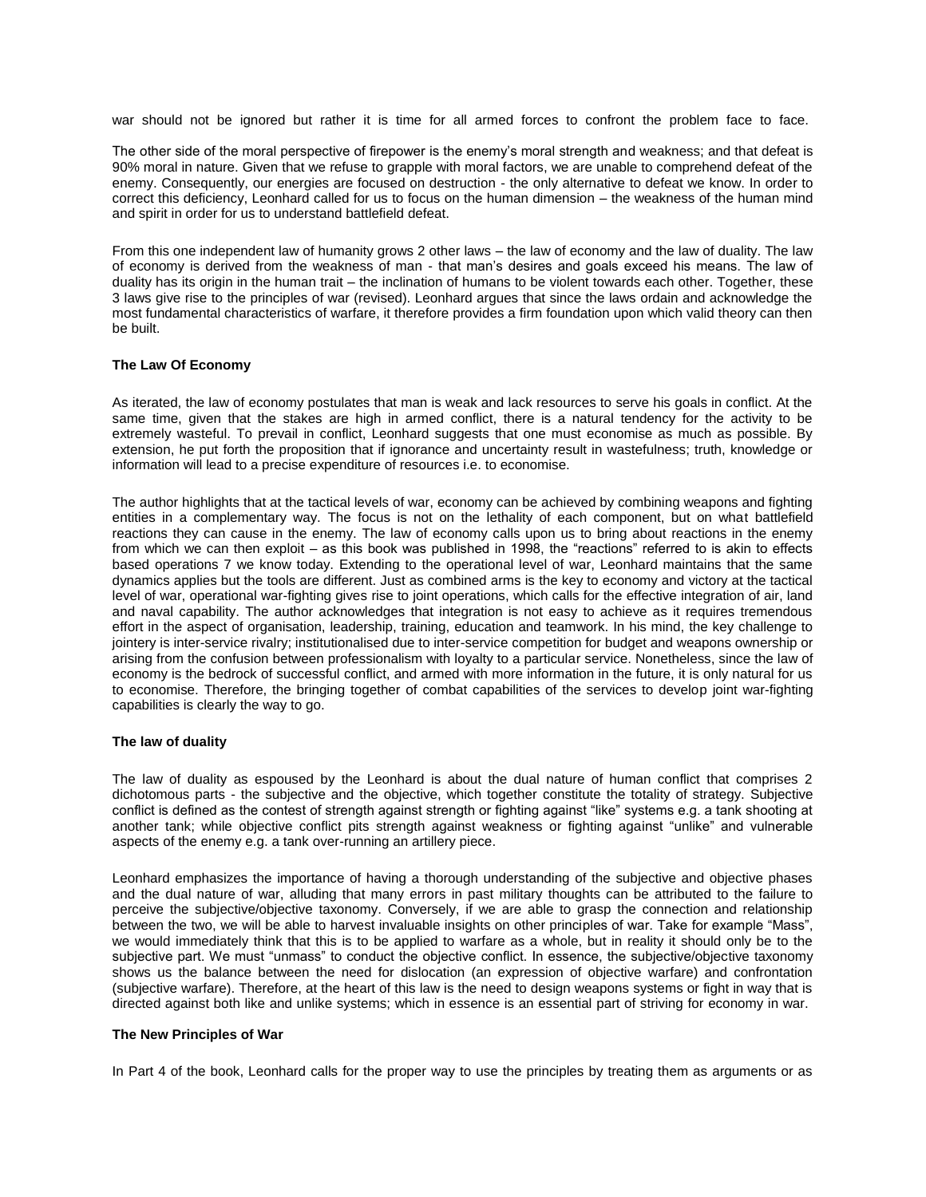war should not be ignored but rather it is time for all armed forces to confront the problem face to face.

The other side of the moral perspective of firepower is the enemy's moral strength and weakness; and that defeat is 90% moral in nature. Given that we refuse to grapple with moral factors, we are unable to comprehend defeat of the enemy. Consequently, our energies are focused on destruction - the only alternative to defeat we know. In order to correct this deficiency, Leonhard called for us to focus on the human dimension – the weakness of the human mind and spirit in order for us to understand battlefield defeat.

From this one independent law of humanity grows 2 other laws – the law of economy and the law of duality. The law of economy is derived from the weakness of man - that man's desires and goals exceed his means. The law of duality has its origin in the human trait – the inclination of humans to be violent towards each other. Together, these 3 laws give rise to the principles of war (revised). Leonhard argues that since the laws ordain and acknowledge the most fundamental characteristics of warfare, it therefore provides a firm foundation upon which valid theory can then be built.

**The Law Of Economy**

As iterated, the law of economy postulates that man is weak and lack resources to serve his goals in conflict. At the same time, given that the stakes are high in armed conflict, there is a natural tendency for the activity to be extremely wasteful. To prevail in conflict, Leonhard suggests that one must economise as much as possible. By extension, he put forth the proposition that if ignorance and uncertainty result in wastefulness; truth, knowledge or information will lead to a precise expenditure of resources i.e. to economise.

The author highlights that at the tactical levels of war, economy can be achieved by combining weapons and fighting entities in a complementary way. The focus is not on the lethality of each component, but on what battlefield reactions they can cause in the enemy. The law of economy calls upon us to bring about reactions in the enemy from which we can then exploit – as this book was published in 1998, the "reactions" referred to is akin to effects based operations 7 we know today. Extending to the operational level of war, Leonhard maintains that the same dynamics applies but the tools are different. Just as combined arms is the key to economy and victory at the tactical level of war, operational war-fighting gives rise to joint operations, which calls for the effective integration of air, land and naval capability. The author acknowledges that integration is not easy to achieve as it requires tremendous effort in the aspect of organisation, leadership, training, education and teamwork. In his mind, the key challenge to jointery is inter-service rivalry; institutionalised due to inter-service competition for budget and weapons ownership or arising from the confusion between professionalism with loyalty to a particular service. Nonetheless, since the law of economy is the bedrock of successful conflict, and armed with more information in the future, it is only natural for us to economise. Therefore, the bringing together of combat capabilities of the services to develop joint war-fighting capabilities is clearly the way to go.

**The law of duality**

The law of duality as espoused by the Leonhard is about the dual nature of human conflict that comprises 2 dichotomous parts - the subjective and the objective, which together constitute the totality of strategy. Subjective conflict is defined as the contest of strength against strength or fighting against "like" systems e.g. a tank shooting at another tank; while objective conflict pits strength against weakness or fighting against "unlike" and vulnerable aspects of the enemy e.g. a tank over-running an artillery piece.

Leonhard emphasizes the importance of having a thorough understanding of the subjective and objective phases and the dual nature of war, alluding that many errors in past military thoughts can be attributed to the failure to perceive the subjective/objective taxonomy. Conversely, if we are able to grasp the connection and relationship between the two, we will be able to harvest invaluable insights on other principles of war. Take for example "Mass", we would immediately think that this is to be applied to warfare as a whole, but in reality it should only be to the subjective part. We must "unmass" to conduct the objective conflict. In essence, the subjective/objective taxonomy shows us the balance between the need for dislocation (an expression of objective warfare) and confrontation (subjective warfare). Therefore, at the heart of this law is the need to design weapons systems or fight in way that is directed against both like and unlike systems; which in essence is an essential part of striving for economy in war.

**The New Principles of War**

In Part 4 of the book, Leonhard calls for the proper way to use the principles by treating them as arguments or as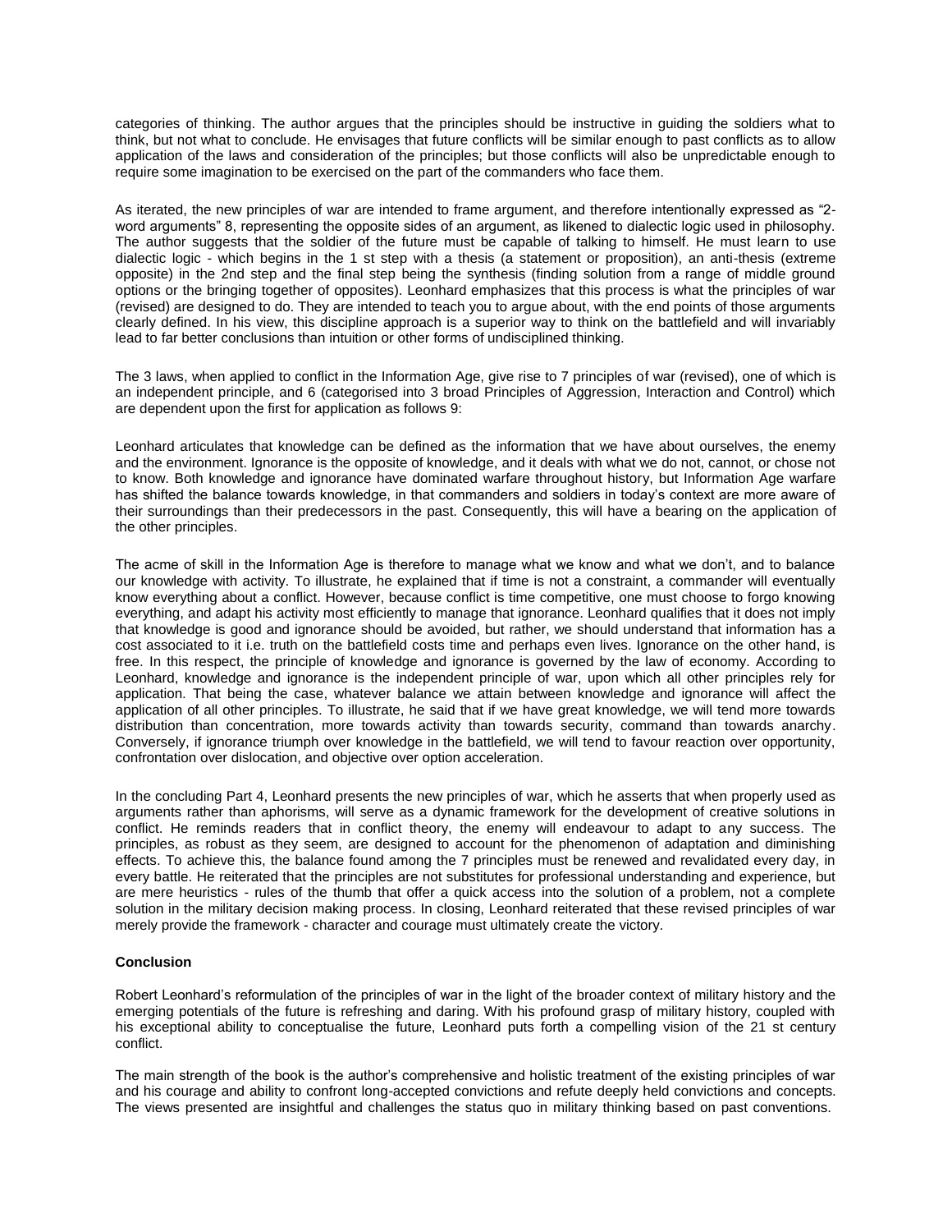categories of thinking. The author argues that the principles should be instructive in guiding the soldiers what to think, but not what to conclude. He envisages that future conflicts will be similar enough to past conflicts as to allow application of the laws and consideration of the principles; but those conflicts will also be unpredictable enough to require some imagination to be exercised on the part of the commanders who face them.

As iterated, the new principles of war are intended to frame argument, and therefore intentionally expressed as "2-word arguments" 8, representing the opposite sides of an argument, as likened to dialectic logic used in philosophy. The author suggests that the soldier of the future must be capable of talking to himself. He must learn to use dialectic logic - which begins in the 1 st step with a thesis (a statement or proposition), an anti-thesis (extreme opposite) in the 2nd step and the final step being the synthesis (finding solution from a range of middle ground options or the bringing together of opposites). Leonhard emphasizes that this process is what the principles of war (revised) are designed to do. They are intended to teach you to argue about, with the end points of those arguments clearly defined. In his view, this discipline approach is a superior way to think on the battlefield and will invariably lead to far better conclusions than intuition or other forms of undisciplined thinking.

The 3 laws, when applied to conflict in the Information Age, give rise to 7 principles of war (revised), one of which is an independent principle, and 6 (categorised into 3 broad Principles of Aggression, Interaction and Control) which are dependent upon the first for application as follows 9:

Leonhard articulates that knowledge can be defined as the information that we have about ourselves, the enemy and the environment. Ignorance is the opposite of knowledge, and it deals with what we do not, cannot, or chose not to know. Both knowledge and ignorance have dominated warfare throughout history, but Information Age warfare has shifted the balance towards knowledge, in that commanders and soldiers in today's context are more aware of their surroundings than their predecessors in the past. Consequently, this will have a bearing on the application of the other principles.

The acme of skill in the Information Age is therefore to manage what we know and what we don't, and to balance our knowledge with activity. To illustrate, he explained that if time is not a constraint, a commander will eventually know everything about a conflict. However, because conflict is time competitive, one must choose to forgo knowing everything, and adapt his activity most efficiently to manage that ignorance. Leonhard qualifies that it does not imply that knowledge is good and ignorance should be avoided, but rather, we should understand that information has a cost associated to it i.e. truth on the battlefield costs time and perhaps even lives. Ignorance on the other hand, is free. In this respect, the principle of knowledge and ignorance is governed by the law of economy. According to Leonhard, knowledge and ignorance is the independent principle of war, upon which all other principles rely for application. That being the case, whatever balance we attain between knowledge and ignorance will affect the application of all other principles. To illustrate, he said that if we have great knowledge, we will tend more towards distribution than concentration, more towards activity than towards security, command than towards anarchy. Conversely, if ignorance triumph over knowledge in the battlefield, we will tend to favour reaction over opportunity, confrontation over dislocation, and objective over option acceleration.

In the concluding Part 4, Leonhard presents the new principles of war, which he asserts that when properly used as arguments rather than aphorisms, will serve as a dynamic framework for the development of creative solutions in conflict. He reminds readers that in conflict theory, the enemy will endeavour to adapt to any success. The principles, as robust as they seem, are designed to account for the phenomenon of adaptation and diminishing effects. To achieve this, the balance found among the 7 principles must be renewed and revalidated every day, in every battle. He reiterated that the principles are not substitutes for professional understanding and experience, but are mere heuristics - rules of the thumb that offer a quick access into the solution of a problem, not a complete solution in the military decision making process. In closing, Leonhard reiterated that these revised principles of war merely provide the framework - character and courage must ultimately create the victory.

**Conclusion**

Robert Leonhard's reformulation of the principles of war in the light of the broader context of military history and the emerging potentials of the future is refreshing and daring. With his profound grasp of military history, coupled with his exceptional ability to conceptualise the future, Leonhard puts forth a compelling vision of the 21 st century conflict.

The main strength of the book is the author's comprehensive and holistic treatment of the existing principles of war and his courage and ability to confront long-accepted convictions and refute deeply held convictions and concepts. The views presented are insightful and challenges the status quo in military thinking based on past conventions.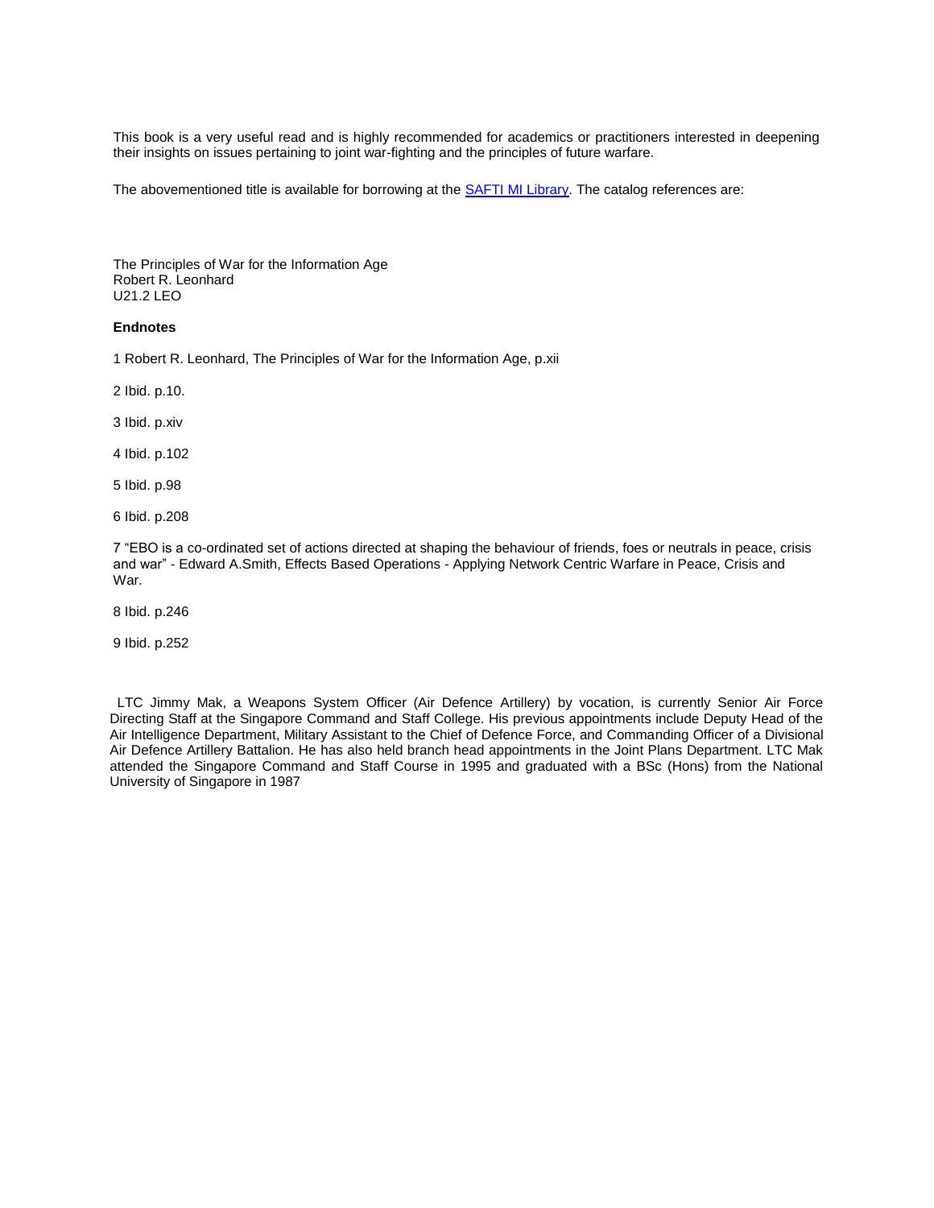This book is a very useful read and is highly recommended for academics or practitioners interested in deepening their insights on issues pertaining to joint war-fighting and the principles of future warfare.

The abovementioned title is available for borrowing at the SAFTI MI Library. The catalog references are:

The Principles of War for the Information Age
Robert R. Leonhard
U21.2 LEO

**Endnotes**

1 Robert R. Leonhard, The Principles of War for the Information Age, p.xii

2 Ibid. p.10.

3 Ibid. p.xiv

4 Ibid. p.102

5 Ibid. p.98

6 Ibid. p.208

7 "EBO is a co-ordinated set of actions directed at shaping the behaviour of friends, foes or neutrals in peace, crisis and war" - Edward A.Smith, Effects Based Operations - Applying Network Centric Warfare in Peace, Crisis and War.

8 Ibid. p.246

9 Ibid. p.252

LTC Jimmy Mak, a Weapons System Officer (Air Defence Artillery) by vocation, is currently Senior Air Force Directing Staff at the Singapore Command and Staff College. His previous appointments include Deputy Head of the Air Intelligence Department, Military Assistant to the Chief of Defence Force, and Commanding Officer of a Divisional Air Defence Artillery Battalion. He has also held branch head appointments in the Joint Plans Department. LTC Mak attended the Singapore Command and Staff Course in 1995 and graduated with a BSc (Hons) from the National University of Singapore in 1987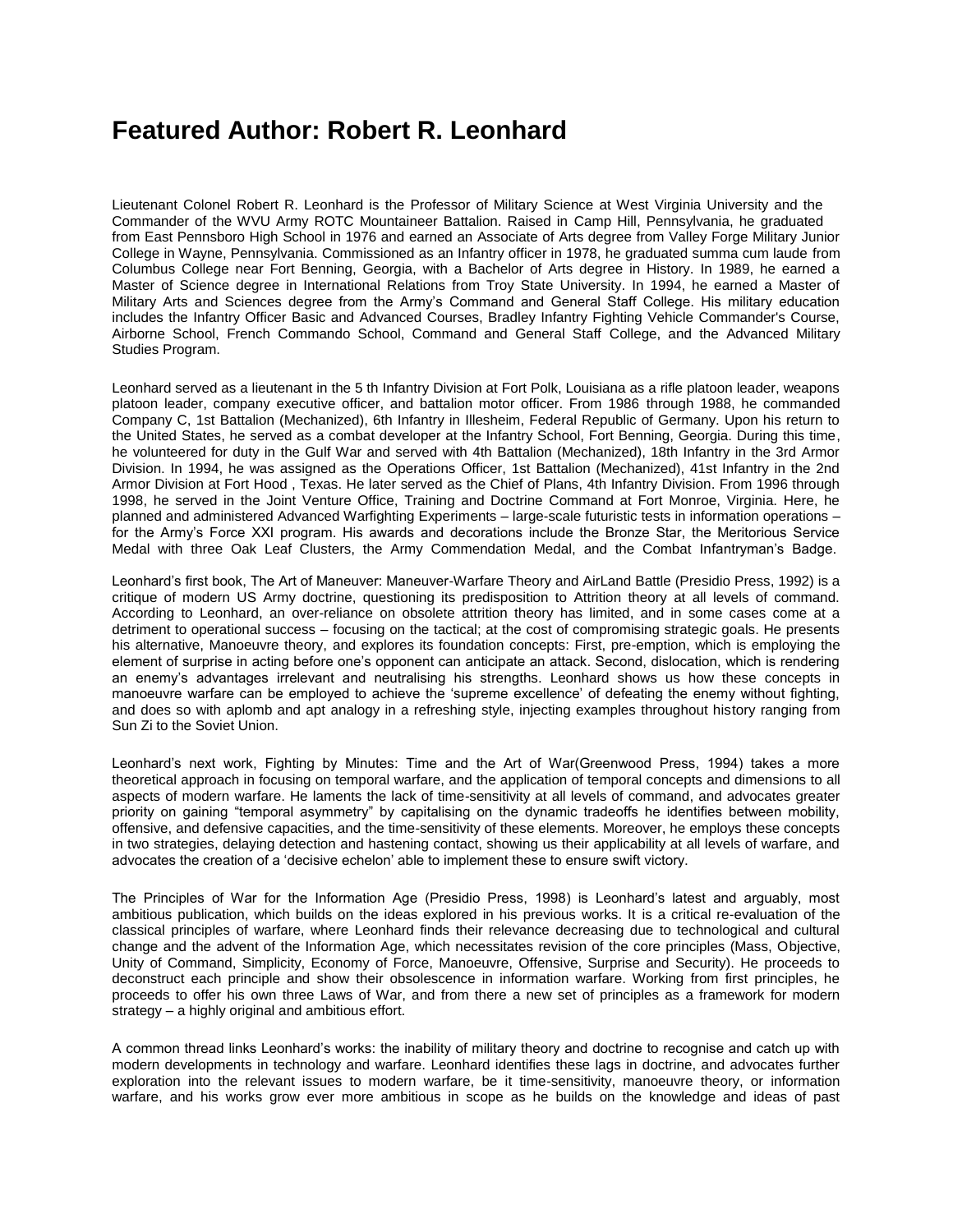# Featured Author: Robert R. Leonhard

Lieutenant Colonel Robert R. Leonhard is the Professor of Military Science at West Virginia University and the Commander of the WVU Army ROTC Mountaineer Battalion. Raised in Camp Hill, Pennsylvania, he graduated from East Pennsboro High School in 1976 and earned an Associate of Arts degree from Valley Forge Military Junior College in Wayne, Pennsylvania. Commissioned as an Infantry officer in 1978, he graduated summa cum laude from Columbus College near Fort Benning, Georgia, with a Bachelor of Arts degree in History. In 1989, he earned a Master of Science degree in International Relations from Troy State University. In 1994, he earned a Master of Military Arts and Sciences degree from the Army's Command and General Staff College. His military education includes the Infantry Officer Basic and Advanced Courses, Bradley Infantry Fighting Vehicle Commander's Course, Airborne School, French Commando School, Command and General Staff College, and the Advanced Military Studies Program.

Leonhard served as a lieutenant in the 5 th Infantry Division at Fort Polk, Louisiana as a rifle platoon leader, weapons platoon leader, company executive officer, and battalion motor officer. From 1986 through 1988, he commanded Company C, 1st Battalion (Mechanized), 6th Infantry in Illesheim, Federal Republic of Germany. Upon his return to the United States, he served as a combat developer at the Infantry School, Fort Benning, Georgia. During this time, he volunteered for duty in the Gulf War and served with 4th Battalion (Mechanized), 18th Infantry in the 3rd Armor Division. In 1994, he was assigned as the Operations Officer, 1st Battalion (Mechanized), 41st Infantry in the 2nd Armor Division at Fort Hood , Texas. He later served as the Chief of Plans, 4th Infantry Division. From 1996 through 1998, he served in the Joint Venture Office, Training and Doctrine Command at Fort Monroe, Virginia. Here, he planned and administered Advanced Warfighting Experiments – large-scale futuristic tests in information operations – for the Army's Force XXI program. His awards and decorations include the Bronze Star, the Meritorious Service Medal with three Oak Leaf Clusters, the Army Commendation Medal, and the Combat Infantryman's Badge.

Leonhard's first book, The Art of Maneuver: Maneuver-Warfare Theory and AirLand Battle (Presidio Press, 1992) is a critique of modern US Army doctrine, questioning its predisposition to Attrition theory at all levels of command. According to Leonhard, an over-reliance on obsolete attrition theory has limited, and in some cases come at a detriment to operational success – focusing on the tactical; at the cost of compromising strategic goals. He presents his alternative, Manoeuvre theory, and explores its foundation concepts: First, pre-emption, which is employing the element of surprise in acting before one's opponent can anticipate an attack. Second, dislocation, which is rendering an enemy's advantages irrelevant and neutralising his strengths. Leonhard shows us how these concepts in manoeuvre warfare can be employed to achieve the 'supreme excellence' of defeating the enemy without fighting, and does so with aplomb and apt analogy in a refreshing style, injecting examples throughout history ranging from Sun Zi to the Soviet Union.

Leonhard's next work, Fighting by Minutes: Time and the Art of War(Greenwood Press, 1994) takes a more theoretical approach in focusing on temporal warfare, and the application of temporal concepts and dimensions to all aspects of modern warfare. He laments the lack of time-sensitivity at all levels of command, and advocates greater priority on gaining "temporal asymmetry" by capitalising on the dynamic tradeoffs he identifies between mobility, offensive, and defensive capacities, and the time-sensitivity of these elements. Moreover, he employs these concepts in two strategies, delaying detection and hastening contact, showing us their applicability at all levels of warfare, and advocates the creation of a 'decisive echelon' able to implement these to ensure swift victory.

The Principles of War for the Information Age (Presidio Press, 1998) is Leonhard's latest and arguably, most ambitious publication, which builds on the ideas explored in his previous works. It is a critical re-evaluation of the classical principles of warfare, where Leonhard finds their relevance decreasing due to technological and cultural change and the advent of the Information Age, which necessitates revision of the core principles (Mass, Objective, Unity of Command, Simplicity, Economy of Force, Manoeuvre, Offensive, Surprise and Security). He proceeds to deconstruct each principle and show their obsolescence in information warfare. Working from first principles, he proceeds to offer his own three Laws of War, and from there a new set of principles as a framework for modern strategy – a highly original and ambitious effort.

A common thread links Leonhard's works: the inability of military theory and doctrine to recognise and catch up with modern developments in technology and warfare. Leonhard identifies these lags in doctrine, and advocates further exploration into the relevant issues to modern warfare, be it time-sensitivity, manoeuvre theory, or information warfare, and his works grow ever more ambitious in scope as he builds on the knowledge and ideas of past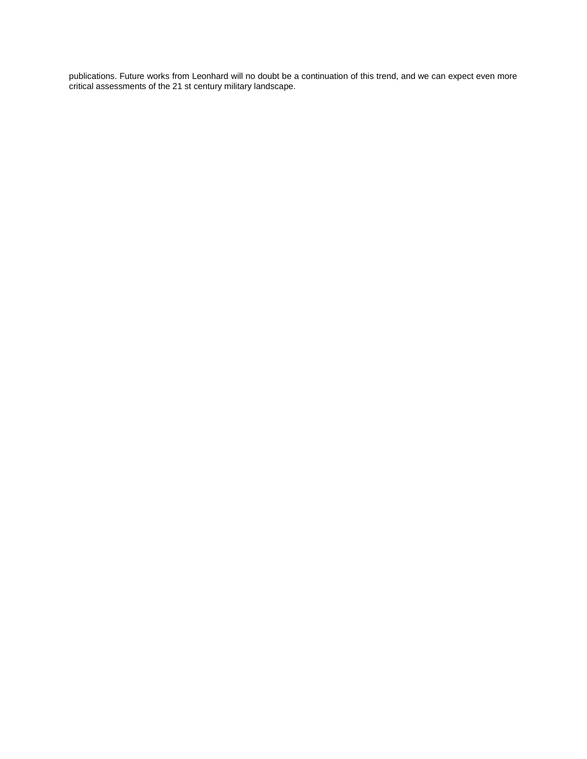publications. Future works from Leonhard will no doubt be a continuation of this trend, and we can expect even more critical assessments of the 21 st century military landscape.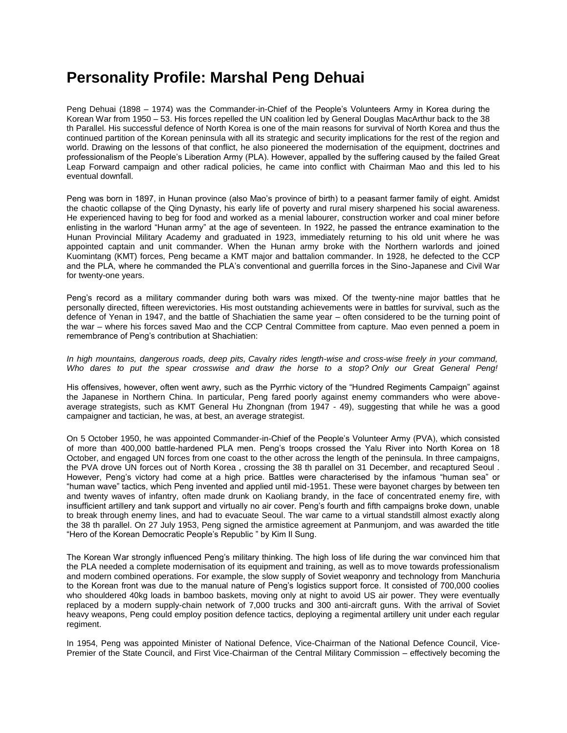# Personality Profile: Marshal Peng Dehuai

Peng Dehuai (1898 – 1974) was the Commander-in-Chief of the People's Volunteers Army in Korea during the Korean War from 1950 – 53. His forces repelled the UN coalition led by General Douglas MacArthur back to the 38 th Parallel. His successful defence of North Korea is one of the main reasons for survival of North Korea and thus the continued partition of the Korean peninsula with all its strategic and security implications for the rest of the region and world. Drawing on the lessons of that conflict, he also pioneered the modernisation of the equipment, doctrines and professionalism of the People's Liberation Army (PLA). However, appalled by the suffering caused by the failed Great Leap Forward campaign and other radical policies, he came into conflict with Chairman Mao and this led to his eventual downfall.

Peng was born in 1897, in Hunan province (also Mao's province of birth) to a peasant farmer family of eight. Amidst the chaotic collapse of the Qing Dynasty, his early life of poverty and rural misery sharpened his social awareness. He experienced having to beg for food and worked as a menial labourer, construction worker and coal miner before enlisting in the warlord "Hunan army" at the age of seventeen. In 1922, he passed the entrance examination to the Hunan Provincial Military Academy and graduated in 1923, immediately returning to his old unit where he was appointed captain and unit commander. When the Hunan army broke with the Northern warlords and joined Kuomintang (KMT) forces, Peng became a KMT major and battalion commander. In 1928, he defected to the CCP and the PLA, where he commanded the PLA's conventional and guerrilla forces in the Sino-Japanese and Civil War for twenty-one years.

Peng's record as a military commander during both wars was mixed. Of the twenty-nine major battles that he personally directed, fifteen werevictories. His most outstanding achievements were in battles for survival, such as the defence of Yenan in 1947, and the battle of Shachiatien the same year – often considered to be the turning point of the war – where his forces saved Mao and the CCP Central Committee from capture. Mao even penned a poem in remembrance of Peng's contribution at Shachiatien:

*In high mountains, dangerous roads, deep pits, Cavalry rides length-wise and cross-wise freely in your command, Who dares to put the spear crosswise and draw the horse to a stop? Only our Great General Peng!*

His offensives, however, often went awry, such as the Pyrrhic victory of the "Hundred Regiments Campaign" against the Japanese in Northern China. In particular, Peng fared poorly against enemy commanders who were above-average strategists, such as KMT General Hu Zhongnan (from 1947 - 49), suggesting that while he was a good campaigner and tactician, he was, at best, an average strategist.

On 5 October 1950, he was appointed Commander-in-Chief of the People's Volunteer Army (PVA), which consisted of more than 400,000 battle-hardened PLA men. Peng's troops crossed the Yalu River into North Korea on 18 October, and engaged UN forces from one coast to the other across the length of the peninsula. In three campaigns, the PVA drove UN forces out of North Korea , crossing the 38 th parallel on 31 December, and recaptured Seoul . However, Peng's victory had come at a high price. Battles were characterised by the infamous "human sea" or "human wave" tactics, which Peng invented and applied until mid-1951. These were bayonet charges by between ten and twenty waves of infantry, often made drunk on Kaoliang brandy, in the face of concentrated enemy fire, with insufficient artillery and tank support and virtually no air cover. Peng's fourth and fifth campaigns broke down, unable to break through enemy lines, and had to evacuate Seoul. The war came to a virtual standstill almost exactly along the 38 th parallel. On 27 July 1953, Peng signed the armistice agreement at Panmunjom, and was awarded the title "Hero of the Korean Democratic People's Republic " by Kim Il Sung.

The Korean War strongly influenced Peng's military thinking. The high loss of life during the war convinced him that the PLA needed a complete modernisation of its equipment and training, as well as to move towards professionalism and modern combined operations. For example, the slow supply of Soviet weaponry and technology from Manchuria to the Korean front was due to the manual nature of Peng's logistics support force. It consisted of 700,000 coolies who shouldered 40kg loads in bamboo baskets, moving only at night to avoid US air power. They were eventually replaced by a modern supply-chain network of 7,000 trucks and 300 anti-aircraft guns. With the arrival of Soviet heavy weapons, Peng could employ position defence tactics, deploying a regimental artillery unit under each regular regiment.

In 1954, Peng was appointed Minister of National Defence, Vice-Chairman of the National Defence Council, Vice-Premier of the State Council, and First Vice-Chairman of the Central Military Commission – effectively becoming the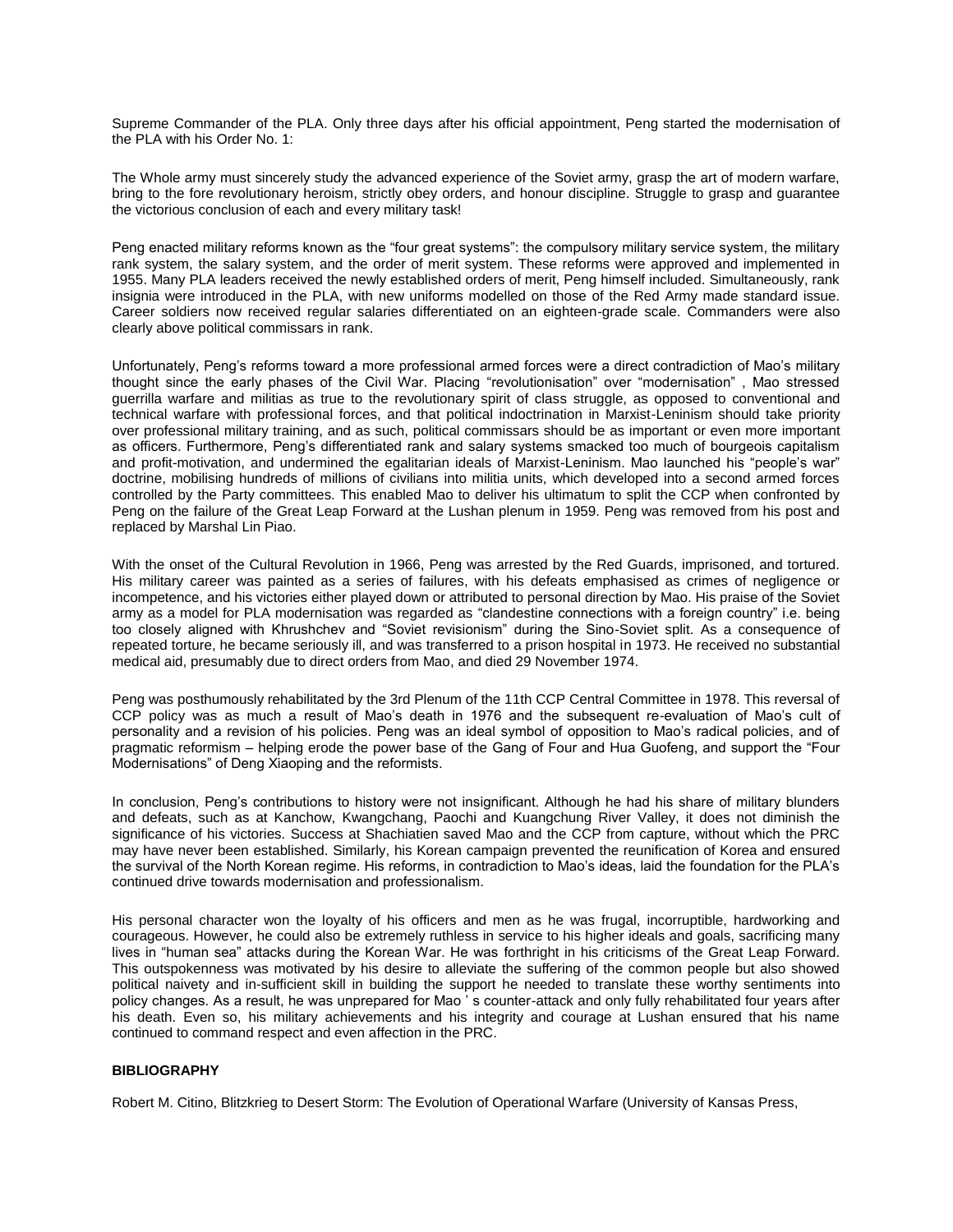Supreme Commander of the PLA. Only three days after his official appointment, Peng started the modernisation of the PLA with his Order No. 1:

The Whole army must sincerely study the advanced experience of the Soviet army, grasp the art of modern warfare, bring to the fore revolutionary heroism, strictly obey orders, and honour discipline. Struggle to grasp and guarantee the victorious conclusion of each and every military task!

Peng enacted military reforms known as the "four great systems": the compulsory military service system, the military rank system, the salary system, and the order of merit system. These reforms were approved and implemented in 1955. Many PLA leaders received the newly established orders of merit, Peng himself included. Simultaneously, rank insignia were introduced in the PLA, with new uniforms modelled on those of the Red Army made standard issue. Career soldiers now received regular salaries differentiated on an eighteen-grade scale. Commanders were also clearly above political commissars in rank.

Unfortunately, Peng's reforms toward a more professional armed forces were a direct contradiction of Mao's military thought since the early phases of the Civil War. Placing "revolutionisation" over "modernisation" , Mao stressed guerrilla warfare and militias as true to the revolutionary spirit of class struggle, as opposed to conventional and technical warfare with professional forces, and that political indoctrination in Marxist-Leninism should take priority over professional military training, and as such, political commissars should be as important or even more important as officers. Furthermore, Peng's differentiated rank and salary systems smacked too much of bourgeois capitalism and profit-motivation, and undermined the egalitarian ideals of Marxist-Leninism. Mao launched his "people's war" doctrine, mobilising hundreds of millions of civilians into militia units, which developed into a second armed forces controlled by the Party committees. This enabled Mao to deliver his ultimatum to split the CCP when confronted by Peng on the failure of the Great Leap Forward at the Lushan plenum in 1959. Peng was removed from his post and replaced by Marshal Lin Piao.

With the onset of the Cultural Revolution in 1966, Peng was arrested by the Red Guards, imprisoned, and tortured. His military career was painted as a series of failures, with his defeats emphasised as crimes of negligence or incompetence, and his victories either played down or attributed to personal direction by Mao. His praise of the Soviet army as a model for PLA modernisation was regarded as "clandestine connections with a foreign country" i.e. being too closely aligned with Khrushchev and "Soviet revisionism" during the Sino-Soviet split. As a consequence of repeated torture, he became seriously ill, and was transferred to a prison hospital in 1973. He received no substantial medical aid, presumably due to direct orders from Mao, and died 29 November 1974.

Peng was posthumously rehabilitated by the 3rd Plenum of the 11th CCP Central Committee in 1978. This reversal of CCP policy was as much a result of Mao's death in 1976 and the subsequent re-evaluation of Mao's cult of personality and a revision of his policies. Peng was an ideal symbol of opposition to Mao's radical policies, and of pragmatic reformism – helping erode the power base of the Gang of Four and Hua Guofeng, and support the "Four Modernisations" of Deng Xiaoping and the reformists.

In conclusion, Peng's contributions to history were not insignificant. Although he had his share of military blunders and defeats, such as at Kanchow, Kwangchang, Paochi and Kuangchung River Valley, it does not diminish the significance of his victories. Success at Shachiatien saved Mao and the CCP from capture, without which the PRC may have never been established. Similarly, his Korean campaign prevented the reunification of Korea and ensured the survival of the North Korean regime. His reforms, in contradiction to Mao's ideas, laid the foundation for the PLA's continued drive towards modernisation and professionalism.

His personal character won the loyalty of his officers and men as he was frugal, incorruptible, hardworking and courageous. However, he could also be extremely ruthless in service to his higher ideals and goals, sacrificing many lives in "human sea" attacks during the Korean War. He was forthright in his criticisms of the Great Leap Forward. This outspokenness was motivated by his desire to alleviate the suffering of the common people but also showed political naivety and in-sufficient skill in building the support he needed to translate these worthy sentiments into policy changes. As a result, he was unprepared for Mao ' s counter-attack and only fully rehabilitated four years after his death. Even so, his military achievements and his integrity and courage at Lushan ensured that his name continued to command respect and even affection in the PRC.

**BIBLIOGRAPHY**

Robert M. Citino, Blitzkrieg to Desert Storm: The Evolution of Operational Warfare (University of Kansas Press,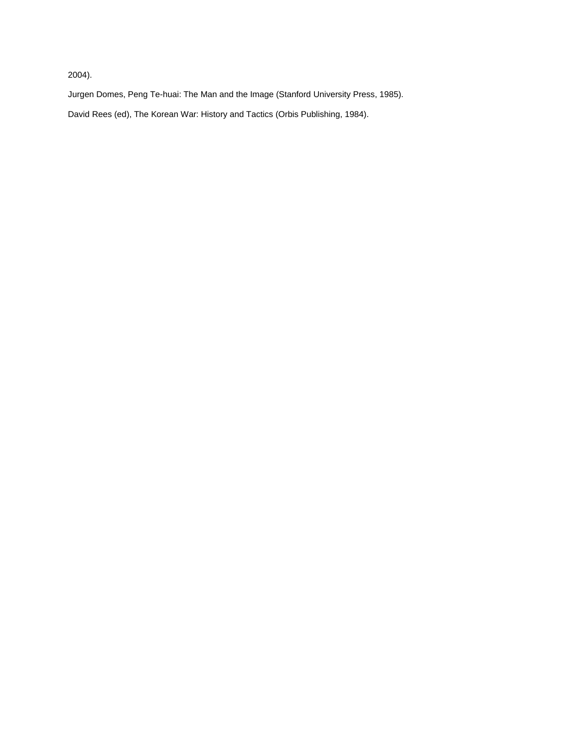2004).

Jurgen Domes, Peng Te-huai: The Man and the Image (Stanford University Press, 1985).

David Rees (ed), The Korean War: History and Tactics (Orbis Publishing, 1984).